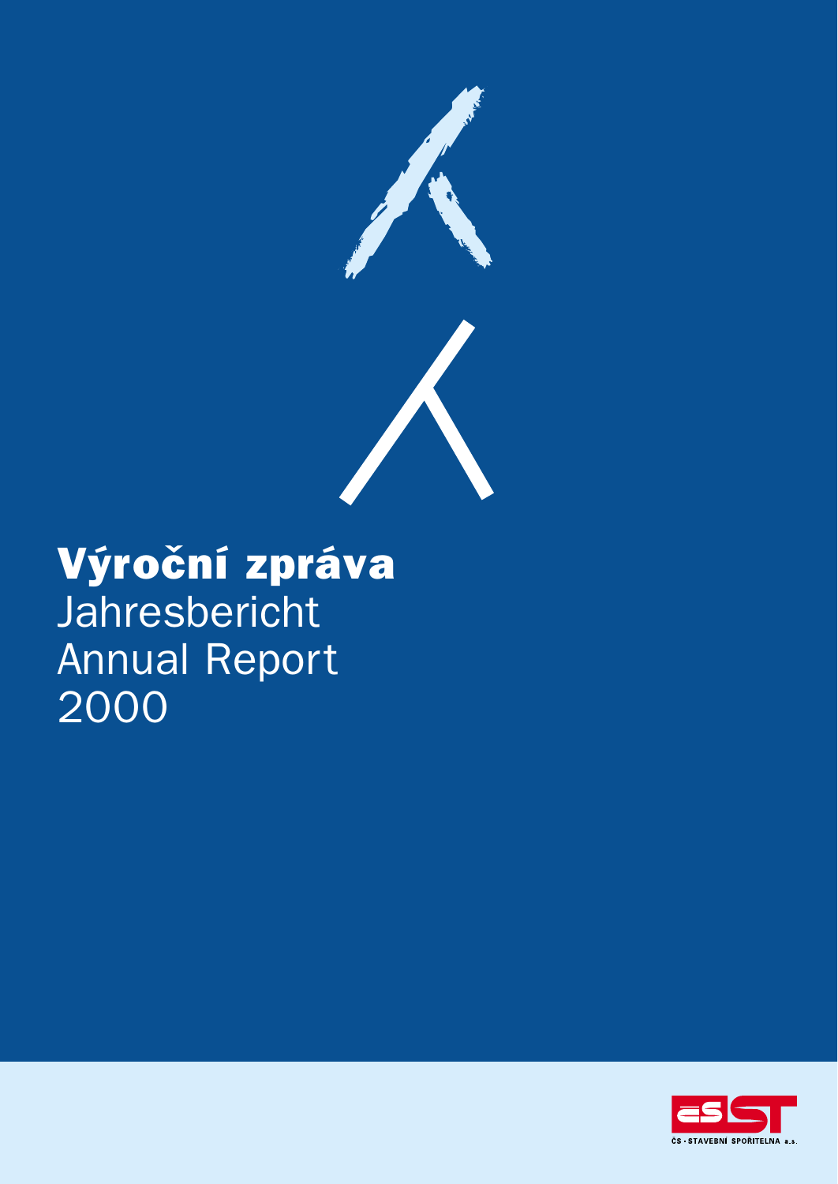# Výroční zpráva

Jahresbericht

Annual Report

2000

ČS • STAVEBNÍ SPOŘITELNA a.s.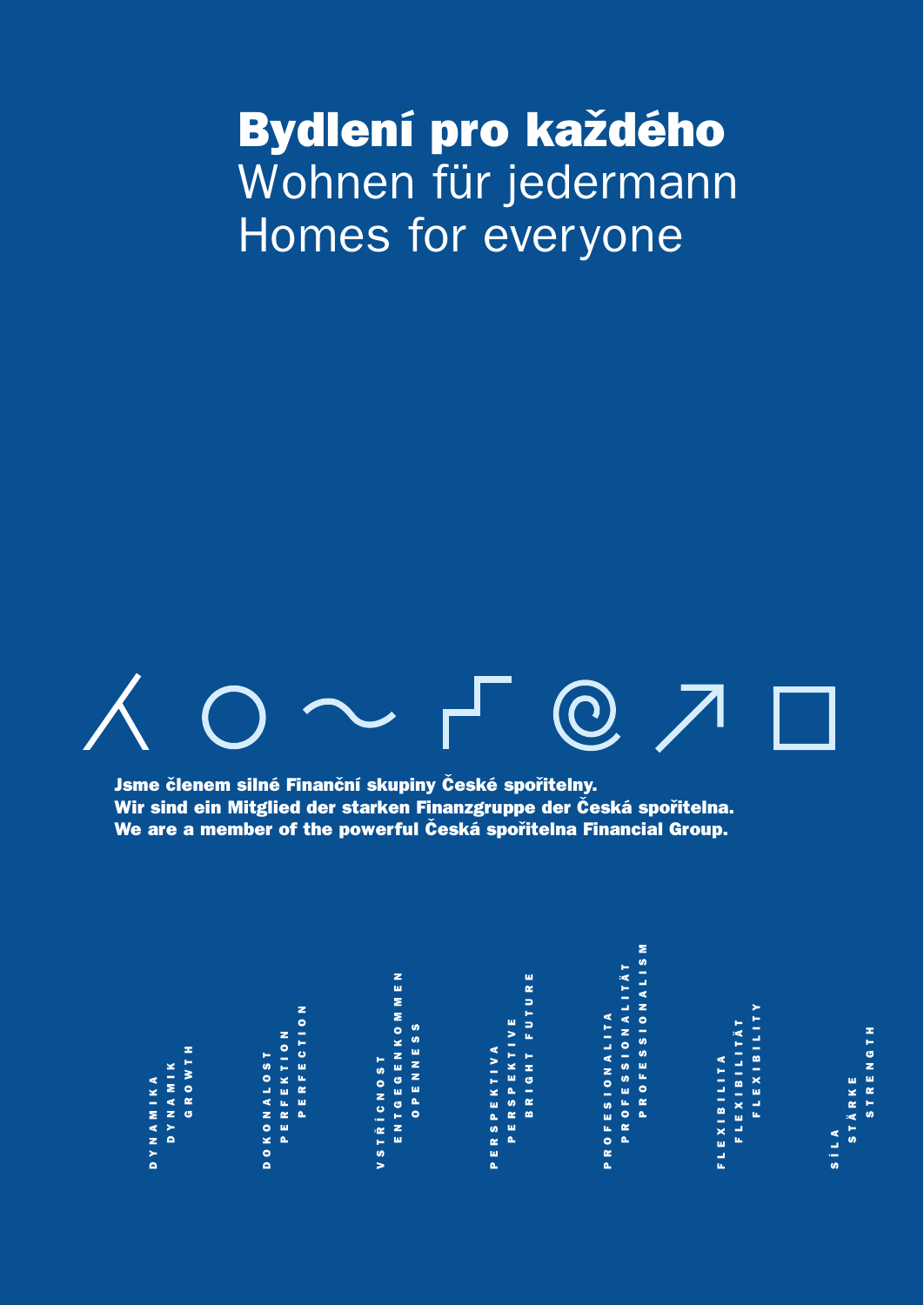# Bydlení pro každého

Wohnen für jedermann

Homes for everyone

**Jsme členem silné Finanční skupiny České spořitelny.**
**Wir sind ein Mitglied der starken Finanzgruppe der Česká spořitelna.**
**We are a member of the powerful Česká spořitelna Financial Group.**

DYNAMIKA
DYNAMIK
GROWTH

DOKONALOST
PERFEKTION
PERFECTION

VSTŘÍCNOST
ENTGEGENKOMMEN
OPENNESS

PERSPEKTIVA
PERSPEKTIVE
BRIGHT FUTURE

PROFESIONALITA
PROFESSIONALITÄT
PROFESSIONALISM

FLEXIBILITA
FLEXIBILITÄT
FLEXIBILITY

SÍLA
STÄRKE
STRENGTH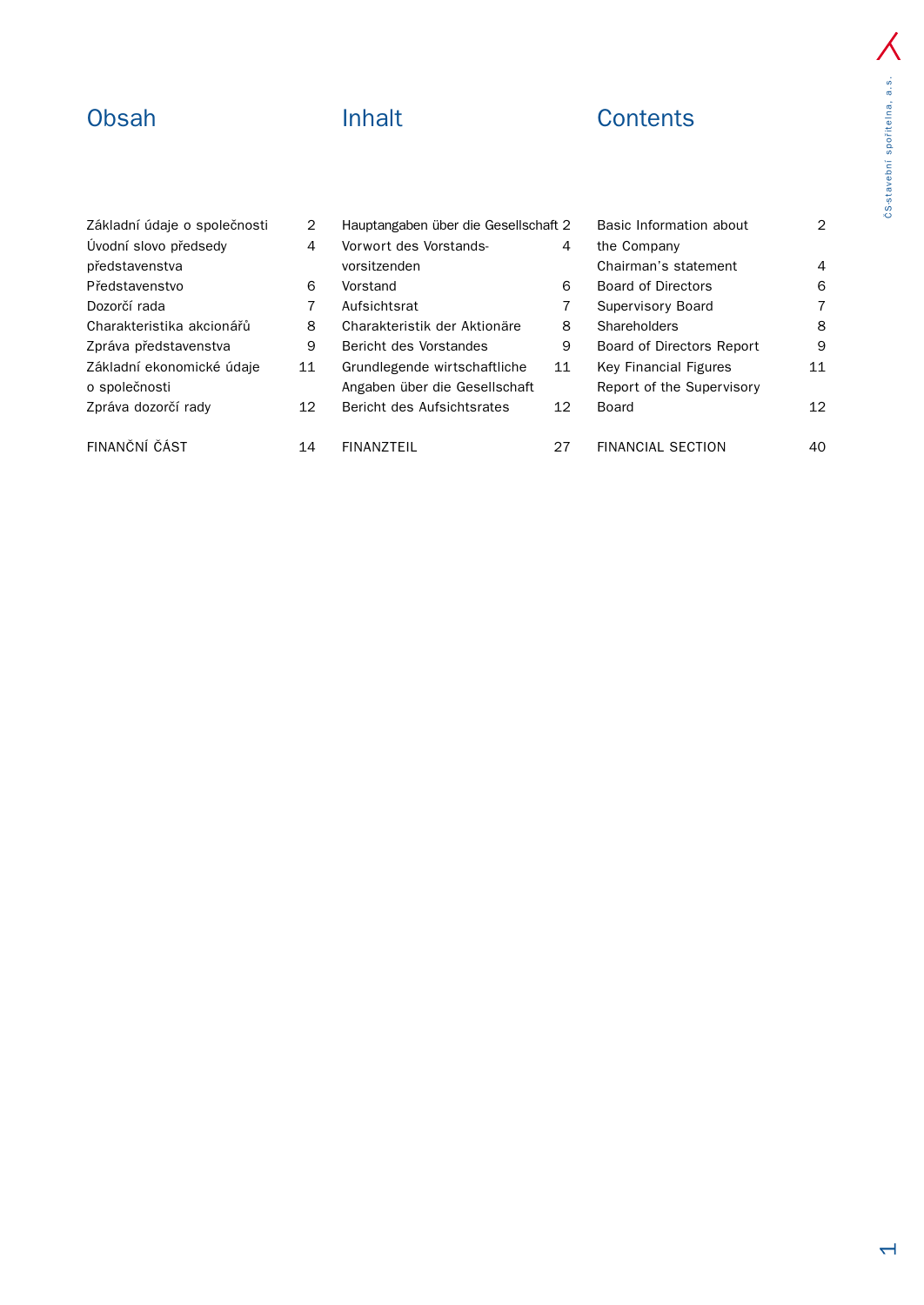## Obsah

| | |
|---|---|
| Základní údaje o společnosti | 2 |
| Úvodní slovo předsedy představenstva | 4 |
| Představenstvo | 6 |
| Dozorčí rada | 7 |
| Charakteristika akcionářů | 8 |
| Zpráva představenstva | 9 |
| Základní ekonomické údaje o společnosti | 11 |
| Zpráva dozorčí rady | 12 |
| FINANČNÍ ČÁST | 14 |

## Inhalt

| | |
|---|---|
| Hauptangaben über die Gesellschaft | 2 |
| Vorwort des Vorstands-vorsitzenden | 4 |
| Vorstand | 6 |
| Aufsichtsrat | 7 |
| Charakteristik der Aktionäre | 8 |
| Bericht des Vorstandes | 9 |
| Grundlegende wirtschaftliche Angaben über die Gesellschaft | 11 |
| Bericht des Aufsichtsrates | 12 |
| FINANZTEIL | 27 |

## Contents

| | |
|---|---|
| Basic Information about the Company | 2 |
| Chairman's statement | 4 |
| Board of Directors | 6 |
| Supervisory Board | 7 |
| Shareholders | 8 |
| Board of Directors Report | 9 |
| Key Financial Figures | 11 |
| Report of the Supervisory Board | 12 |
| FINANCIAL SECTION | 40 |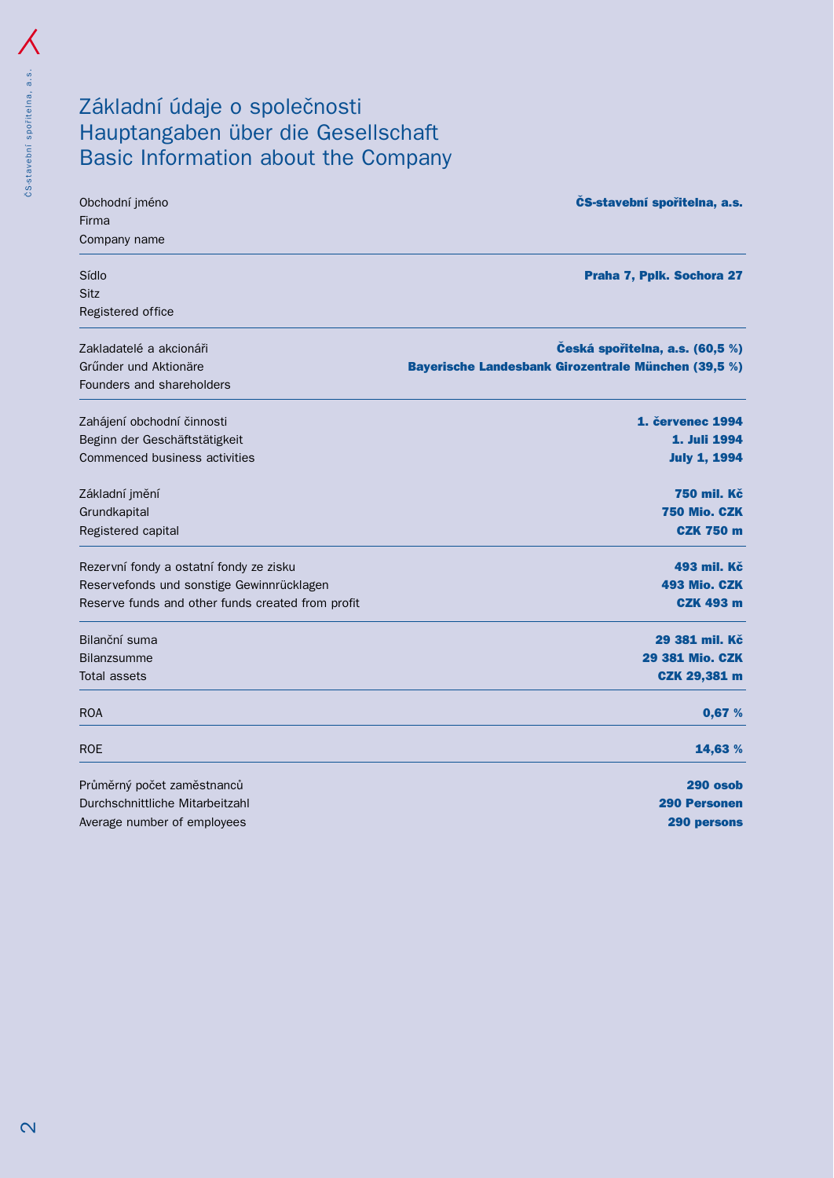# Základní údaje o společnosti
# Hauptangaben über die Gesellschaft
# Basic Information about the Company

| | |
|---|---|
| Obchodní jméno<br>Firma<br>Company name | **ČS-stavební spořitelna, a.s.** |
| Sídlo<br>Sitz<br>Registered office | **Praha 7, Pplk. Sochora 27** |
| Zakladatelé a akcionáři<br>Grűnder und Aktionäre<br>Founders and shareholders | **Česká spořitelna, a.s. (60,5 %)**<br>**Bayerische Landesbank Girozentrale München (39,5 %)** |
| Zahájení obchodní činnosti<br>Beginn der Geschäftstätigkeit<br>Commenced business activities | **1. červenec 1994**<br>**1. Juli 1994**<br>**July 1, 1994** |
| Základní jmění<br>Grundkapital<br>Registered capital | **750 mil. Kč**<br>**750 Mio. CZK**<br>**CZK 750 m** |
| Rezervní fondy a ostatní fondy ze zisku<br>Reservefonds und sonstige Gewinnrücklagen<br>Reserve funds and other funds created from profit | **493 mil. Kč**<br>**493 Mio. CZK**<br>**CZK 493 m** |
| Bilanční suma<br>Bilanzsumme<br>Total assets | **29 381 mil. Kč**<br>**29 381 Mio. CZK**<br>**CZK 29,381 m** |
| ROA | **0,67 %** |
| ROE | **14,63 %** |
| Průměrný počet zaměstnanců<br>Durchschnittliche Mitarbeitzahl<br>Average number of employees | **290 osob**<br>**290 Personen**<br>**290 persons** |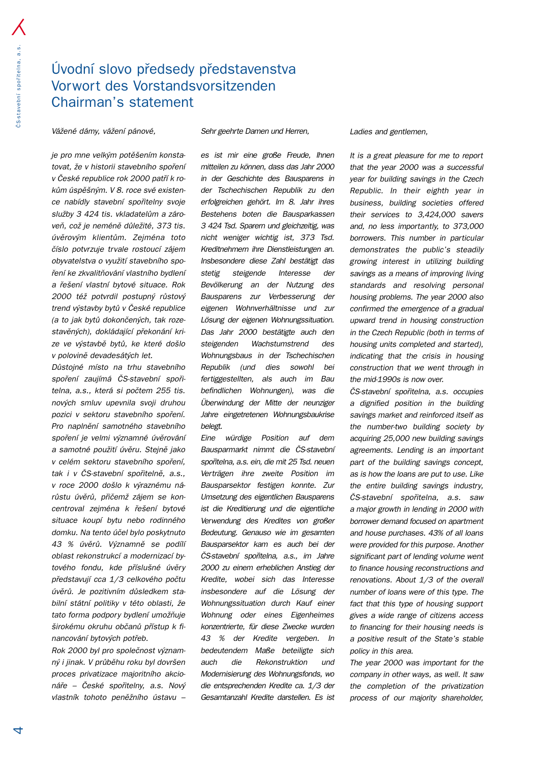# Úvodní slovo předsedy představenstva
# Vorwort des Vorstandsvorsitzenden
# Chairman's statement

*Vážené dámy, vážení pánové,*

*je pro mne velkým potěšením konstatovat, že v historii stavebního spoření v České republice rok 2000 patří k rokům úspěšným. V 8. roce své existence nabídly stavební spořitelny svoje služby 3 424 tis. vkladatelům a zároveň, což je neméně důležité, 373 tis. úvěrovým klientům. Zejména toto číslo potvrzuje trvale rostoucí zájem obyvatelstva o využití stavebního spoření ke zkvalitňování vlastního bydlení a řešení vlastní bytové situace. Rok 2000 též potvrdil postupný růstový trend výstavby bytů v České republice (a to jak bytů dokončených, tak rozestavěných), dokládající překonání krize ve výstavbě bytů, ke které došlo v polovině devadesátých let.*

*Důstojné místo na trhu stavebního spoření zaujímá ČS-stavební spořitelna, a.s., která si počtem 255 tis. nových smluv upevnila svoji druhou pozici v sektoru stavebního spoření. Pro naplnění samotného stavebního spoření je velmi významné úvěrování a samotné použití úvěru. Stejně jako v celém sektoru stavebního spoření, tak i v ČS-stavební spořitelně, a.s., v roce 2000 došlo k výraznému nárůstu úvěrů, přičemž zájem se koncentroval zejména k řešení bytové situace koupí bytu nebo rodinného domku. Na tento účel bylo poskytnuto 43 % úvěrů. Významně se podílí oblast rekonstrukcí a modernizací bytového fondu, kde příslušné úvěry představují cca 1/3 celkového počtu úvěrů. Je pozitivním důsledkem stabilní státní politiky v této oblasti, že tato forma podpory bydlení umožňuje širokému okruhu občanů přístup k financování bytových potřeb.*

*Rok 2000 byl pro společnost významný i jinak. V průběhu roku byl dovršen proces privatizace majoritního akcionáře – České spořitelny, a.s. Nový vlastník tohoto peněžního ústavu –*

*Sehr geehrte Damen und Herren,*

*es ist mir eine große Freude, Ihnen mitteilen zu können, dass das Jahr 2000 in der Geschichte des Bausparens in der Tschechischen Republik zu den erfolgreichen gehört. Im 8. Jahr ihres Bestehens boten die Bausparkassen 3 424 Tsd. Sparern und gleichzeitig, was nicht weniger wichtig ist, 373 Tsd. Kreditnehmern ihre Dienstleistungen an. Insbesondere diese Zahl bestätigt das stetig steigende Interesse der Bevölkerung an der Nutzung des Bausparens zur Verbesserung der eigenen Wohnverhältnisse und zur Lösung der eigenen Wohnungssituation. Das Jahr 2000 bestätigte auch den steigenden Wachstumstrend des Wohnungsbaus in der Tschechischen Republik (und dies sowohl bei fertiggestellten, als auch im Bau befindlichen Wohnungen), was die Überwindung der Mitte der neunziger Jahre eingetretenen Wohnungsbaukrise belegt.*

*Eine würdige Position auf dem Bausparmarkt nimmt die ČS-stavební spořitelna, a.s. ein, die mit 25 Tsd. neuen Verträgen ihre zweite Position im Bausparsektor festigen konnte. Zur Umsetzung des eigentlichen Bausparens ist die Kreditierung und die eigentliche Verwendung des Kredites von großer Bedeutung. Genauso wie im gesamten Bausparsektor kam es auch bei der ČS-stavební spořitelna, a.s., im Jahre 2000 zu einem erheblichen Anstieg der Kredite, wobei sich das Interesse insbesondere auf die Lösung der Wohnungssituation durch Kauf einer Wohnung oder eines Eigenheimes konzentrierte, für diese Zwecke wurden 43 % der Kredite vergeben. In bedeutendem Maße beteiligte sich auch die Rekonstruktion und Modernisierung des Wohnungsfonds, wo die entsprechenden Kredite ca. 1/3 der Gesamtanzahl Kredite darstellen. Es ist*

*Ladies and gentlemen,*

*It is a great pleasure for me to report that the year 2000 was a successful year for building savings in the Czech Republic. In their eighth year in business, building societies offered their services to 3,424,000 savers and, no less importantly, to 373,000 borrowers. This number in particular demonstrates the public's steadily growing interest in utilizing building savings as a means of improving living standards and resolving personal housing problems. The year 2000 also confirmed the emergence of a gradual upward trend in housing construction in the Czech Republic (both in terms of housing units completed and started), indicating that the crisis in housing construction that we went through in the mid-1990s is now over.*

*ČS-stavební spořitelna, a.s. occupies a dignified position in the building savings market and reinforced itself as the number-two building society by acquiring 25,000 new building savings agreements. Lending is an important part of the building savings concept, as is how the loans are put to use. Like the entire building savings industry, ČS-stavební spořitelna, a.s. saw a major growth in lending in 2000 with borrower demand focused on apartment and house purchases. 43% of all loans were provided for this purpose. Another significant part of lending volume went to finance housing reconstructions and renovations. About 1/3 of the overall number of loans were of this type. The fact that this type of housing support gives a wide range of citizens access to financing for their housing needs is a positive result of the State's stable policy in this area.*

*The year 2000 was important for the company in other ways, as well. It saw the completion of the privatization process of our majority shareholder,*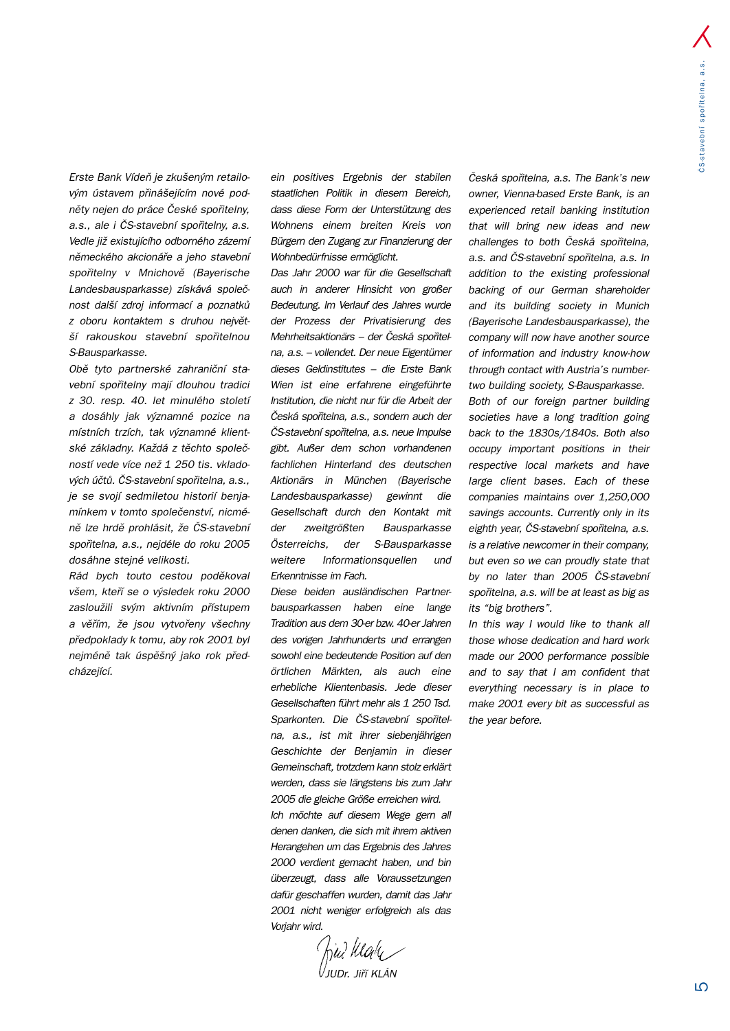*Erste Bank Vídeň je zkušeným retailovým ústavem přinášejícím nové podněty nejen do práce České spořitelny, a.s., ale i ČS-stavební spořitelny, a.s. Vedle již existujícího odborného zázemí německého akcionáře a jeho stavební spořitelny v Mnichově (Bayerische Landesbausparkasse) získává společnost další zdroj informací a poznatků z oboru kontaktem s druhou největší rakouskou stavební spořitelnou S-Bausparkasse.*

*Obě tyto partnerské zahraniční stavební spořitelny mají dlouhou tradici z 30. resp. 40. let minulého století a dosáhly jak významné pozice na místních trzích, tak významné klientské základny. Každá z těchto společností vede více než 1 250 tis. vkladových účtů. ČS-stavební spořitelna, a.s., je se svojí sedmiletou historií benjamínkem v tomto společenství, nicméně lze hrdě prohlásit, že ČS-stavební spořitelna, a.s., nejdéle do roku 2005 dosáhne stejné velikosti.*

*Rád bych touto cestou poděkoval všem, kteří se o výsledek roku 2000 zasloužili svým aktivním přístupem a věřím, že jsou vytvořeny všechny předpoklady k tomu, aby rok 2001 byl nejméně tak úspěšný jako rok předcházející.*

*ein positives Ergebnis der stabilen staatlichen Politik in diesem Bereich, dass diese Form der Unterstützung des Wohnens einem breiten Kreis von Bürgern den Zugang zur Finanzierung der Wohnbedürfnisse ermöglicht.*

*Das Jahr 2000 war für die Gesellschaft auch in anderer Hinsicht von großer Bedeutung. Im Verlauf des Jahres wurde der Prozess der Privatisierung des Mehrheitsaktionärs – der Česká spořitelna, a.s. – vollendet. Der neue Eigentümer dieses Geldinstitutes – die Erste Bank Wien ist eine erfahrene eingeführte Institution, die nicht nur für die Arbeit der Česká spořitelna, a.s., sondern auch der ČS-stavební spořitelna, a.s. neue Impulse gibt. Außer dem schon vorhandenen fachlichen Hinterland des deutschen Aktionärs in München (Bayerische Landesbausparkasse) gewinnt die Gesellschaft durch den Kontakt mit der zweitgrößten Bausparkasse Österreichs, der S-Bausparkasse weitere Informationsquellen und Erkenntnisse im Fach.*

*Diese beiden ausländischen Partnerbausparkassen haben eine lange Tradition aus dem 30-er bzw. 40-er Jahren des vorigen Jahrhunderts und errangen sowohl eine bedeutende Position auf den örtlichen Märkten, als auch eine erhebliche Klientenbasis. Jede dieser Gesellschaften führt mehr als 1 250 Tsd. Sparkonten. Die ČS-stavební spořitelna, a.s., ist mit ihrer siebenjährigen Geschichte der Benjamin in dieser Gemeinschaft, trotzdem kann stolz erklärt werden, dass sie längstens bis zum Jahr 2005 die gleiche Größe erreichen wird.*

*Ich möchte auf diesem Wege gern all denen danken, die sich mit ihrem aktiven Herangehen um das Ergebnis des Jahres 2000 verdient gemacht haben, und bin überzeugt, dass alle Voraussetzungen dafür geschaffen wurden, damit das Jahr 2001 nicht weniger erfolgreich als das Vorjahr wird.*

*Česká spořitelna, a.s. The Bank's new owner, Vienna-based Erste Bank, is an experienced retail banking institution that will bring new ideas and new challenges to both Česká spořitelna, a.s. and ČS-stavební spořitelna, a.s. In addition to the existing professional backing of our German shareholder and its building society in Munich (Bayerische Landesbausparkasse), the company will now have another source of information and industry know-how through contact with Austria's number-two building society, S-Bausparkasse.*

*Both of our foreign partner building societies have a long tradition going back to the 1830s/1840s. Both also occupy important positions in their respective local markets and have large client bases. Each of these companies maintains over 1,250,000 savings accounts. Currently only in its eighth year, ČS-stavební spořitelna, a.s. is a relative newcomer in their company, but even so we can proudly state that by no later than 2005 ČS-stavební spořitelna, a.s. will be at least as big as its "big brothers".*

*In this way I would like to thank all those whose dedication and hard work made our 2000 performance possible and to say that I am confident that everything necessary is in place to make 2001 every bit as successful as the year before.*

*JUDr. Jiří KLÁN*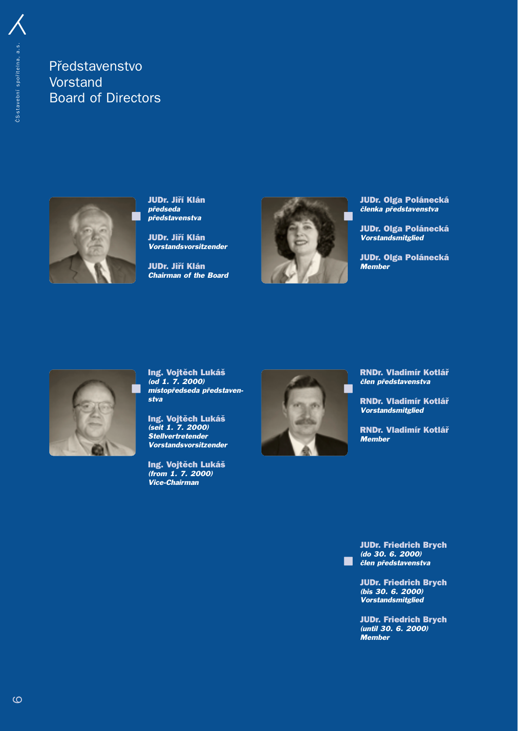# Představenstvo
# Vorstand
# Board of Directors

**JUDr. Jiří Klán**
***předseda představenstva***

**JUDr. Jiří Klán**
***Vorstandsvorsitzender***

**JUDr. Jiří Klán**
***Chairman of the Board***

**JUDr. Olga Polánecká**
***členka představenstva***

**JUDr. Olga Polánecká**
***Vorstandsmitglied***

**JUDr. Olga Polánecká**
***Member***

**Ing. Vojtěch Lukáš**
***(od 1. 7. 2000)***
***místopředseda představenstva***

**Ing. Vojtěch Lukáš**
***(seit 1. 7. 2000)***
***Stellvertretender Vorstandsvorsitzender***

**Ing. Vojtěch Lukáš**
***(from 1. 7. 2000)***
***Vice-Chairman***

**RNDr. Vladimír Kotlář**
***člen představenstva***

**RNDr. Vladimír Kotlář**
***Vorstandsmitglied***

**RNDr. Vladimír Kotlář**
***Member***

**JUDr. Friedrich Brych**
***(do 30. 6. 2000)***
***člen představenstva***

**JUDr. Friedrich Brych**
***(bis 30. 6. 2000)***
***Vorstandsmitglied***

**JUDr. Friedrich Brych**
***(until 30. 6. 2000)***
***Member***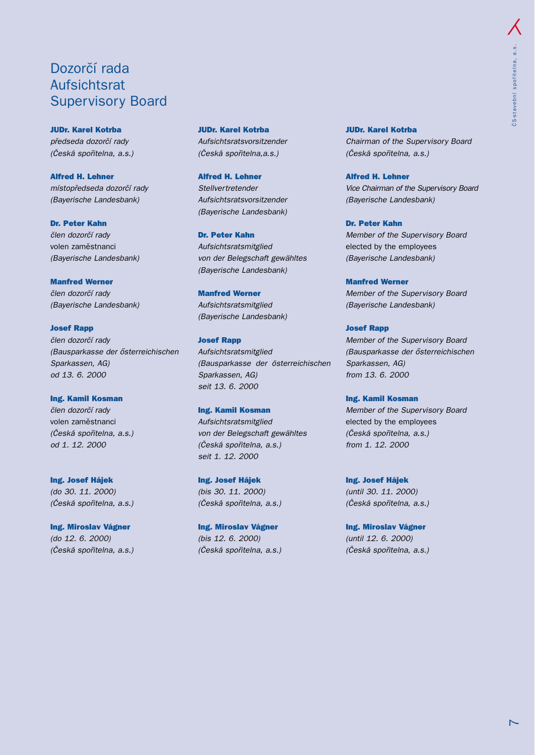# Dozorčí rada
# Aufsichtsrat
# Supervisory Board

**JUDr. Karel Kotrba**
*předseda dozorčí rady*
*(Česká spořitelna, a.s.)*

**Alfred H. Lehner**
*místopředseda dozorčí rady*
*(Bayerische Landesbank)*

**Dr. Peter Kahn**
*člen dozorčí rady*
volen zaměstnanci
*(Bayerische Landesbank)*

**Manfred Werner**
*člen dozorčí rady*
*(Bayerische Landesbank)*

**Josef Rapp**
*člen dozorčí rady*
*(Bausparkasse der österreichischen Sparkassen, AG)*
*od 13. 6. 2000*

**Ing. Kamil Kosman**
*člen dozorčí rady*
volen zaměstnanci
*(Česká spořitelna, a.s.)*
*od 1. 12. 2000*

**Ing. Josef Hájek**
*(do 30. 11. 2000)*
*(Česká spořitelna, a.s.)*

**Ing. Miroslav Vágner**
*(do 12. 6. 2000)*
*(Česká spořitelna, a.s.)*

**JUDr. Karel Kotrba**
*Aufsichtsratsvorsitzender*
*(Česká spořitelna,a.s.)*

**Alfred H. Lehner**
*Stellvertretender Aufsichtsratsvorsitzender*
*(Bayerische Landesbank)*

**Dr. Peter Kahn**
*Aufsichtsratsmitglied*
*von der Belegschaft gewähltes*
*(Bayerische Landesbank)*

**Manfred Werner**
*Aufsichtsratsmitglied*
*(Bayerische Landesbank)*

**Josef Rapp**
*Aufsichtsratsmitglied*
*(Bausparkasse der österreichischen Sparkassen, AG)*
*seit 13. 6. 2000*

**Ing. Kamil Kosman**
*Aufsichtsratsmitglied*
*von der Belegschaft gewähltes*
*(Česká spořitelna, a.s.)*
*seit 1. 12. 2000*

**Ing. Josef Hájek**
*(bis 30. 11. 2000)*
*(Česká spořitelna, a.s.)*

**Ing. Miroslav Vágner**
*(bis 12. 6. 2000)*
*(Česká spořitelna, a.s.)*

**JUDr. Karel Kotrba**
*Chairman of the Supervisory Board*
*(Česká spořitelna, a.s.)*

**Alfred H. Lehner**
*Vice Chairman of the Supervisory Board*
*(Bayerische Landesbank)*

**Dr. Peter Kahn**
*Member of the Supervisory Board*
elected by the employees
*(Bayerische Landesbank)*

**Manfred Werner**
*Member of the Supervisory Board*
*(Bayerische Landesbank)*

**Josef Rapp**
*Member of the Supervisory Board*
*(Bausparkasse der österreichischen Sparkassen, AG)*
*from 13. 6. 2000*

**Ing. Kamil Kosman**
*Member of the Supervisory Board*
elected by the employees
*(Česká spořitelna, a.s.)*
*from 1. 12. 2000*

**Ing. Josef Hájek**
*(until 30. 11. 2000)*
*(Česká spořitelna, a.s.)*

**Ing. Miroslav Vágner**
*(until 12. 6. 2000)*
*(Česká spořitelna, a.s.)*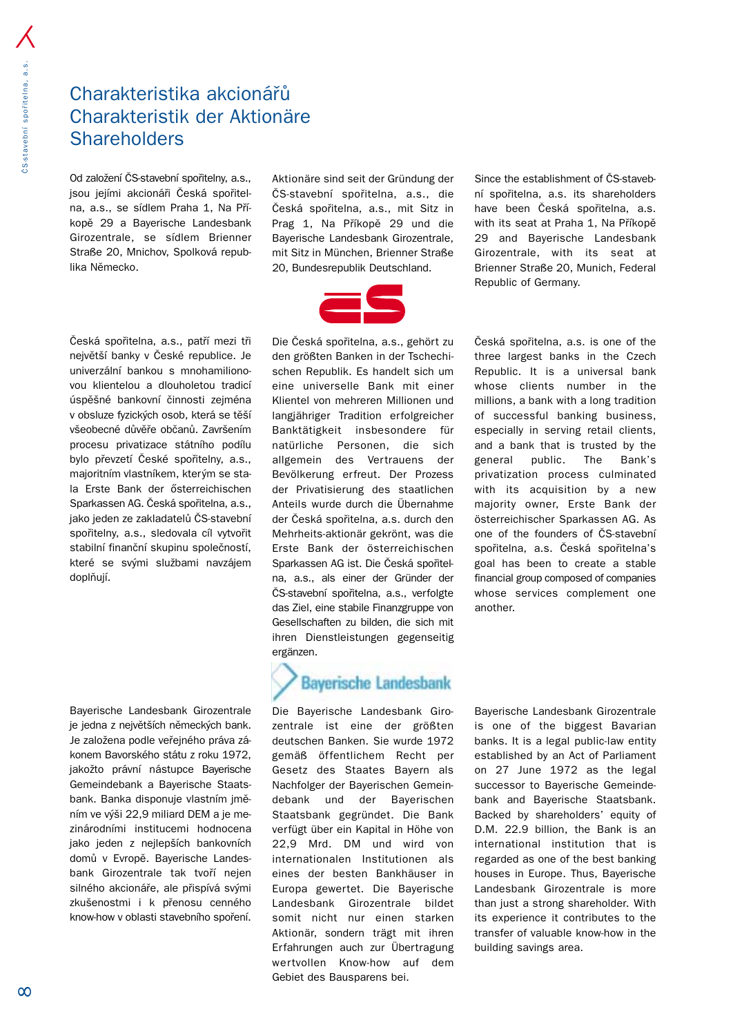# Charakteristika akcionářů
# Charakteristik der Aktionäre
# Shareholders

Od založení ČS-stavební spořitelny, a.s., jsou jejími akcionáři Česká spořitelna, a.s., se sídlem Praha 1, Na Příkopě 29 a Bayerische Landesbank Girozentrale, se sídlem Brienner Straße 20, Mnichov, Spolková republika Německo.

Česká spořitelna, a.s., patří mezi tři největší banky v České republice. Je univerzální bankou s mnohamilionovou klientelou a dlouholetou tradicí úspěšné bankovní činnosti zejména v obsluze fyzických osob, která se těší všeobecné důvěře občanů. Završením procesu privatizace státního podílu bylo převzetí České spořitelny, a.s., majoritním vlastníkem, kterým se stala Erste Bank der österreichischen Sparkassen AG. Česká spořitelna, a.s., jako jeden ze zakladatelů ČS-stavební spořitelny, a.s., sledovala cíl vytvořit stabilní finanční skupinu společností, které se svými službami navzájem doplňují.

Bayerische Landesbank Girozentrale je jedna z největších německých bank. Je založena podle veřejného práva zákonem Bavorského státu z roku 1972, jakožto právní nástupce Bayerische Gemeindebank a Bayerische Staatsbank. Banka disponuje vlastním jměním ve výši 22,9 miliard DEM a je mezinárodními institucemi hodnocena jako jeden z nejlepších bankovních domů v Evropě. Bayerische Landesbank Girozentrale tak tvoří nejen silného akcionáře, ale přispívá svými zkušenostmi i k přenosu cenného know-how v oblasti stavebního spoření.

Aktionäre sind seit der Gründung der ČS-stavební spořitelna, a.s., die Česká spořitelna, a.s., mit Sitz in Prag 1, Na Příkopě 29 und die Bayerische Landesbank Girozentrale, mit Sitz in München, Brienner Straße 20, Bundesrepublik Deutschland.

Die Česká spořitelna, a.s., gehört zu den größten Banken in der Tschechischen Republik. Es handelt sich um eine universelle Bank mit einer Klientel von mehreren Millionen und langjähriger Tradition erfolgreicher Banktätigkeit insbesondere für natürliche Personen, die sich allgemein des Vertrauens der Bevölkerung erfreut. Der Prozess der Privatisierung des staatlichen Anteils wurde durch die Übernahme der Česká spořitelna, a.s. durch den Mehrheits-aktionär gekrönt, was die Erste Bank der österreichischen Sparkassen AG ist. Die Česká spořitelna, a.s., als einer der Gründer der ČS-stavební spořitelna, a.s., verfolgte das Ziel, eine stabile Finanzgruppe von Gesellschaften zu bilden, die sich mit ihren Dienstleistungen gegenseitig ergänzen.

Die Bayerische Landesbank Girozentrale ist eine der größten deutschen Banken. Sie wurde 1972 gemäß öffentlichem Recht per Gesetz des Staates Bayern als Nachfolger der Bayerischen Gemeindebank und der Bayerischen Staatsbank gegründet. Die Bank verfügt über ein Kapital in Höhe von 22,9 Mrd. DM und wird von internationalen Institutionen als eines der besten Bankhäuser in Europa gewertet. Die Bayerische Landesbank Girozentrale bildet somit nicht nur einen starken Aktionär, sondern trägt mit ihren Erfahrungen auch zur Übertragung wertvollen Know-how auf dem Gebiet des Bausparens bei.

Since the establishment of ČS-stavební spořitelna, a.s. its shareholders have been Česká spořitelna, a.s. with its seat at Praha 1, Na Příkopě 29 and Bayerische Landesbank Girozentrale, with its seat at Brienner Straße 20, Munich, Federal Republic of Germany.

Česká spořitelna, a.s. is one of the three largest banks in the Czech Republic. It is a universal bank whose clients number in the millions, a bank with a long tradition of successful banking business, especially in serving retail clients, and a bank that is trusted by the general public. The Bank's privatization process culminated with its acquisition by a new majority owner, Erste Bank der österreichischer Sparkassen AG. As one of the founders of ČS-stavební spořitelna, a.s. Česká spořitelna's goal has been to create a stable financial group composed of companies whose services complement one another.

Bayerische Landesbank Girozentrale is one of the biggest Bavarian banks. It is a legal public-law entity established by an Act of Parliament on 27 June 1972 as the legal successor to Bayerische Gemeindebank and Bayerische Staatsbank. Backed by shareholders' equity of D.M. 22.9 billion, the Bank is an international institution that is regarded as one of the best banking houses in Europe. Thus, Bayerische Landesbank Girozentrale is more than just a strong shareholder. With its experience it contributes to the transfer of valuable know-how in the building savings area.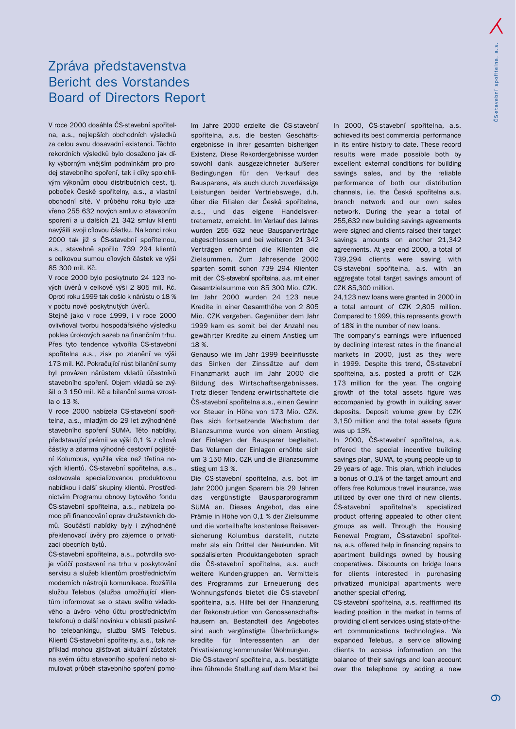# Zpráva představenstva
# Bericht des Vorstandes
# Board of Directors Report

V roce 2000 dosáhla ČS-stavební spořitelna, a.s., nejlepších obchodních výsledků za celou svou dosavadní existenci. Těchto rekordních výsledků bylo dosaženo jak díky výborným vnějším podmínkám pro prodej stavebního spoření, tak i díky spolehlivým výkonům obou distribučních cest, tj. poboček České spořitelny, a.s., a vlastní obchodní sítě. V průběhu roku bylo uzavřeno 255 632 nových smluv o stavebním spoření a u dalších 21 342 smluv klienti navýšili svoji cílovou částku. Na konci roku 2000 tak již s ČS-stavební spořitelnou, a.s., stavebně spořilo 739 294 klientů s celkovou sumou cílových částek ve výši 85 300 mil. Kč.

V roce 2000 bylo poskytnuto 24 123 nových úvěrů v celkové výši 2 805 mil. Kč. Oproti roku 1999 tak došlo k nárůstu o 18 % v počtu nově poskytnutých úvěrů.

Stejně jako v roce 1999, i v roce 2000 ovlivňoval tvorbu hospodářského výsledku pokles úrokových sazeb na finančním trhu. Přes tyto tendence vytvořila ČS-stavební spořitelna a.s., zisk po zdanění ve výši 173 mil. Kč. Pokračující růst bilanční sumy byl provázen nárůstem vkladů účastníků stavebního spoření. Objem vkladů se zvýšil o 3 150 mil. Kč a bilanční suma vzrostla o 13 %.

V roce 2000 nabízela ČS-stavební spořitelna, a.s., mladým do 29 let zvýhodněné stavební spoření SUMA. Této nabídky, představující prémii ve výši 0,1 % z cílové částky a zdarma výhodné cestovní pojištění Kolumbus, využila více než třetina nových klientů. ČS-stavební spořitelna, a.s., oslovovala specializovanou produktovou nabídkou i další skupiny klientů. Prostřednictvím Programu obnovy bytového fondu ČS-stavební spořitelna, a.s., nabízela pomoc při financování oprav družstevních domů. Součástí nabídky byly i zvýhodněné překlenovací úvěry pro zájemce o privatizaci obecních bytů.

ČS-stavební spořitelna, a.s., potvrdila svoje vůdčí postavení na trhu v poskytování servisu a služeb klientům prostřednictvím moderních nástrojů komunikace. Rozšířila službu Telebus (služba umožňující klientům informovat se o stavu svého vkladového a úvěro- vého účtu prostřednictvím telefonu) o další novinku v oblasti pasivního telebankingu, službu SMS Telebus. Klienti ČS-stavební spořitelny, a.s., tak například mohou zjišťovat aktuální zůstatek na svém účtu stavebního spoření nebo simulovat průběh stavebního spoření pomo-

Im Jahre 2000 erzielte die ČS-stavební spořitelna, a.s. die besten Geschäftsergebnisse in ihrer gesamten bisherigen Existenz. Diese Rekordergebnisse wurden sowohl dank ausgezeichneter äußerer Bedingungen für den Verkauf des Bausparens, als auch durch zuverlässige Leistungen beider Vertriebswege, d.h. über die Filialen der Česká spořitelna, a.s., und das eigene Handelsvertreternetz, erreicht. Im Verlauf des Jahres wurden 255 632 neue Bausparverträge abgeschlossen und bei weiteren 21 342 Verträgen erhöhten die Klienten die Zielsummen. Zum Jahresende 2000 sparten somit schon 739 294 Klienten mit der ČS-stavební spořitelna, a.s. mit einer Gesamtzielsumme von 85 300 Mio. CZK.

Im Jahr 2000 wurden 24 123 neue Kredite in einer Gesamthöhe von 2 805 Mio. CZK vergeben. Gegenüber dem Jahr 1999 kam es somit bei der Anzahl neu gewährter Kredite zu einem Anstieg um 18 %.

Genauso wie im Jahr 1999 beeinflusste das Sinken der Zinssätze auf dem Finanzmarkt auch im Jahr 2000 die Bildung des Wirtschaftsergebnisses. Trotz dieser Tendenz erwirtschaftete die ČS-stavební spořitelna a.s., einen Gewinn vor Steuer in Höhe von 173 Mio. CZK. Das sich fortsetzende Wachstum der Bilanzsumme wurde von einem Anstieg der Einlagen der Bausparer begleitet. Das Volumen der Einlagen erhöhte sich um 3 150 Mio. CZK und die Bilanzsumme stieg um 13 %.

Die ČS-stavební spořitelna, a.s. bot im Jahr 2000 jungen Sparern bis 29 Jahren das vergünstigte Bausparprogramm SUMA an. Dieses Angebot, das eine Prämie in Höhe von 0,1 % der Zielsumme und die vorteilhafte kostenlose Reiseversicherung Kolumbus darstellt, nutzte mehr als ein Drittel der Neukunden. Mit spezialisierten Produktangeboten sprach die ČS-stavební spořitelna, a.s. auch weitere Kunden-gruppen an. Vermittels des Programms zur Erneuerung des Wohnungsfonds bietet die ČS-stavební spořitelna, a.s. Hilfe bei der Finanzierung der Rekonstruktion von Genossenschaftshäusern an. Bestandteil des Angebotes sind auch vergünstigte Überbrückungskredite für Interessenten an der Privatisierung kommunaler Wohnungen.

Die ČS-stavební spořitelna, a.s. bestätigte ihre führende Stellung auf dem Markt bei

In 2000, ČS-stavební spořitelna, a.s. achieved its best commercial performance in its entire history to date. These record results were made possible both by excellent external conditions for building savings sales, and by the reliable performance of both our distribution channels, i.e. the Česká spořitelna a.s. branch network and our own sales network. During the year a total of 255,632 new building savings agreements were signed and clients raised their target savings amounts on another 21,342 agreements. At year end 2000, a total of 739,294 clients were saving with ČS-stavební spořitelna, a.s. with an aggregate total target savings amount of CZK 85,300 million.

24,123 new loans were granted in 2000 in a total amount of CZK 2,805 million. Compared to 1999, this represents growth of 18% in the number of new loans.

The company's earnings were influenced by declining interest rates in the financial markets in 2000, just as they were in 1999. Despite this trend, ČS-stavební spořitelna, a.s. posted a profit of CZK 173 million for the year. The ongoing growth of the total assets figure was accompanied by growth in building saver deposits. Deposit volume grew by CZK 3,150 million and the total assets figure was up 13%.

In 2000, ČS-stavební spořitelna, a.s. offered the special incentive building savings plan, SUMA, to young people up to 29 years of age. This plan, which includes a bonus of 0.1% of the target amount and offers free Kolumbus travel insurance, was utilized by over one third of new clients. ČS-stavební spořitelna's specialized product offering appealed to other client groups as well. Through the Housing Renewal Program, ČS-stavební spořitelna, a.s. offered help in financing repairs to apartment buildings owned by housing cooperatives. Discounts on bridge loans for clients interested in purchasing privatized municipal apartments were another special offering.

ČS-stavební spořitelna, a.s. reaffirmed its leading position in the market in terms of providing client services using state-of-the-art communications technologies. We expanded Telebus, a service allowing clients to access information on the balance of their savings and loan account over the telephone by adding a new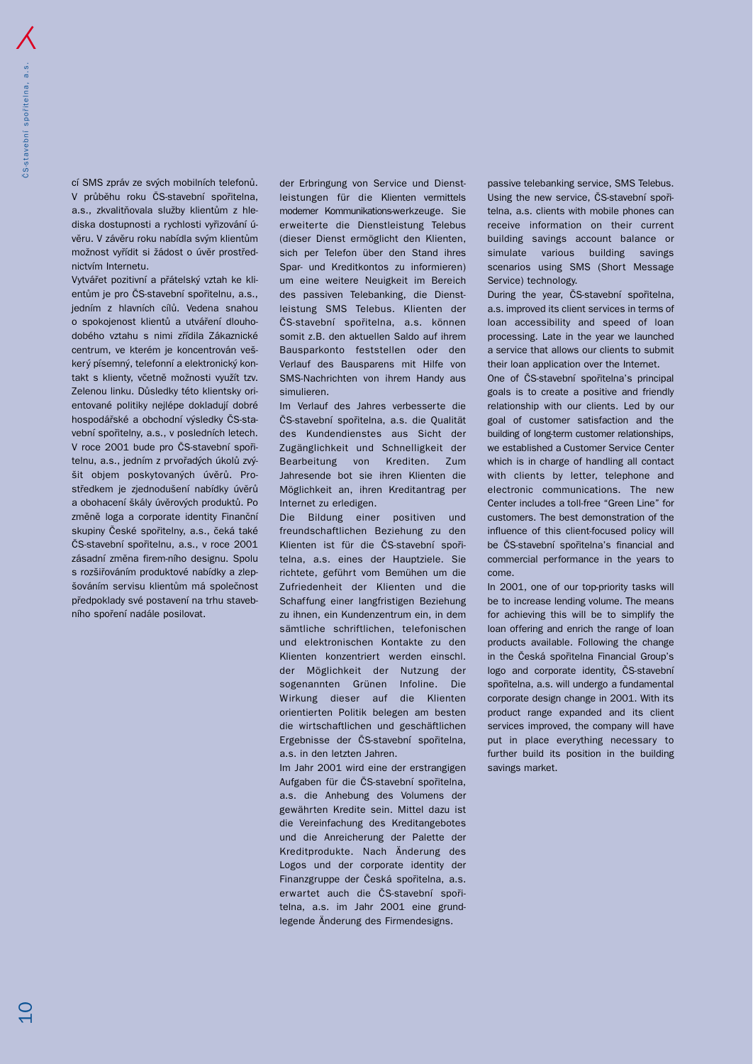cí SMS zpráv ze svých mobilních telefonů. V průběhu roku ČS-stavební spořitelna, a.s., zkvalitňovala služby klientům z hlediska dostupnosti a rychlosti vyřizování úvěru. V závěru roku nabídla svým klientům možnost vyřídit si žádost o úvěr prostřednictvím Internetu.

Vytvářet pozitivní a přátelský vztah ke klientům je pro ČS-stavební spořitelnu, a.s., jedním z hlavních cílů. Vedena snahou o spokojenost klientů a utváření dlouhodobého vztahu s nimi zřídila Zákaznické centrum, ve kterém je koncentrován veškerý písemný, telefonní a elektronický kontakt s klienty, včetně možnosti využít tzv. Zelenou linku. Důsledky této klientsky orientované politiky nejlépe dokladují dobré hospodářské a obchodní výsledky ČS-stavební spořitelny, a.s., v posledních letech. V roce 2001 bude pro ČS-stavební spořitelnu, a.s., jedním z prvořadých úkolů zvýšit objem poskytovaných úvěrů. Prostředkem je zjednodušení nabídky úvěrů a obohacení škály úvěrových produktů. Po změně loga a corporate identity Finanční skupiny České spořitelny, a.s., čeká také ČS-stavební spořitelnu, a.s., v roce 2001 zásadní změna firem-ního designu. Spolu s rozšiřováním produktové nabídky a zlepšováním servisu klientům má společnost předpoklady své postavení na trhu stavebního spoření nadále posilovat.

der Erbringung von Service und Dienstleistungen für die Klienten vermittels moderner Kommunikations-werkzeuge. Sie erweiterte die Dienstleistung Telebus (dieser Dienst ermöglicht den Klienten, sich per Telefon über den Stand ihres Spar- und Kreditkontos zu informieren) um eine weitere Neuigkeit im Bereich des passiven Telebanking, die Dienstleistung SMS Telebus. Klienten der ČS-stavební spořitelna, a.s. können somit z.B. den aktuellen Saldo auf ihrem Bausparkonto feststellen oder den Verlauf des Bausparens mit Hilfe von SMS-Nachrichten von ihrem Handy aus simulieren.

Im Verlauf des Jahres verbesserte die ČS-stavební spořitelna, a.s. die Qualität des Kundendienstes aus Sicht der Zugänglichkeit und Schnelligkeit der Bearbeitung von Krediten. Zum Jahresende bot sie ihren Klienten die Möglichkeit an, ihren Kreditantrag per Internet zu erledigen.

Die Bildung einer positiven und freundschaftlichen Beziehung zu den Klienten ist für die ČS-stavební spořitelna, a.s. eines der Hauptziele. Sie richtete, geführt vom Bemühen um die Zufriedenheit der Klienten und die Schaffung einer langfristigen Beziehung zu ihnen, ein Kundenzentrum ein, in dem sämtliche schriftlichen, telefonischen und elektronischen Kontakte zu den Klienten konzentriert werden einschl. der Möglichkeit der Nutzung der sogenannten Grünen Infoline. Die Wirkung dieser auf die Klienten orientierten Politik belegen am besten die wirtschaftlichen und geschäftlichen Ergebnisse der ČS-stavební spořitelna, a.s. in den letzten Jahren.

Im Jahr 2001 wird eine der erstrangigen Aufgaben für die ČS-stavební spořitelna, a.s. die Anhebung des Volumens der gewährten Kredite sein. Mittel dazu ist die Vereinfachung des Kreditangebotes und die Anreicherung der Palette der Kreditprodukte. Nach Änderung des Logos und der corporate identity der Finanzgruppe der Česká spořitelna, a.s. erwartet auch die ČS-stavební spořitelna, a.s. im Jahr 2001 eine grundlegende Änderung des Firmendesigns.

passive telebanking service, SMS Telebus. Using the new service, ČS-stavební spořitelna, a.s. clients with mobile phones can receive information on their current building savings account balance or simulate various building savings scenarios using SMS (Short Message Service) technology.

During the year, ČS-stavební spořitelna, a.s. improved its client services in terms of loan accessibility and speed of loan processing. Late in the year we launched a service that allows our clients to submit their loan application over the Internet.

One of ČS-stavební spořitelna's principal goals is to create a positive and friendly relationship with our clients. Led by our goal of customer satisfaction and the building of long-term customer relationships, we established a Customer Service Center which is in charge of handling all contact with clients by letter, telephone and electronic communications. The new Center includes a toll-free "Green Line" for customers. The best demonstration of the influence of this client-focused policy will be ČS-stavební spořitelna's financial and commercial performance in the years to come.

In 2001, one of our top-priority tasks will be to increase lending volume. The means for achieving this will be to simplify the loan offering and enrich the range of loan products available. Following the change in the Česká spořitelna Financial Group's logo and corporate identity, ČS-stavební spořitelna, a.s. will undergo a fundamental corporate design change in 2001. With its product range expanded and its client services improved, the company will have put in place everything necessary to further build its position in the building savings market.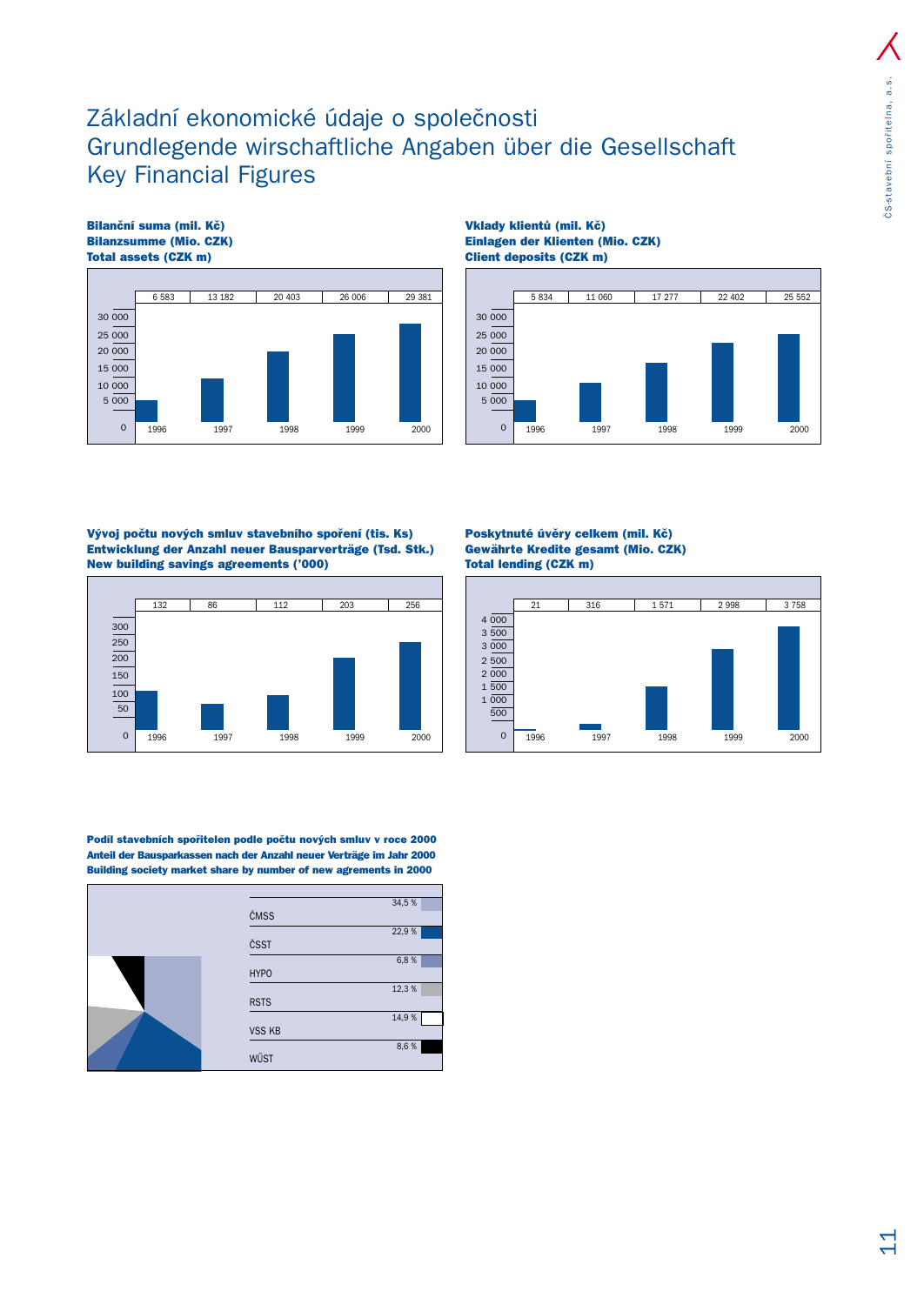# Základní ekonomické údaje o společnosti
# Grundlegende wirschaftliche Angaben über die Gesellschaft
# Key Financial Figures

**Bilanční suma (mil. Kč)**
**Bilanzsumme (Mio. CZK)**
**Total assets (CZK m)**

| 1996 | 1997 | 1998 | 1999 | 2000 |
|---|---|---|---|---|
| 6 583 | 13 182 | 20 403 | 26 006 | 29 381 |

**Vklady klientů (mil. Kč)**
**Einlagen der Klienten (Mio. CZK)**
**Client deposits (CZK m)**

| 1996 | 1997 | 1998 | 1999 | 2000 |
|---|---|---|---|---|
| 5 834 | 11 060 | 17 277 | 22 402 | 25 552 |

**Vývoj počtu nových smluv stavebního spoření (tis. Ks)**
**Entwicklung der Anzahl neuer Bausparverträge (Tsd. Stk.)**
**New building savings agreements ('000)**

| 1996 | 1997 | 1998 | 1999 | 2000 |
|---|---|---|---|---|
| 132 | 86 | 112 | 203 | 256 |

**Poskytnuté úvěry celkem (mil. Kč)**
**Gewährte Kredite gesamt (Mio. CZK)**
**Total lending (CZK m)**

| 1996 | 1997 | 1998 | 1999 | 2000 |
|---|---|---|---|---|
| 21 | 316 | 1 571 | 2 998 | 3 758 |

**Podíl stavebních spořitelen podle počtu nových smluv v roce 2000**
**Anteil der Bausparkassen nach der Anzahl neuer Verträge im Jahr 2000**
**Building society market share by number of new agrements in 2000**

| | |
|---|---|
| ČMSS | 34,5 % |
| ČSST | 22,9 % |
| HYPO | 6,8 % |
| RSTS | 12,3 % |
| VSS KB | 14,9 % |
| WÜST | 8,6 % |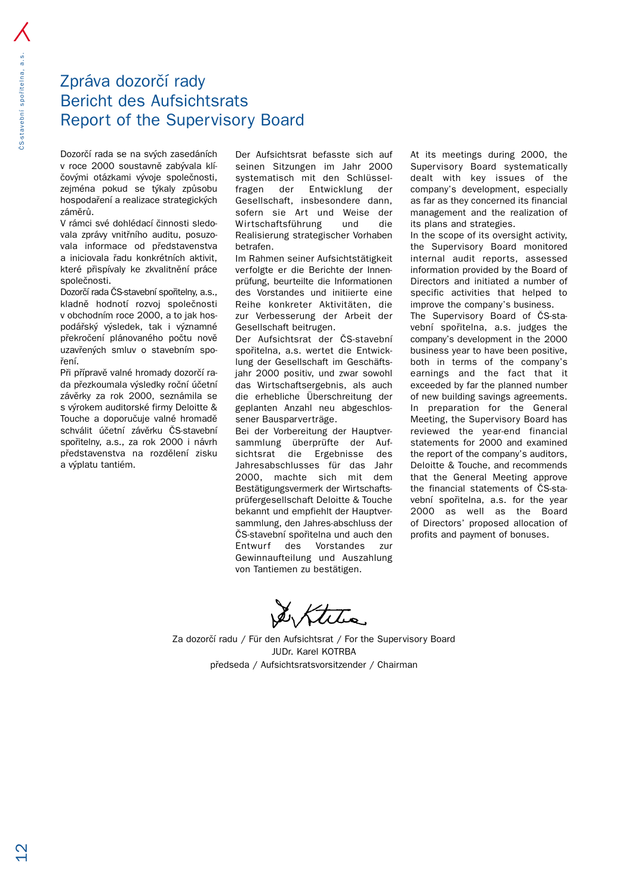# Zpráva dozorčí rady
# Bericht des Aufsichtsrats
# Report of the Supervisory Board

Dozorčí rada se na svých zasedáních v roce 2000 soustavně zabývala klíčovými otázkami vývoje společnosti, zejména pokud se týkaly způsobu hospodaření a realizace strategických záměrů.

V rámci své dohlédací činnosti sledovala zprávy vnitřního auditu, posuzovala informace od představenstva a iniciovala řadu konkrétních aktivit, které přispívaly ke zkvalitnění práce společnosti.

Dozorčí rada ČS-stavební spořitelny, a.s., kladně hodnotí rozvoj společnosti v obchodním roce 2000, a to jak hospodářský výsledek, tak i významné překročení plánovaného počtu nově uzavřených smluv o stavebním spoření.

Při přípravě valné hromady dozorčí rada přezkoumala výsledky roční účetní závěrky za rok 2000, seznámila se s výrokem auditorské firmy Deloitte & Touche a doporučuje valné hromadě schválit účetní závěrku ČS-stavební spořitelny, a.s., za rok 2000 i návrh představenstva na rozdělení zisku a výplatu tantiém.

Der Aufsichtsrat befasste sich auf seinen Sitzungen im Jahr 2000 systematisch mit den Schlüsselfragen der Entwicklung der Gesellschaft, insbesondere dann, sofern sie Art und Weise der Wirtschaftsführung und die Realisierung strategischer Vorhaben betrafen.

Im Rahmen seiner Aufsichtstätigkeit verfolgte er die Berichte der Innenprüfung, beurteilte die Informationen des Vorstandes und initiierte eine Reihe konkreter Aktivitäten, die zur Verbesserung der Arbeit der Gesellschaft beitrugen.

Der Aufsichtsrat der ČS-stavební spořitelna, a.s. wertet die Entwicklung der Gesellschaft im Geschäftsjahr 2000 positiv, und zwar sowohl das Wirtschaftsergebnis, als auch die erhebliche Überschreitung der geplanten Anzahl neu abgeschlossener Bausparverträge.

Bei der Vorbereitung der Hauptversammlung überprüfte der Aufsichtsrat die Ergebnisse des Jahresabschlusses für das Jahr 2000, machte sich mit dem Bestätigungsvermerk der Wirtschaftsprüfergesellschaft Deloitte & Touche bekannt und empfiehlt der Hauptversammlung, den Jahres-abschluss der ČS-stavební spořitelna und auch den Entwurf des Vorstandes zur Gewinnaufteilung und Auszahlung von Tantiemen zu bestätigen.

At its meetings during 2000, the Supervisory Board systematically dealt with key issues of the company's development, especially as far as they concerned its financial management and the realization of its plans and strategies.

In the scope of its oversight activity, the Supervisory Board monitored internal audit reports, assessed information provided by the Board of Directors and initiated a number of specific activities that helped to improve the company's business.

The Supervisory Board of ČS-stavební spořitelna, a.s. judges the company's development in the 2000 business year to have been positive, both in terms of the company's earnings and the fact that it exceeded by far the planned number of new building savings agreements.

In preparation for the General Meeting, the Supervisory Board has reviewed the year-end financial statements for 2000 and examined the report of the company's auditors, Deloitte & Touche, and recommends that the General Meeting approve the financial statements of ČS-stavební spořitelna, a.s. for the year 2000 as well as the Board of Directors' proposed allocation of profits and payment of bonuses.

Za dozorčí radu / Für den Aufsichtsrat / For the Supervisory Board
JUDr. Karel KOTRBA
předseda / Aufsichtsratsvorsitzender / Chairman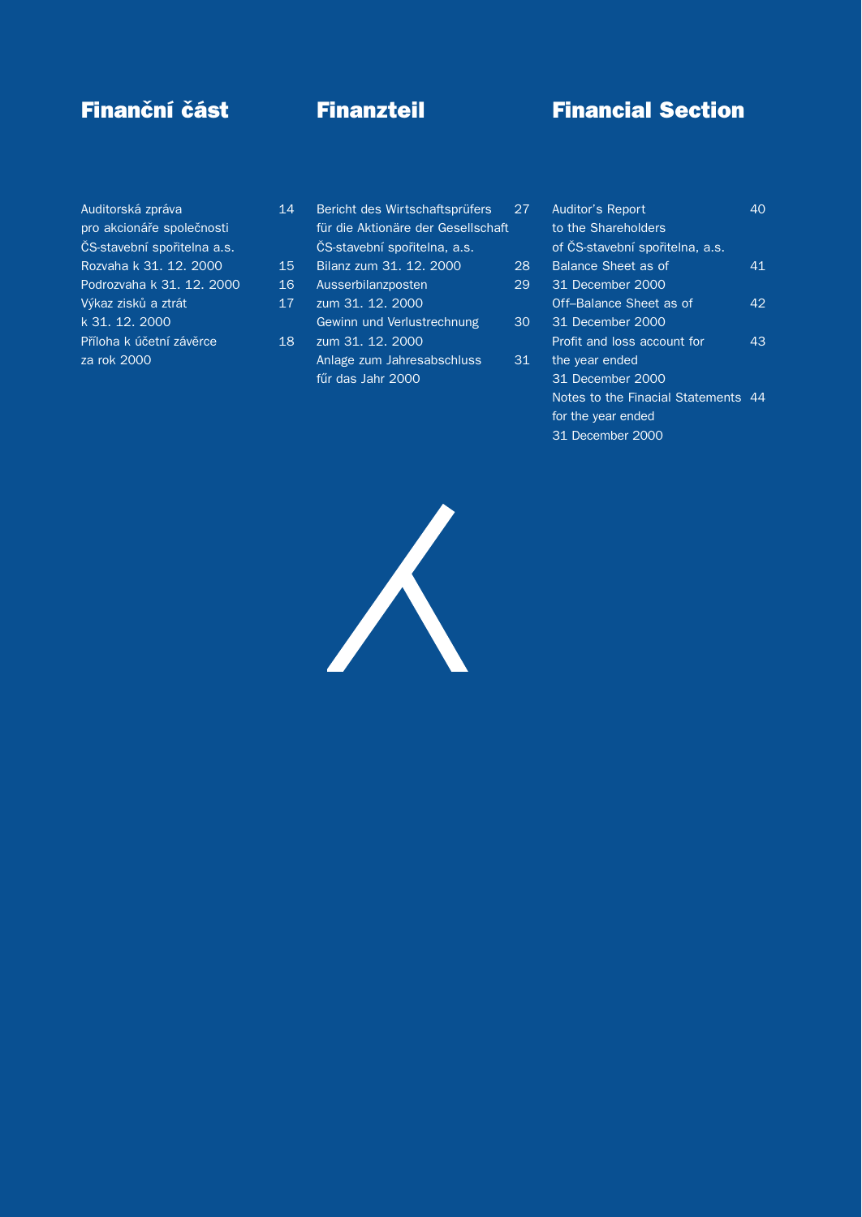# Finanční část

| | |
|---|---|
| Auditorská zpráva pro akcionáře společnosti ČS-stavební spořitelna a.s. | 14 |
| Rozvaha k 31. 12. 2000 | 15 |
| Podrozvaha k 31. 12. 2000 | 16 |
| Výkaz zisků a ztrát k 31. 12. 2000 | 17 |
| Příloha k účetní závěrce za rok 2000 | 18 |

# Finanzteil

| | |
|---|---|
| Bericht des Wirtschaftsprüfers für die Aktionäre der Gesellschaft ČS-stavební spořitelna, a.s. | 27 |
| Bilanz zum 31. 12. 2000 | 28 |
| Ausserbilanzposten zum 31. 12. 2000 | 29 |
| Gewinn und Verlustrechnung zum 31. 12. 2000 | 30 |
| Anlage zum Jahresabschluss fűr das Jahr 2000 | 31 |

# Financial Section

| | |
|---|---|
| Auditor's Report to the Shareholders of ČS-stavební spořitelna, a.s. | 40 |
| Balance Sheet as of 31 December 2000 | 41 |
| Off–Balance Sheet as of 31 December 2000 | 42 |
| Profit and loss account for the year ended 31 December 2000 | 43 |
| Notes to the Finacial Statements for the year ended 31 December 2000 | 44 |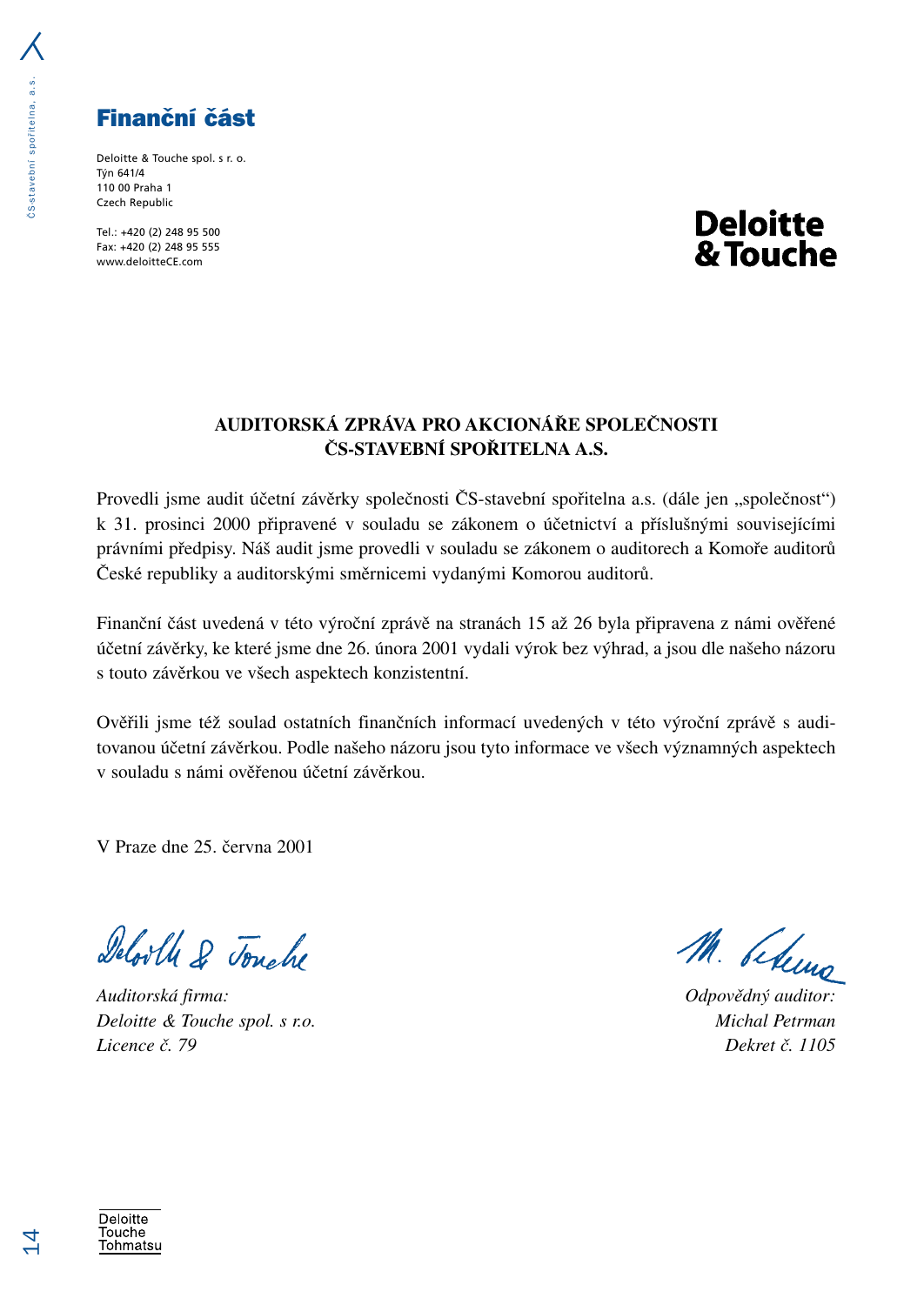# Finanční část

Deloitte & Touche spol. s r. o.
Týn 641/4
110 00 Praha 1
Czech Republic

Tel.: +420 (2) 248 95 500
Fax: +420 (2) 248 95 555
www.deloitteCE.com

**Deloitte & Touche**

## AUDITORSKÁ ZPRÁVA PRO AKCIONÁŘE SPOLEČNOSTI ČS-STAVEBNÍ SPOŘITELNA A.S.

Provedli jsme audit účetní závěrky společnosti ČS-stavební spořitelna a.s. (dále jen „společnost") k 31. prosinci 2000 připravené v souladu se zákonem o účetnictví a příslušnými souvisejícími právními předpisy. Náš audit jsme provedli v souladu se zákonem o auditorech a Komoře auditorů České republiky a auditorskými směrnicemi vydanými Komorou auditorů.

Finanční část uvedená v této výroční zprávě na stranách 15 až 26 byla připravena z námi ověřené účetní závěrky, ke které jsme dne 26. února 2001 vydali výrok bez výhrad, a jsou dle našeho názoru s touto závěrkou ve všech aspektech konzistentní.

Ověřili jsme též soulad ostatních finančních informací uvedených v této výroční zprávě s auditovanou účetní závěrkou. Podle našeho názoru jsou tyto informace ve všech významných aspektech v souladu s námi ověřenou účetní závěrkou.

V Praze dne 25. června 2001

*Auditorská firma:*
*Deloitte & Touche spol. s r.o.*
*Licence č. 79*

*Odpovědný auditor:*
*Michal Petrman*
*Dekret č. 1105*

Deloitte
Touche
Tohmatsu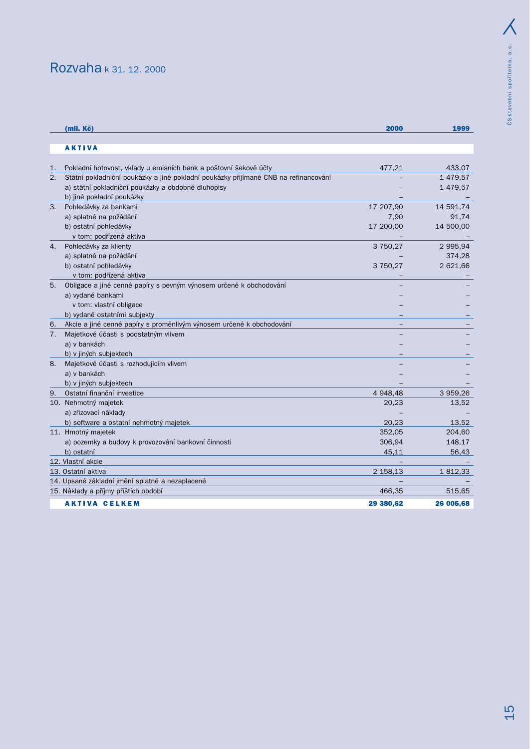# Rozvaha k 31. 12. 2000

| | (mil. Kč) | 2000 | 1999 |
|---|---|---|---|
| | **AKTIVA** | | |
| 1. | Pokladní hotovost, vklady u emisních bank a poštovní šekové účty | 477,21 | 433,07 |
| 2. | Státní pokladniční poukázky a jiné pokladní poukázky přijímané ČNB na refinancování | – | 1 479,57 |
| | a) státní pokladniční poukázky a obdobné dluhopisy | – | 1 479,57 |
| | b) jiné pokladní poukázky | – | – |
| 3. | Pohledávky za bankami | 17 207,90 | 14 591,74 |
| | a) splatné na požádání | 7,90 | 91,74 |
| | b) ostatní pohledávky | 17 200,00 | 14 500,00 |
| | v tom: podřízená aktiva | – | – |
| 4. | Pohledávky za klienty | 3 750,27 | 2 995,94 |
| | a) splatné na požádání | – | 374,28 |
| | b) ostatní pohledávky | 3 750,27 | 2 621,66 |
| | v tom: podřízená aktiva | – | – |
| 5. | Obligace a jiné cenné papíry s pevným výnosem určené k obchodování | – | – |
| | a) vydané bankami | – | – |
| | v tom: vlastní obligace | – | – |
| | b) vydané ostatními subjekty | – | – |
| 6. | Akcie a jiné cenné papíry s proměnlivým výnosem určené k obchodování | – | – |
| 7. | Majetkové účasti s podstatným vlivem | – | – |
| | a) v bankách | – | – |
| | b) v jiných subjektech | – | – |
| 8. | Majetkové účasti s rozhodujícím vlivem | – | – |
| | a) v bankách | – | – |
| | b) v jiných subjektech | – | – |
| 9. | Ostatní finanční investice | 4 948,48 | 3 959,26 |
| 10. | Nehmotný majetek | 20,23 | 13,52 |
| | a) zřizovací náklady | – | – |
| | b) software a ostatní nehmotný majetek | 20,23 | 13,52 |
| 11. | Hmotný majetek | 352,05 | 204,60 |
| | a) pozemky a budovy k provozování bankovní činnosti | 306,94 | 148,17 |
| | b) ostatní | 45,11 | 56,43 |
| 12. | Vlastní akcie | – | – |
| 13. | Ostatní aktiva | 2 158,13 | 1 812,33 |
| 14. | Upsané základní jmění splatné a nezaplacené | – | – |
| 15. | Náklady a příjmy příštích období | 466,35 | 515,65 |
| | **AKTIVA CELKEM** | **29 380,62** | **26 005,68** |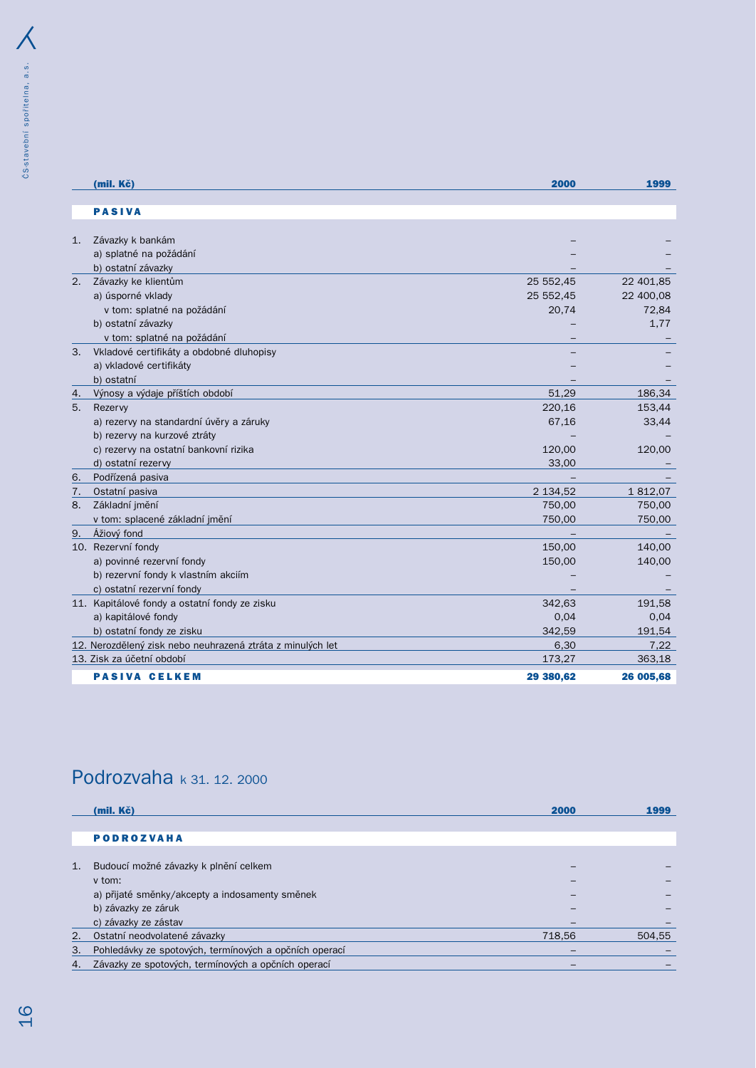| (mil. Kč) | 2000 | 1999 |
|---|---|---|
| **PASIVA** | | |
| 1. Závazky k bankám | – | – |
| a) splatné na požádání | – | – |
| b) ostatní závazky | – | – |
| 2. Závazky ke klientům | 25 552,45 | 22 401,85 |
| a) úsporné vklady | 25 552,45 | 22 400,08 |
| v tom: splatné na požádání | 20,74 | 72,84 |
| b) ostatní závazky | – | 1,77 |
| v tom: splatné na požádání | – | – |
| 3. Vkladové certifikáty a obdobné dluhopisy | – | – |
| a) vkladové certifikáty | – | – |
| b) ostatní | – | – |
| 4. Výnosy a výdaje příštích období | 51,29 | 186,34 |
| 5. Rezervy | 220,16 | 153,44 |
| a) rezervy na standardní úvěry a záruky | 67,16 | 33,44 |
| b) rezervy na kurzové ztráty | – | – |
| c) rezervy na ostatní bankovní rizika | 120,00 | 120,00 |
| d) ostatní rezervy | 33,00 | – |
| 6. Podřízená pasiva | – | – |
| 7. Ostatní pasiva | 2 134,52 | 1 812,07 |
| 8. Základní jmění | 750,00 | 750,00 |
| v tom: splacené základní jmění | 750,00 | 750,00 |
| 9. Ážiový fond | – | – |
| 10. Rezervní fondy | 150,00 | 140,00 |
| a) povinné rezervní fondy | 150,00 | 140,00 |
| b) rezervní fondy k vlastním akciím | – | – |
| c) ostatní rezervní fondy | – | – |
| 11. Kapitálové fondy a ostatní fondy ze zisku | 342,63 | 191,58 |
| a) kapitálové fondy | 0,04 | 0,04 |
| b) ostatní fondy ze zisku | 342,59 | 191,54 |
| 12. Nerozdělený zisk nebo neuhrazená ztráta z minulých let | 6,30 | 7,22 |
| 13. Zisk za účetní období | 173,27 | 363,18 |
| **PASIVA CELKEM** | **29 380,62** | **26 005,68** |

# Podrozvaha k 31. 12. 2000

| (mil. Kč) | 2000 | 1999 |
|---|---|---|
| **PODROZVAHA** | | |
| 1. Budoucí možné závazky k plnění celkem | – | – |
| v tom: | – | – |
| a) přijaté směnky/akcepty a indosamenty směnek | – | – |
| b) závazky ze záruk | – | – |
| c) závazky ze zástav | – | – |
| 2. Ostatní neodvolatelné závazky | 718,56 | 504,55 |
| 3. Pohledávky ze spotových, termínových a opčních operací | – | – |
| 4. Závazky ze spotových, termínových a opčních operací | – | – |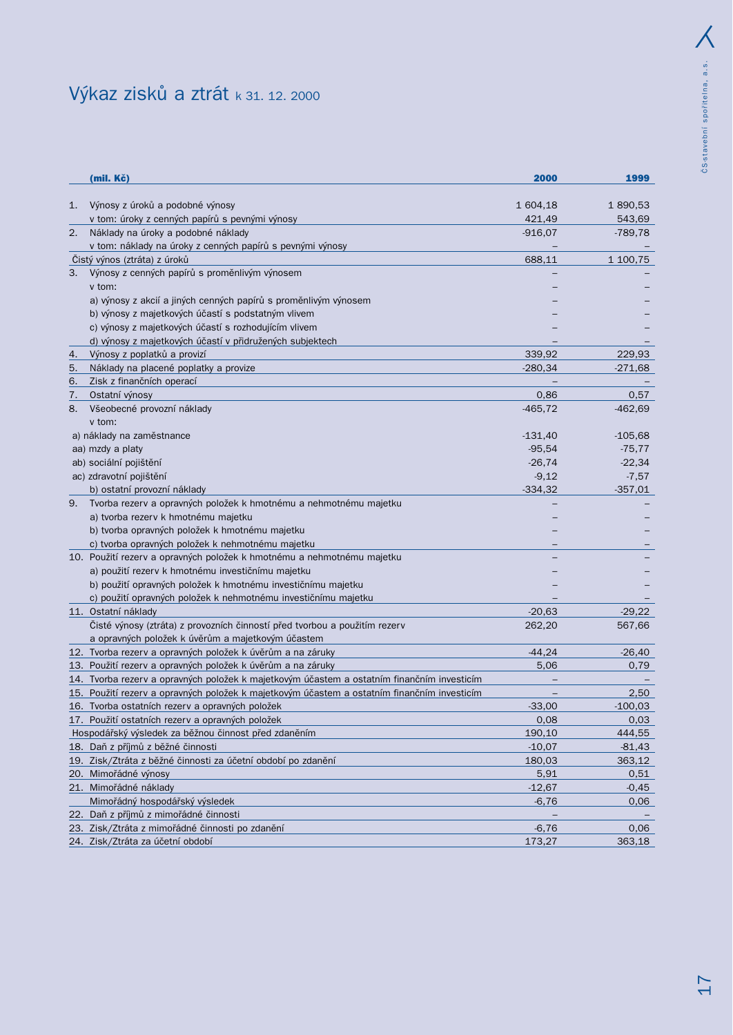# Výkaz zisků a ztrát k 31. 12. 2000

| (mil. Kč) | 2000 | 1999 |
|---|---|---|
| 1. Výnosy z úroků a podobné výnosy | 1 604,18 | 1 890,53 |
| v tom: úroky z cenných papírů s pevnými výnosy | 421,49 | 543,69 |
| 2. Náklady na úroky a podobné náklady | -916,07 | -789,78 |
| v tom: náklady na úroky z cenných papírů s pevnými výnosy | – | – |
| Čistý výnos (ztráta) z úroků | 688,11 | 1 100,75 |
| 3. Výnosy z cenných papírů s proměnlivým výnosem | – | – |
| v tom: | – | – |
| a) výnosy z akcií a jiných cenných papírů s proměnlivým výnosem | – | – |
| b) výnosy z majetkových účastí s podstatným vlivem | – | – |
| c) výnosy z majetkových účastí s rozhodujícím vlivem | – | – |
| d) výnosy z majetkových účastí v přidružených subjektech | – | – |
| 4. Výnosy z poplatků a provizí | 339,92 | 229,93 |
| 5. Náklady na placené poplatky a provize | -280,34 | -271,68 |
| 6. Zisk z finančních operací | – | – |
| 7. Ostatní výnosy | 0,86 | 0,57 |
| 8. Všeobecné provozní náklady | -465,72 | -462,69 |
| v tom: | | |
| a) náklady na zaměstnance | -131,40 | -105,68 |
| aa) mzdy a platy | -95,54 | -75,77 |
| ab) sociální pojištění | -26,74 | -22,34 |
| ac) zdravotní pojištění | -9,12 | -7,57 |
| b) ostatní provozní náklady | -334,32 | -357,01 |
| 9. Tvorba rezerv a opravných položek k hmotnému a nehmotnému majetku | – | – |
| a) tvorba rezerv k hmotnému majetku | – | – |
| b) tvorba opravných položek k hmotnému majetku | – | – |
| c) tvorba opravných položek k nehmotnému majetku | – | – |
| 10. Použití rezerv a opravných položek k hmotnému a nehmotnému majetku | – | – |
| a) použití rezerv k hmotnému investičnímu majetku | – | – |
| b) použití opravných položek k hmotnému investičnímu majetku | – | – |
| c) použití opravných položek k nehmotnému investičnímu majetku | – | – |
| 11. Ostatní náklady | -20,63 | -29,22 |
| Čisté výnosy (ztráta) z provozních činností před tvorbou a použitím rezerv a opravných položek k úvěrům a majetkovým účastem | 262,20 | 567,66 |
| 12. Tvorba rezerv a opravných položek k úvěrům a na záruky | -44,24 | -26,40 |
| 13. Použití rezerv a opravných položek k úvěrům a na záruky | 5,06 | 0,79 |
| 14. Tvorba rezerv a opravných položek k majetkovým účastem a ostatním finančním investicím | – | – |
| 15. Použití rezerv a opravných položek k majetkovým účastem a ostatním finančním investicím | – | 2,50 |
| 16. Tvorba ostatních rezerv a opravných položek | -33,00 | -100,03 |
| 17. Použití ostatních rezerv a opravných položek | 0,08 | 0,03 |
| Hospodářský výsledek za běžnou činnost před zdaněním | 190,10 | 444,55 |
| 18. Daň z příjmů z běžné činnosti | -10,07 | -81,43 |
| 19. Zisk/Ztráta z běžné činnosti za účetní období po zdanění | 180,03 | 363,12 |
| 20. Mimořádné výnosy | 5,91 | 0,51 |
| 21. Mimořádné náklady | -12,67 | -0,45 |
| Mimořádný hospodářský výsledek | -6,76 | 0,06 |
| 22. Daň z příjmů z mimořádné činnosti | – | – |
| 23. Zisk/Ztráta z mimořádné činnosti po zdanění | -6,76 | 0,06 |
| 24. Zisk/Ztráta za účetní období | 173,27 | 363,18 |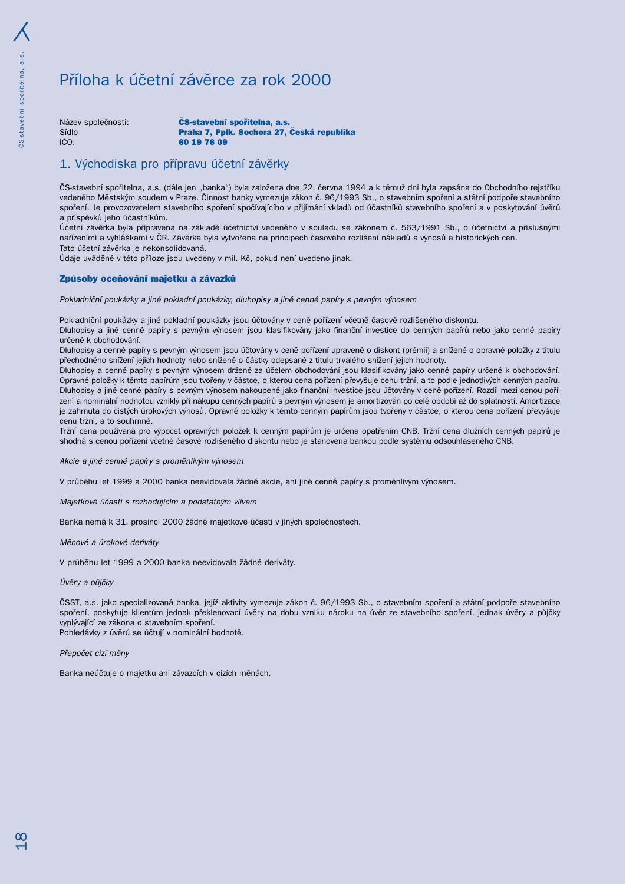# Příloha k účetní závěrce za rok 2000

Název společnosti: **ČS-stavební spořitelna, a.s.**
Sídlo **Praha 7, Pplk. Sochora 27, Česká republika**
IČO: **60 19 76 09**

## 1. Východiska pro přípravu účetní závěrky

ČS-stavební spořitelna, a.s. (dále jen „banka") byla založena dne 22. června 1994 a k témuž dni byla zapsána do Obchodního rejstříku vedeného Městským soudem v Praze. Činnost banky vymezuje zákon č. 96/1993 Sb., o stavebním spoření a státní podpoře stavebního spoření. Je provozovatelem stavebního spoření spočívajícího v přijímání vkladů od účastníků stavebního spoření a v poskytování úvěrů a příspěvků jeho účastníkům.

Účetní závěrka byla připravena na základě účetnictví vedeného v souladu se zákonem č. 563/1991 Sb., o účetnictví a příslušnými nařízeními a vyhláškami v ČR. Závěrka byla vytvořena na principech časového rozlišení nákladů a výnosů a historických cen.

Tato účetní závěrka je nekonsolidovaná.

Údaje uváděné v této příloze jsou uvedeny v mil. Kč, pokud není uvedeno jinak.

### Způsoby oceňování majetku a závazků

*Pokladniční poukázky a jiné pokladní poukázky, dluhopisy a jiné cenné papíry s pevným výnosem*

Pokladniční poukázky a jiné pokladní poukázky jsou účtovány v ceně pořízení včetně časově rozlišeného diskontu.

Dluhopisy a jiné cenné papíry s pevným výnosem jsou klasifikovány jako finanční investice do cenných papírů nebo jako cenné papíry určené k obchodování.

Dluhopisy a cenné papíry s pevným výnosem jsou účtovány v ceně pořízení upravené o diskont (prémii) a snížené o opravné položky z titulu přechodného snížení jejich hodnoty nebo snížené o částky odepsané z titulu trvalého snížení jejich hodnoty.

Dluhopisy a cenné papíry s pevným výnosem držené za účelem obchodování jsou klasifikovány jako cenné papíry určené k obchodování. Opravné položky k těmto papírům jsou tvořeny v částce, o kterou cena pořízení převyšuje cenu tržní, a to podle jednotlivých cenných papírů.

Dluhopisy a jiné cenné papíry s pevným výnosem nakoupené jako finanční investice jsou účtovány v ceně pořízení. Rozdíl mezi cenou pořízení a nominální hodnotou vzniklý při nákupu cenných papírů s pevným výnosem je amortizován po celé období až do splatnosti. Amortizace je zahrnuta do čistých úrokových výnosů. Opravné položky k těmto cenným papírům jsou tvořeny v částce, o kterou cena pořízení převyšuje cenu tržní, a to souhrnně.

Tržní cena používaná pro výpočet opravných položek k cenným papírům je určena opatřením ČNB. Tržní cena dlužních cenných papírů je shodná s cenou pořízení včetně časově rozlišeného diskontu nebo je stanovena bankou podle systému odsouhlaseného ČNB.

*Akcie a jiné cenné papíry s proměnlivým výnosem*

V průběhu let 1999 a 2000 banka neevidovala žádné akcie, ani jiné cenné papíry s proměnlivým výnosem.

*Majetkové účasti s rozhodujícím a podstatným vlivem*

Banka nemá k 31. prosinci 2000 žádné majetkové účasti v jiných společnostech.

*Měnové a úrokové deriváty*

V průběhu let 1999 a 2000 banka neevidovala žádné deriváty.

*Úvěry a půjčky*

ČSST, a.s. jako specializovaná banka, jejíž aktivity vymezuje zákon č. 96/1993 Sb., o stavebním spoření a státní podpoře stavebního spoření, poskytuje klientům jednak překlenovací úvěry na dobu vzniku nároku na úvěr ze stavebního spoření, jednak úvěry a půjčky vyplývající ze zákona o stavebním spoření.

Pohledávky z úvěrů se účtují v nominální hodnotě.

*Přepočet cizí měny*

Banka neúčtuje o majetku ani závazcích v cizích měnách.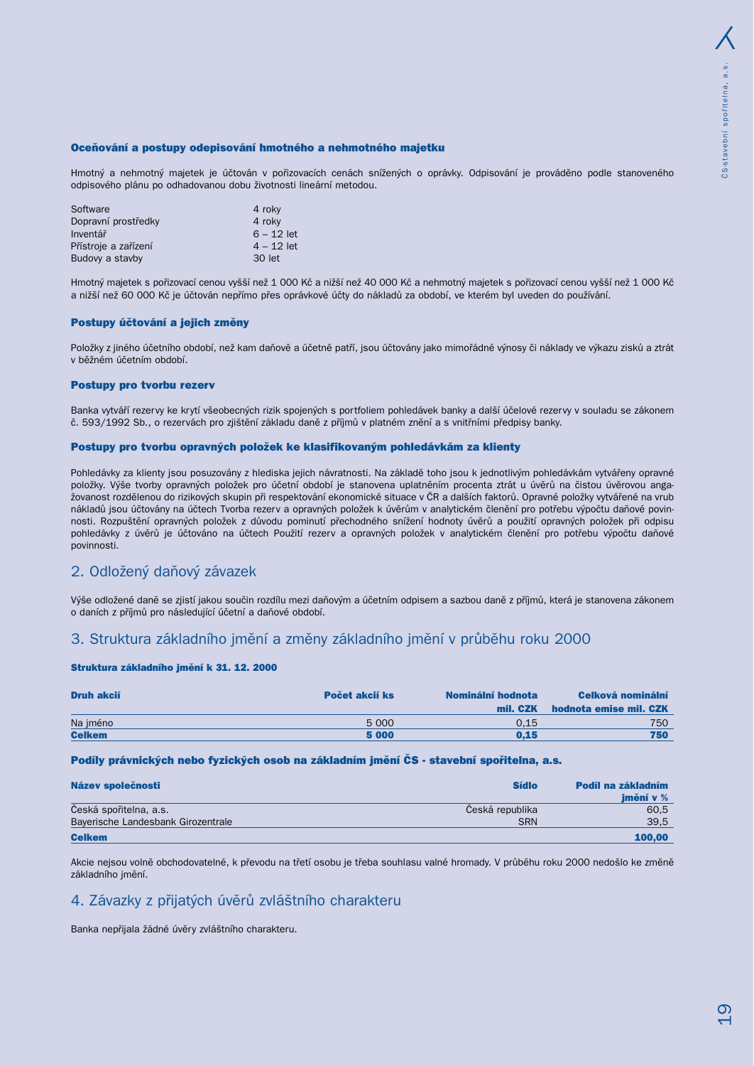### Oceňování a postupy odepisování hmotného a nehmotného majetku

Hmotný a nehmotný majetek je účtován v pořizovacích cenách snížených o oprávky. Odpisování je prováděno podle stanoveného odpisového plánu po odhadovanou dobu životnosti lineární metodou.

| | |
|---|---|
| Software | 4 roky |
| Dopravní prostředky | 4 roky |
| Inventář | 6 – 12 let |
| Přístroje a zařízení | 4 – 12 let |
| Budovy a stavby | 30 let |

Hmotný majetek s pořizovací cenou vyšší než 1 000 Kč a nižší než 40 000 Kč a nehmotný majetek s pořizovací cenou vyšší než 1 000 Kč a nižší než 60 000 Kč je účtován nepřímo přes oprávkové účty do nákladů za období, ve kterém byl uveden do používání.

### Postupy účtování a jejich změny

Položky z jiného účetního období, než kam daňově a účetně patří, jsou účtovány jako mimořádné výnosy či náklady ve výkazu zisků a ztrát v běžném účetním období.

### Postupy pro tvorbu rezerv

Banka vytváří rezervy ke krytí všeobecných rizik spojených s portfoliem pohledávek banky a další účelové rezervy v souladu se zákonem č. 593/1992 Sb., o rezervách pro zjištění základu daně z příjmů v platném znění a s vnitřními předpisy banky.

### Postupy pro tvorbu opravných položek ke klasifikovaným pohledávkám za klienty

Pohledávky za klienty jsou posuzovány z hlediska jejich návratnosti. Na základě toho jsou k jednotlivým pohledávkám vytvářeny opravné položky. Výše tvorby opravných položek pro účetní období je stanovena uplatněním procenta ztrát u úvěrů na čistou úvěrovou angažovanost rozdělenou do rizikových skupin při respektování ekonomické situace v ČR a dalších faktorů. Opravné položky vytvářené na vrub nákladů jsou účtovány na účtech Tvorba rezerv a opravných položek k úvěrům v analytickém členění pro potřebu výpočtu daňové povinnosti. Rozpuštění opravných položek z důvodu pominutí přechodného snížení hodnoty úvěrů a použití opravných položek při odpisu pohledávky z úvěrů je účtováno na účtech Použití rezerv a opravných položek v analytickém členění pro potřebu výpočtu daňové povinnosti.

## 2. Odložený daňový závazek

Výše odložené daně se zjistí jakou součin rozdílu mezi daňovým a účetním odpisem a sazbou daně z příjmů, která je stanovena zákonem o daních z příjmů pro následující účetní a daňové období.

## 3. Struktura základního jmění a změny základního jmění v průběhu roku 2000

### Struktura základního jmění k 31. 12. 2000

| Druh akcií | Počet akcií ks | Nominální hodnota mil. CZK | Celková nominální hodnota emise mil. CZK |
|---|---|---|---|
| Na jméno | 5 000 | 0,15 | 750 |
| **Celkem** | **5 000** | **0,15** | **750** |

### Podíly právnických nebo fyzických osob na základním jmění ČS - stavební spořitelna, a.s.

| Název společnosti | Sídlo | Podíl na základním jmění v % |
|---|---|---|
| Česká spořitelna, a.s. | Česká republika | 60,5 |
| Bayerische Landesbank Girozentrale | SRN | 39,5 |
| **Celkem** | | **100,00** |

Akcie nejsou volně obchodovatelné, k převodu na třetí osobu je třeba souhlasu valné hromady. V průběhu roku 2000 nedošlo ke změně základního jmění.

## 4. Závazky z přijatých úvěrů zvláštního charakteru

Banka nepřijala žádné úvěry zvláštního charakteru.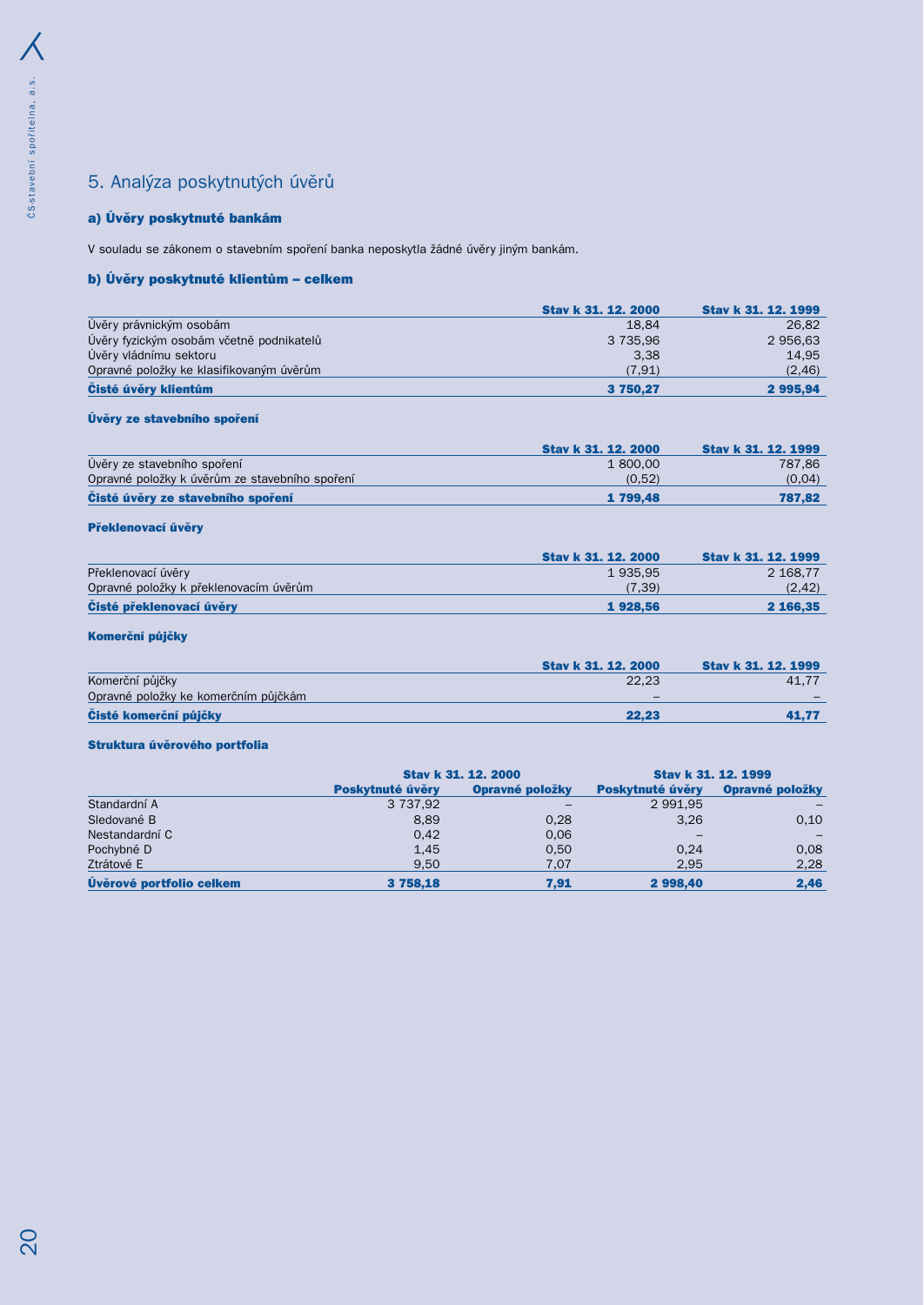## 5. Analýza poskytnutých úvěrů

### a) Úvěry poskytnuté bankám

V souladu se zákonem o stavebním spoření banka neposkytla žádné úvěry jiným bankám.

### b) Úvěry poskytnuté klientům – celkem

| | Stav k 31. 12. 2000 | Stav k 31. 12. 1999 |
|---|---|---|
| Úvěry právnickým osobám | 18,84 | 26,82 |
| Úvěry fyzickým osobám včetně podnikatelů | 3 735,96 | 2 956,63 |
| Úvěry vládnímu sektoru | 3,38 | 14,95 |
| Opravné položky ke klasifikovaným úvěrům | (7,91) | (2,46) |
| **Čisté úvěry klientům** | **3 750,27** | **2 995,94** |

#### Úvěry ze stavebního spoření

| | Stav k 31. 12. 2000 | Stav k 31. 12. 1999 |
|---|---|---|
| Úvěry ze stavebního spoření | 1 800,00 | 787,86 |
| Opravné položky k úvěrům ze stavebního spoření | (0,52) | (0,04) |
| **Čisté úvěry ze stavebního spoření** | **1 799,48** | **787,82** |

#### Překlenovací úvěry

| | Stav k 31. 12. 2000 | Stav k 31. 12. 1999 |
|---|---|---|
| Překlenovací úvěry | 1 935,95 | 2 168,77 |
| Opravné položky k překlenovacím úvěrům | (7,39) | (2,42) |
| **Čisté překlenovací úvěry** | **1 928,56** | **2 166,35** |

#### Komerční půjčky

| | Stav k 31. 12. 2000 | Stav k 31. 12. 1999 |
|---|---|---|
| Komerční půjčky | 22,23 | 41,77 |
| Opravné položky ke komerčním půjčkám | – | – |
| **Čisté komerční půjčky** | **22,23** | **41,77** |

#### Struktura úvěrového portfolia

| | Stav k 31. 12. 2000 | | Stav k 31. 12. 1999 | |
|---|---|---|---|---|
| | Poskytnuté úvěry | Opravné položky | Poskytnuté úvěry | Opravné položky |
| Standardní A | 3 737,92 | – | 2 991,95 | – |
| Sledované B | 8,89 | 0,28 | 3,26 | 0,10 |
| Nestandardní C | 0,42 | 0,06 | – | – |
| Pochybné D | 1,45 | 0,50 | 0,24 | 0,08 |
| Ztrátové E | 9,50 | 7,07 | 2,95 | 2,28 |
| **Úvěrové portfolio celkem** | **3 758,18** | **7,91** | **2 998,40** | **2,46** |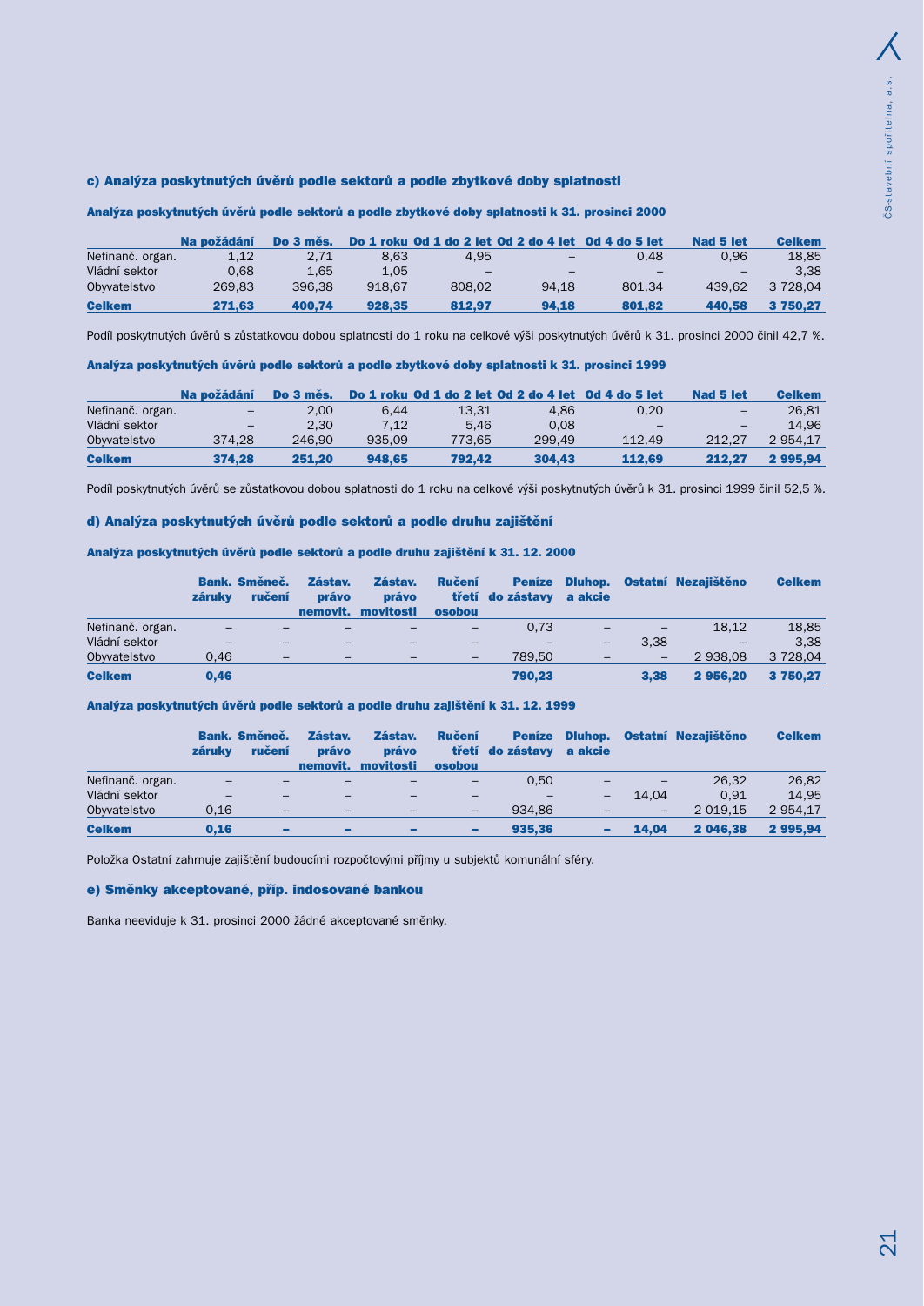### c) Analýza poskytnutých úvěrů podle sektorů a podle zbytkové doby splatnosti

**Analýza poskytnutých úvěrů podle sektorů a podle zbytkové doby splatnosti k 31. prosinci 2000**

| | Na požádání | Do 3 měs. | Do 1 roku | Od 1 do 2 let | Od 2 do 4 let | Od 4 do 5 let | Nad 5 let | Celkem |
|---|---|---|---|---|---|---|---|---|
| Nefinanč. organ. | 1,12 | 2,71 | 8,63 | 4,95 | – | 0,48 | 0,96 | 18,85 |
| Vládní sektor | 0,68 | 1,65 | 1,05 | – | – | – | – | 3,38 |
| Obyvatelstvo | 269,83 | 396,38 | 918,67 | 808,02 | 94,18 | 801,34 | 439,62 | 3 728,04 |
| **Celkem** | **271,63** | **400,74** | **928,35** | **812,97** | **94,18** | **801,82** | **440,58** | **3 750,27** |

Podíl poskytnutých úvěrů s zůstatkovou dobou splatnosti do 1 roku na celkové výši poskytnutých úvěrů k 31. prosinci 2000 činil 42,7 %.

**Analýza poskytnutých úvěrů podle sektorů a podle zbytkové doby splatnosti k 31. prosinci 1999**

| | Na požádání | Do 3 měs. | Do 1 roku | Od 1 do 2 let | Od 2 do 4 let | Od 4 do 5 let | Nad 5 let | Celkem |
|---|---|---|---|---|---|---|---|---|
| Nefinanč. organ. | – | 2,00 | 6,44 | 13,31 | 4,86 | 0,20 | – | 26,81 |
| Vládní sektor | – | 2,30 | 7,12 | 5,46 | 0,08 | – | – | 14,96 |
| Obyvatelstvo | 374,28 | 246,90 | 935,09 | 773,65 | 299,49 | 112,49 | 212,27 | 2 954,17 |
| **Celkem** | **374,28** | **251,20** | **948,65** | **792,42** | **304,43** | **112,69** | **212,27** | **2 995,94** |

Podíl poskytnutých úvěrů se zůstatkovou dobou splatnosti do 1 roku na celkové výši poskytnutých úvěrů k 31. prosinci 1999 činil 52,5 %.

### d) Analýza poskytnutých úvěrů podle sektorů a podle druhu zajištění

**Analýza poskytnutých úvěrů podle sektorů a podle druhu zajištění k 31. 12. 2000**

| | Bank. záruky | Směneč. ručení | Zástav. právo nemovit. | Zástav. právo movitosti | Ručení třetí osobou | Peníze do zástavy | Dluhop. a akcie | Ostatní | Nezajištěno | Celkem |
|---|---|---|---|---|---|---|---|---|---|---|
| Nefinanč. organ. | – | – | – | – | – | 0,73 | – | – | 18,12 | 18,85 |
| Vládní sektor | – | – | – | – | – | – | – | 3,38 | – | 3,38 |
| Obyvatelstvo | 0,46 | – | – | – | – | 789,50 | – | – | 2 938,08 | 3 728,04 |
| **Celkem** | **0,46** | | | | | **790,23** | | **3,38** | **2 956,20** | **3 750,27** |

**Analýza poskytnutých úvěrů podle sektorů a podle druhu zajištění k 31. 12. 1999**

| | Bank. záruky | Směneč. ručení | Zástav. právo nemovit. | Zástav. právo movitosti | Ručení třetí osobou | Peníze do zástavy | Dluhop. a akcie | Ostatní | Nezajištěno | Celkem |
|---|---|---|---|---|---|---|---|---|---|---|
| Nefinanč. organ. | – | – | – | – | – | 0,50 | – | – | 26,32 | 26,82 |
| Vládní sektor | – | – | – | – | – | – | – | 14,04 | 0,91 | 14,95 |
| Obyvatelstvo | 0,16 | – | – | – | – | 934,86 | – | – | 2 019,15 | 2 954,17 |
| **Celkem** | **0,16** | **–** | **–** | **–** | **–** | **935,36** | **–** | **14,04** | **2 046,38** | **2 995,94** |

Položka Ostatní zahrnuje zajištění budoucími rozpočtovými příjmy u subjektů komunální sféry.

### e) Směnky akceptované, příp. indosované bankou

Banka neeviduje k 31. prosinci 2000 žádné akceptované směnky.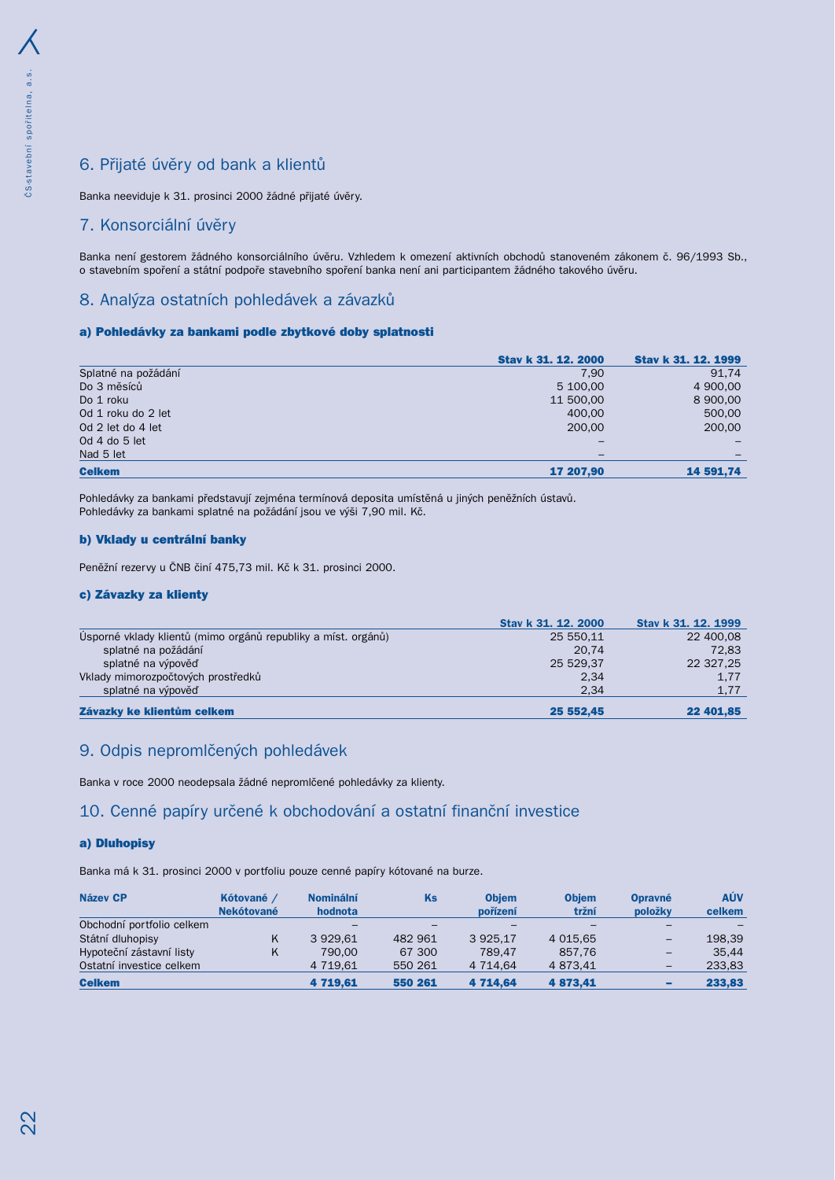## 6. Přijaté úvěry od bank a klientů

Banka neeviduje k 31. prosinci 2000 žádné přijaté úvěry.

## 7. Konsorciální úvěry

Banka není gestorem žádného konsorciálního úvěru. Vzhledem k omezení aktivních obchodů stanoveném zákonem č. 96/1993 Sb., o stavebním spoření a státní podpoře stavebního spoření banka není ani participantem žádného takového úvěru.

## 8. Analýza ostatních pohledávek a závazků

### a) Pohledávky za bankami podle zbytkové doby splatnosti

| | Stav k 31. 12. 2000 | Stav k 31. 12. 1999 |
|---|---:|---:|
| Splatné na požádání | 7,90 | 91,74 |
| Do 3 měsíců | 5 100,00 | 4 900,00 |
| Do 1 roku | 11 500,00 | 8 900,00 |
| Od 1 roku do 2 let | 400,00 | 500,00 |
| Od 2 let do 4 let | 200,00 | 200,00 |
| Od 4 do 5 let | – | – |
| Nad 5 let | – | – |
| **Celkem** | **17 207,90** | **14 591,74** |

Pohledávky za bankami představují zejména termínová deposita umístěná u jiných peněžních ústavů.
Pohledávky za bankami splatné na požádání jsou ve výši 7,90 mil. Kč.

### b) Vklady u centrální banky

Peněžní rezervy u ČNB činí 475,73 mil. Kč k 31. prosinci 2000.

### c) Závazky za klienty

| | Stav k 31. 12. 2000 | Stav k 31. 12. 1999 |
|---|---:|---:|
| Úsporné vklady klientů (mimo orgánů republiky a míst. orgánů) | 25 550,11 | 22 400,08 |
| splatné na požádání | 20,74 | 72,83 |
| splatné na výpověď | 25 529,37 | 22 327,25 |
| Vklady mimorozpočtových prostředků | 2,34 | 1,77 |
| splatné na výpověď | 2,34 | 1,77 |
| **Závazky ke klientům celkem** | **25 552,45** | **22 401,85** |

## 9. Odpis nepromlčených pohledávek

Banka v roce 2000 neodepsala žádné nepromlčené pohledávky za klienty.

## 10. Cenné papíry určené k obchodování a ostatní finanční investice

### a) Dluhopisy

Banka má k 31. prosinci 2000 v portfoliu pouze cenné papíry kótované na burze.

| Název CP | Kótované / Nekótované | Nominální hodnota | Ks | Objem pořízení | Objem tržní | Opravné položky | AÚV celkem |
|---|---|---:|---:|---:|---:|---:|---:|
| Obchodní portfolio celkem | | – | – | – | – | – | – |
| Státní dluhopisy | K | 3 929,61 | 482 961 | 3 925,17 | 4 015,65 | – | 198,39 |
| Hypoteční zástavní listy | K | 790,00 | 67 300 | 789,47 | 857,76 | – | 35,44 |
| Ostatní investice celkem | | 4 719,61 | 550 261 | 4 714,64 | 4 873,41 | – | 233,83 |
| **Celkem** | | **4 719,61** | **550 261** | **4 714,64** | **4 873,41** | **–** | **233,83** |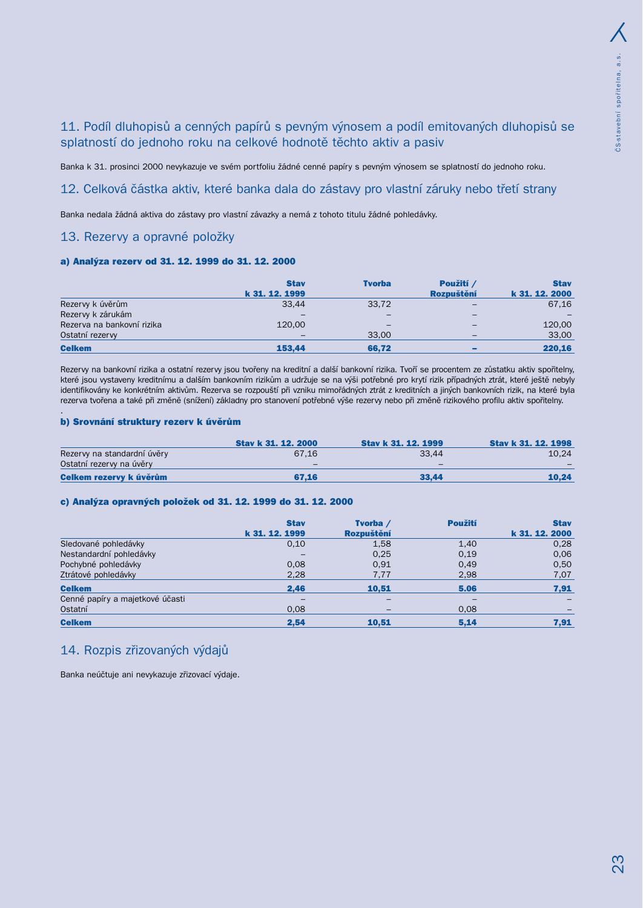## 11. Podíl dluhopisů a cenných papírů s pevným výnosem a podíl emitovaných dluhopisů se splatností do jednoho roku na celkové hodnotě těchto aktiv a pasiv

Banka k 31. prosinci 2000 nevykazuje ve svém portfoliu žádné cenné papíry s pevným výnosem se splatností do jednoho roku.

## 12. Celková částka aktiv, které banka dala do zástavy pro vlastní záruky nebo třetí strany

Banka nedala žádná aktiva do zástavy pro vlastní závazky a nemá z tohoto titulu žádné pohledávky.

## 13. Rezervy a opravné položky

### a) Analýza rezerv od 31. 12. 1999 do 31. 12. 2000

| | Stav k 31. 12. 1999 | Tvorba | Použití / Rozpuštění | Stav k 31. 12. 2000 |
|---|---|---|---|---|
| Rezervy k úvěrům | 33,44 | 33,72 | – | 67,16 |
| Rezervy k zárukám | – | – | – | – |
| Rezerva na bankovní rizika | 120,00 | – | – | 120,00 |
| Ostatní rezervy | – | 33,00 | – | 33,00 |
| **Celkem** | **153,44** | **66,72** | **–** | **220,16** |

Rezervy na bankovní rizika a ostatní rezervy jsou tvořeny na kreditní a další bankovní rizika. Tvoří se procentem ze zůstatku aktiv spořitelny, které jsou vystaveny kreditnímu a dalším bankovním rizikům a udržuje se na výši potřebné pro krytí rizik případných ztrát, které ještě nebyly identifikovány ke konkrétním aktivům. Rezerva se rozpouští při vzniku mimořádných ztrát z kreditních a jiných bankovních rizik, na které byla rezerva tvořena a také při změně (snížení) základny pro stanovení potřebné výše rezervy nebo při změně rizikového profilu aktiv spořitelny.

### b) Srovnání struktury rezerv k úvěrům

| | Stav k 31. 12. 2000 | Stav k 31. 12. 1999 | Stav k 31. 12. 1998 |
|---|---|---|---|
| Rezervy na standardní úvěry | 67,16 | 33,44 | 10,24 |
| Ostatní rezervy na úvěry | – | – | – |
| **Celkem rezervy k úvěrům** | **67,16** | **33,44** | **10,24** |

### c) Analýza opravných položek od 31. 12. 1999 do 31. 12. 2000

| | Stav k 31. 12. 1999 | Tvorba / Rozpuštění | Použití | Stav k 31. 12. 2000 |
|---|---|---|---|---|
| Sledované pohledávky | 0,10 | 1,58 | 1,40 | 0,28 |
| Nestandardní pohledávky | – | 0,25 | 0,19 | 0,06 |
| Pochybné pohledávky | 0,08 | 0,91 | 0,49 | 0,50 |
| Ztrátové pohledávky | 2,28 | 7,77 | 2,98 | 7,07 |
| **Celkem** | **2,46** | **10,51** | **5.06** | **7,91** |
| Cenné papíry a majetkové účasti | – | – | – | – |
| Ostatní | 0,08 | – | 0,08 | – |
| **Celkem** | **2,54** | **10,51** | **5,14** | **7,91** |

## 14. Rozpis zřizovaných výdajů

Banka neúčtuje ani nevykazuje zřizovací výdaje.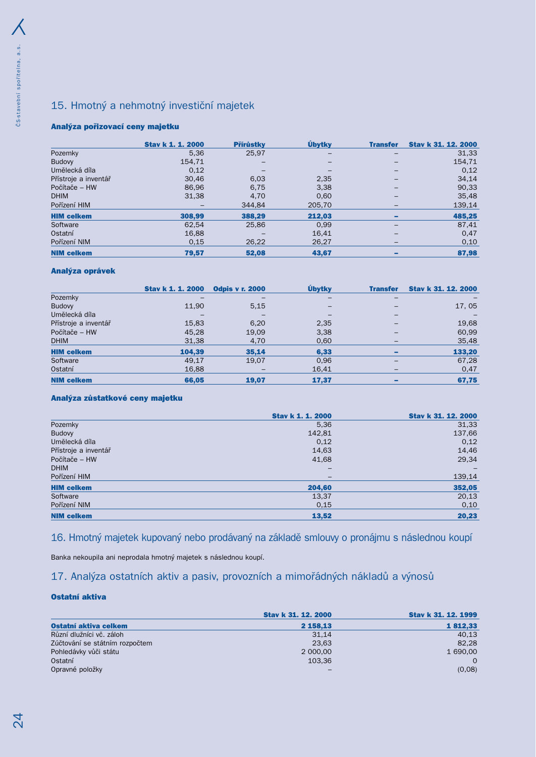## 15. Hmotný a nehmotný investiční majetek

### Analýza pořizovací ceny majetku

| | Stav k 1. 1. 2000 | Přírůstky | Úbytky | Transfer | Stav k 31. 12. 2000 |
|---|---|---|---|---|---|
| Pozemky | 5,36 | 25,97 | – | – | 31,33 |
| Budovy | 154,71 | – | – | – | 154,71 |
| Umělecká díla | 0,12 | – | – | – | 0,12 |
| Přístroje a inventář | 30,46 | 6,03 | 2,35 | – | 34,14 |
| Počítače – HW | 86,96 | 6,75 | 3,38 | – | 90,33 |
| DHIM | 31,38 | 4,70 | 0,60 | – | 35,48 |
| Pořízení HIM | – | 344,84 | 205,70 | – | 139,14 |
| **HIM celkem** | **308,99** | **388,29** | **212,03** | **–** | **485,25** |
| Software | 62,54 | 25,86 | 0,99 | – | 87,41 |
| Ostatní | 16,88 | – | 16,41 | – | 0,47 |
| Pořízení NIM | 0,15 | 26,22 | 26,27 | – | 0,10 |
| **NIM celkem** | **79,57** | **52,08** | **43,67** | **–** | **87,98** |

### Analýza oprávek

| | Stav k 1. 1. 2000 | Odpis v r. 2000 | Úbytky | Transfer | Stav k 31. 12. 2000 |
|---|---|---|---|---|---|
| Pozemky | – | – | – | – | – |
| Budovy | 11,90 | 5,15 | – | – | 17, 05 |
| Umělecká díla | – | – | – | – | – |
| Přístroje a inventář | 15,83 | 6,20 | 2,35 | – | 19,68 |
| Počítače – HW | 45,28 | 19,09 | 3,38 | – | 60,99 |
| DHIM | 31,38 | 4,70 | 0,60 | – | 35,48 |
| **HIM celkem** | **104,39** | **35,14** | **6,33** | **–** | **133,20** |
| Software | 49,17 | 19,07 | 0,96 | – | 67,28 |
| Ostatní | 16,88 | – | 16,41 | – | 0,47 |
| **NIM celkem** | **66,05** | **19,07** | **17,37** | **–** | **67,75** |

### Analýza zůstatkové ceny majetku

| | Stav k 1. 1. 2000 | Stav k 31. 12. 2000 |
|---|---|---|
| Pozemky | 5,36 | 31,33 |
| Budovy | 142,81 | 137,66 |
| Umělecká díla | 0,12 | 0,12 |
| Přístroje a inventář | 14,63 | 14,46 |
| Počítače – HW | 41,68 | 29,34 |
| DHIM | – | – |
| Pořízení HIM | – | 139,14 |
| **HIM celkem** | **204,60** | **352,05** |
| Software | 13,37 | 20,13 |
| Pořízení NIM | 0,15 | 0,10 |
| **NIM celkem** | **13,52** | **20,23** |

## 16. Hmotný majetek kupovaný nebo prodávaný na základě smlouvy o pronájmu s následnou koupí

Banka nekoupila ani neprodala hmotný majetek s následnou koupí.

## 17. Analýza ostatních aktiv a pasiv, provozních a mimořádných nákladů a výnosů

### Ostatní aktiva

| | Stav k 31. 12. 2000 | Stav k 31. 12. 1999 |
|---|---|---|
| **Ostatní aktiva celkem** | **2 158,13** | **1 812,33** |
| Různí dlužníci vč. záloh | 31,14 | 40,13 |
| Zúčtování se státním rozpočtem | 23,63 | 82,28 |
| Pohledávky vůči státu | 2 000,00 | 1 690,00 |
| Ostatní | 103,36 | 0 |
| Opravné položky | – | (0,08) |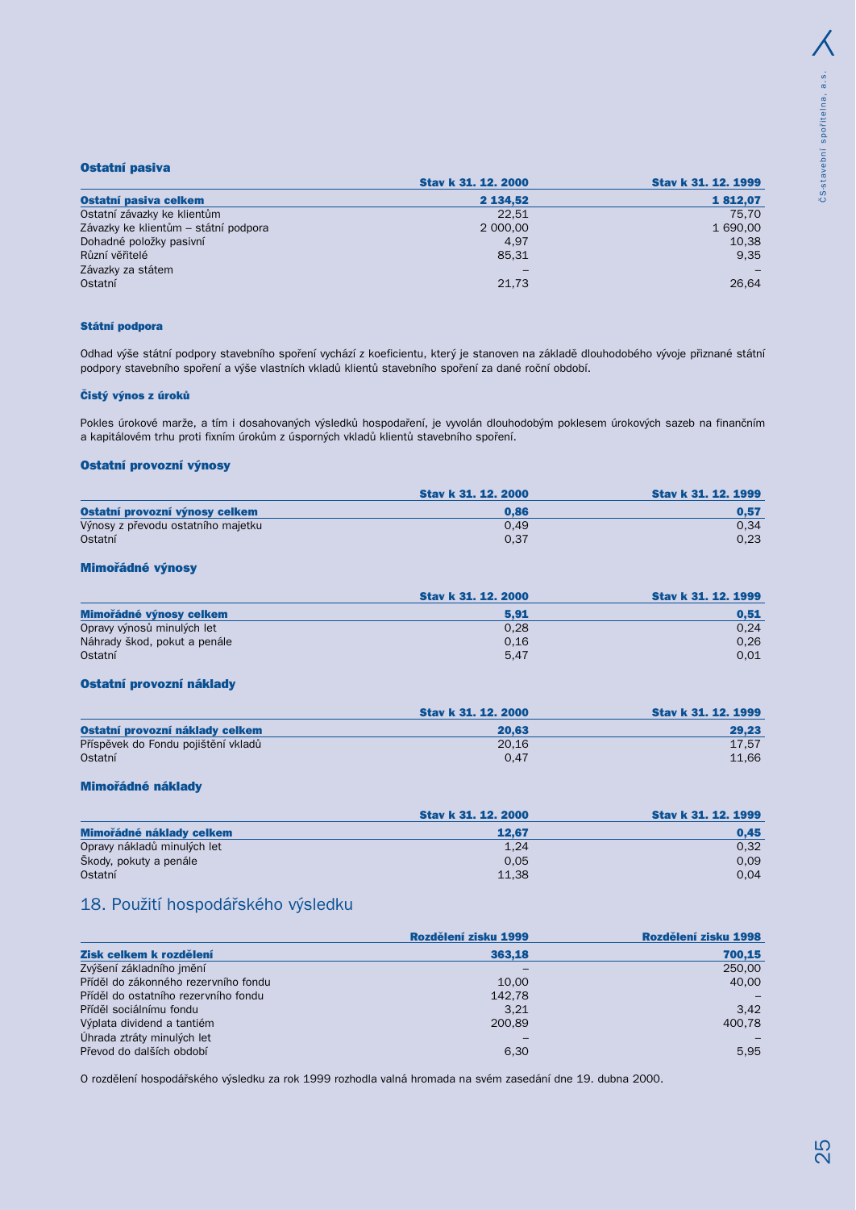### Ostatní pasiva

| | Stav k 31. 12. 2000 | Stav k 31. 12. 1999 |
|---|---|---|
| **Ostatní pasiva celkem** | **2 134,52** | **1 812,07** |
| Ostatní závazky ke klientům | 22,51 | 75,70 |
| Závazky ke klientům – státní podpora | 2 000,00 | 1 690,00 |
| Dohadné položky pasivní | 4,97 | 10,38 |
| Různí věřitelé | 85,31 | 9,35 |
| Závazky za státem | – | – |
| Ostatní | 21,73 | 26,64 |

#### Státní podpora

Odhad výše státní podpory stavebního spoření vychází z koeficientu, který je stanoven na základě dlouhodobého vývoje přiznané státní podpory stavebního spoření a výše vlastních vkladů klientů stavebního spoření za dané roční období.

#### Čistý výnos z úroků

Pokles úrokové marže, a tím i dosahovaných výsledků hospodaření, je vyvolán dlouhodobým poklesem úrokových sazeb na finančním a kapitálovém trhu proti fixním úrokům z úsporných vkladů klientů stavebního spoření.

### Ostatní provozní výnosy

| | Stav k 31. 12. 2000 | Stav k 31. 12. 1999 |
|---|---|---|
| **Ostatní provozní výnosy celkem** | **0,86** | **0,57** |
| Výnosy z převodu ostatního majetku | 0,49 | 0,34 |
| Ostatní | 0,37 | 0,23 |

### Mimořádné výnosy

| | Stav k 31. 12. 2000 | Stav k 31. 12. 1999 |
|---|---|---|
| **Mimořádné výnosy celkem** | **5,91** | **0,51** |
| Opravy výnosů minulých let | 0,28 | 0,24 |
| Náhrady škod, pokut a penále | 0,16 | 0,26 |
| Ostatní | 5,47 | 0,01 |

### Ostatní provozní náklady

| | Stav k 31. 12. 2000 | Stav k 31. 12. 1999 |
|---|---|---|
| **Ostatní provozní náklady celkem** | **20,63** | **29,23** |
| Příspěvek do Fondu pojištění vkladů | 20,16 | 17,57 |
| Ostatní | 0,47 | 11,66 |

### Mimořádné náklady

| | Stav k 31. 12. 2000 | Stav k 31. 12. 1999 |
|---|---|---|
| **Mimořádné náklady celkem** | **12,67** | **0,45** |
| Opravy nákladů minulých let | 1,24 | 0,32 |
| Škody, pokuty a penále | 0,05 | 0,09 |
| Ostatní | 11,38 | 0,04 |

## 18. Použití hospodářského výsledku

| | Rozdělení zisku 1999 | Rozdělení zisku 1998 |
|---|---|---|
| **Zisk celkem k rozdělení** | **363,18** | **700,15** |
| Zvýšení základního jmění | – | 250,00 |
| Příděl do zákonného rezervního fondu | 10,00 | 40,00 |
| Příděl do ostatního rezervního fondu | 142,78 | – |
| Příděl sociálnímu fondu | 3,21 | 3,42 |
| Výplata dividend a tantiém | 200,89 | 400,78 |
| Úhrada ztráty minulých let | – | – |
| Převod do dalších období | 6,30 | 5,95 |

O rozdělení hospodářského výsledku za rok 1999 rozhodla valná hromada na svém zasedání dne 19. dubna 2000.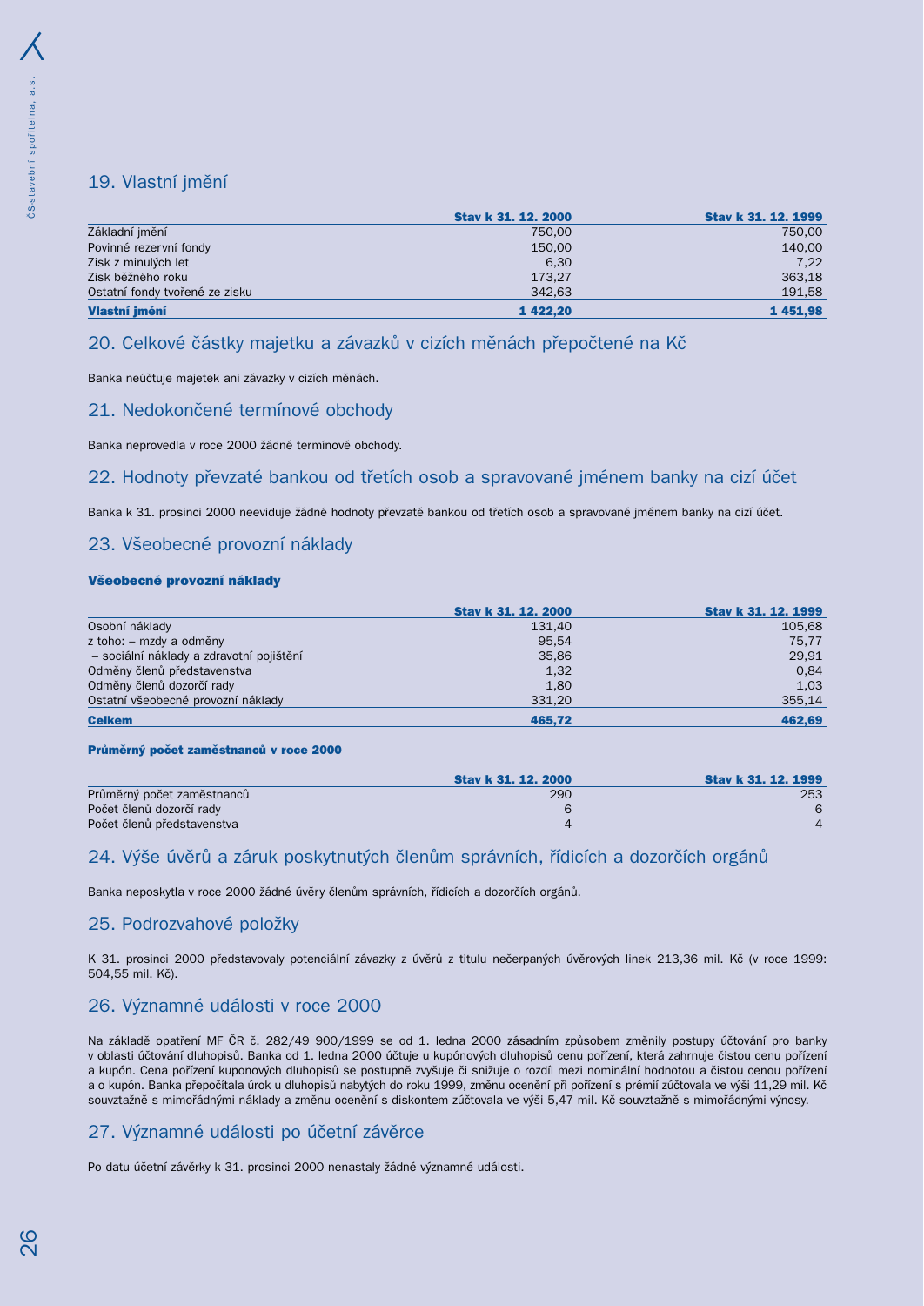## 19. Vlastní jmění

| | Stav k 31. 12. 2000 | Stav k 31. 12. 1999 |
|---|---|---|
| Základní jmění | 750,00 | 750,00 |
| Povinné rezervní fondy | 150,00 | 140,00 |
| Zisk z minulých let | 6,30 | 7,22 |
| Zisk běžného roku | 173,27 | 363,18 |
| Ostatní fondy tvořené ze zisku | 342,63 | 191,58 |
| **Vlastní jmění** | **1 422,20** | **1 451,98** |

## 20. Celkové částky majetku a závazků v cizích měnách přepočtené na Kč

Banka neúčtuje majetek ani závazky v cizích měnách.

## 21. Nedokončené termínové obchody

Banka neprovedla v roce 2000 žádné termínové obchody.

## 22. Hodnoty převzaté bankou od třetích osob a spravované jménem banky na cizí účet

Banka k 31. prosinci 2000 neeviduje žádné hodnoty převzaté bankou od třetích osob a spravované jménem banky na cizí účet.

## 23. Všeobecné provozní náklady

**Všeobecné provozní náklady**

| | Stav k 31. 12. 2000 | Stav k 31. 12. 1999 |
|---|---|---|
| Osobní náklady | 131,40 | 105,68 |
| z toho: – mzdy a odměny | 95,54 | 75,77 |
| – sociální náklady a zdravotní pojištění | 35,86 | 29,91 |
| Odměny členů představenstva | 1,32 | 0,84 |
| Odměny členů dozorčí rady | 1,80 | 1,03 |
| Ostatní všeobecné provozní náklady | 331,20 | 355,14 |
| **Celkem** | **465,72** | **462,69** |

**Průměrný počet zaměstnanců v roce 2000**

| | Stav k 31. 12. 2000 | Stav k 31. 12. 1999 |
|---|---|---|
| Průměrný počet zaměstnanců | 290 | 253 |
| Počet členů dozorčí rady | 6 | 6 |
| Počet členů představenstva | 4 | 4 |

## 24. Výše úvěrů a záruk poskytnutých členům správních, řídicích a dozorčích orgánů

Banka neposkytla v roce 2000 žádné úvěry členům správních, řídicích a dozorčích orgánů.

## 25. Podrozvahové položky

K 31. prosinci 2000 představovaly potenciální závazky z úvěrů z titulu nečerpaných úvěrových linek 213,36 mil. Kč (v roce 1999: 504,55 mil. Kč).

## 26. Významné události v roce 2000

Na základě opatření MF ČR č. 282/49 900/1999 se od 1. ledna 2000 zásadním způsobem změnily postupy účtování pro banky v oblasti účtování dluhopisů. Banka od 1. ledna 2000 účtuje u kupónových dluhopisů cenu pořízení, která zahrnuje čistou cenu pořízení a kupón. Cena pořízení kuponových dluhopisů se postupně zvyšuje či snižuje o rozdíl mezi nominální hodnotou a čistou cenou pořízení a o kupón. Banka přepočítala úrok u dluhopisů nabytých do roku 1999, změnu ocenění při pořízení s prémií zúčtovala ve výši 11,29 mil. Kč souvztažně s mimořádnými náklady a změnu ocenění s diskontem zúčtovala ve výši 5,47 mil. Kč souvztažně s mimořádnými výnosy.

## 27. Významné události po účetní závěrce

Po datu účetní závěrky k 31. prosinci 2000 nenastaly žádné významné události.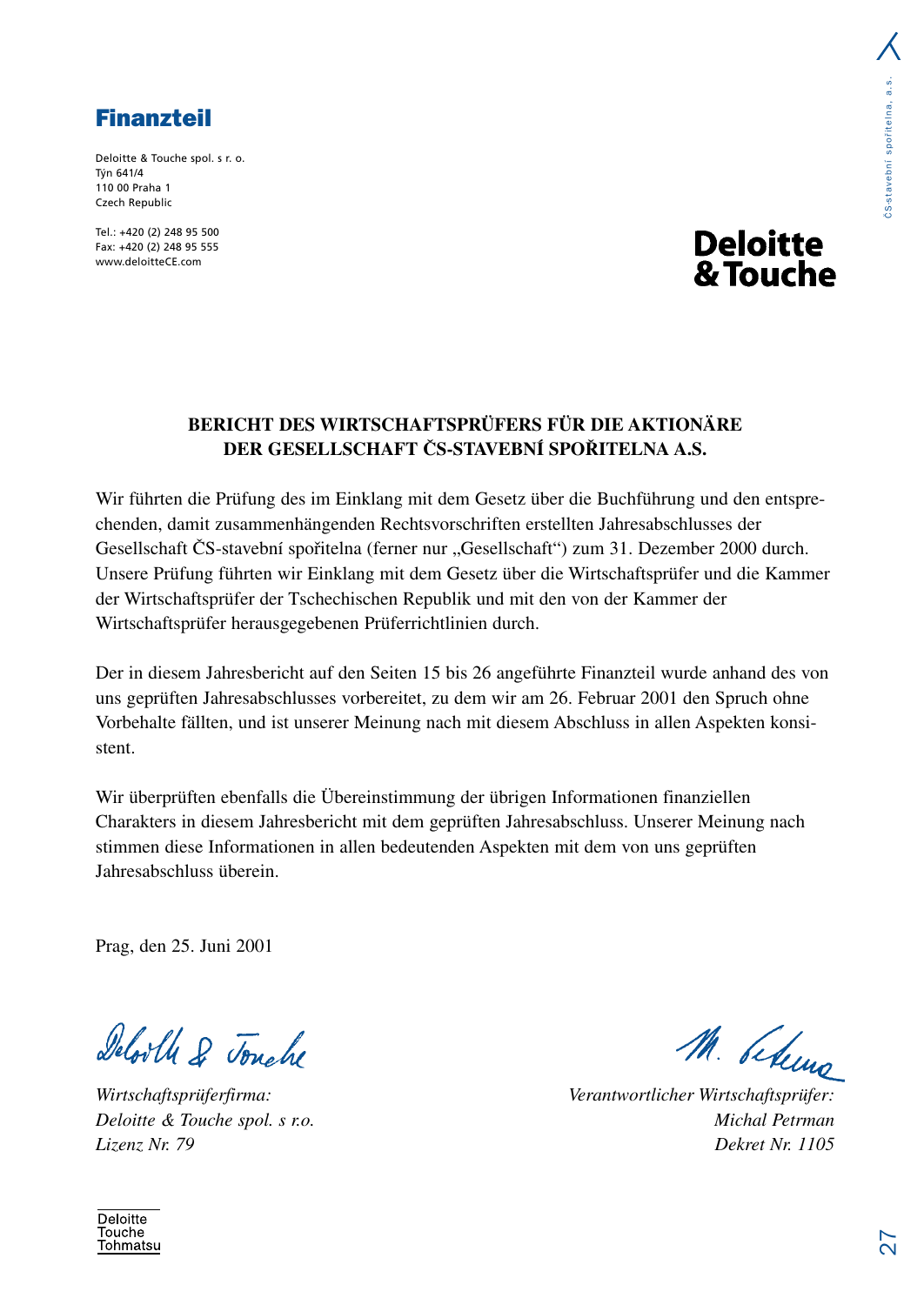# Finanzteil

Deloitte & Touche spol. s r. o.
Týn 641/4
110 00 Praha 1
Czech Republic

Tel.: +420 (2) 248 95 500
Fax: +420 (2) 248 95 555
www.deloitteCE.com

**Deloitte & Touche**

## BERICHT DES WIRTSCHAFTSPRÜFERS FÜR DIE AKTIONÄRE DER GESELLSCHAFT ČS-STAVEBNÍ SPOŘITELNA A.S.

Wir führten die Prüfung des im Einklang mit dem Gesetz über die Buchführung und den entsprechenden, damit zusammenhängenden Rechtsvorschriften erstellten Jahresabschlusses der Gesellschaft ČS-stavební spořitelna (ferner nur „Gesellschaft“) zum 31. Dezember 2000 durch. Unsere Prüfung führten wir Einklang mit dem Gesetz über die Wirtschaftsprüfer und die Kammer der Wirtschaftsprüfer der Tschechischen Republik und mit den von der Kammer der Wirtschaftsprüfer herausgegebenen Prüferrichtlinien durch.

Der in diesem Jahresbericht auf den Seiten 15 bis 26 angeführte Finanzteil wurde anhand des von uns geprüften Jahresabschlusses vorbereitet, zu dem wir am 26. Februar 2001 den Spruch ohne Vorbehalte fällten, und ist unserer Meinung nach mit diesem Abschluss in allen Aspekten konsistent.

Wir überprüften ebenfalls die Übereinstimmung der übrigen Informationen finanziellen Charakters in diesem Jahresbericht mit dem geprüften Jahresabschluss. Unserer Meinung nach stimmen diese Informationen in allen bedeutenden Aspekten mit dem von uns geprüften Jahresabschluss überein.

Prag, den 25. Juni 2001

*Wirtschaftsprüferfirma:*
*Deloitte & Touche spol. s r.o.*
*Lizenz Nr. 79*

*Verantwortlicher Wirtschaftsprüfer:*
*Michal Petrman*
*Dekret Nr. 1105*

Deloitte
Touche
Tohmatsu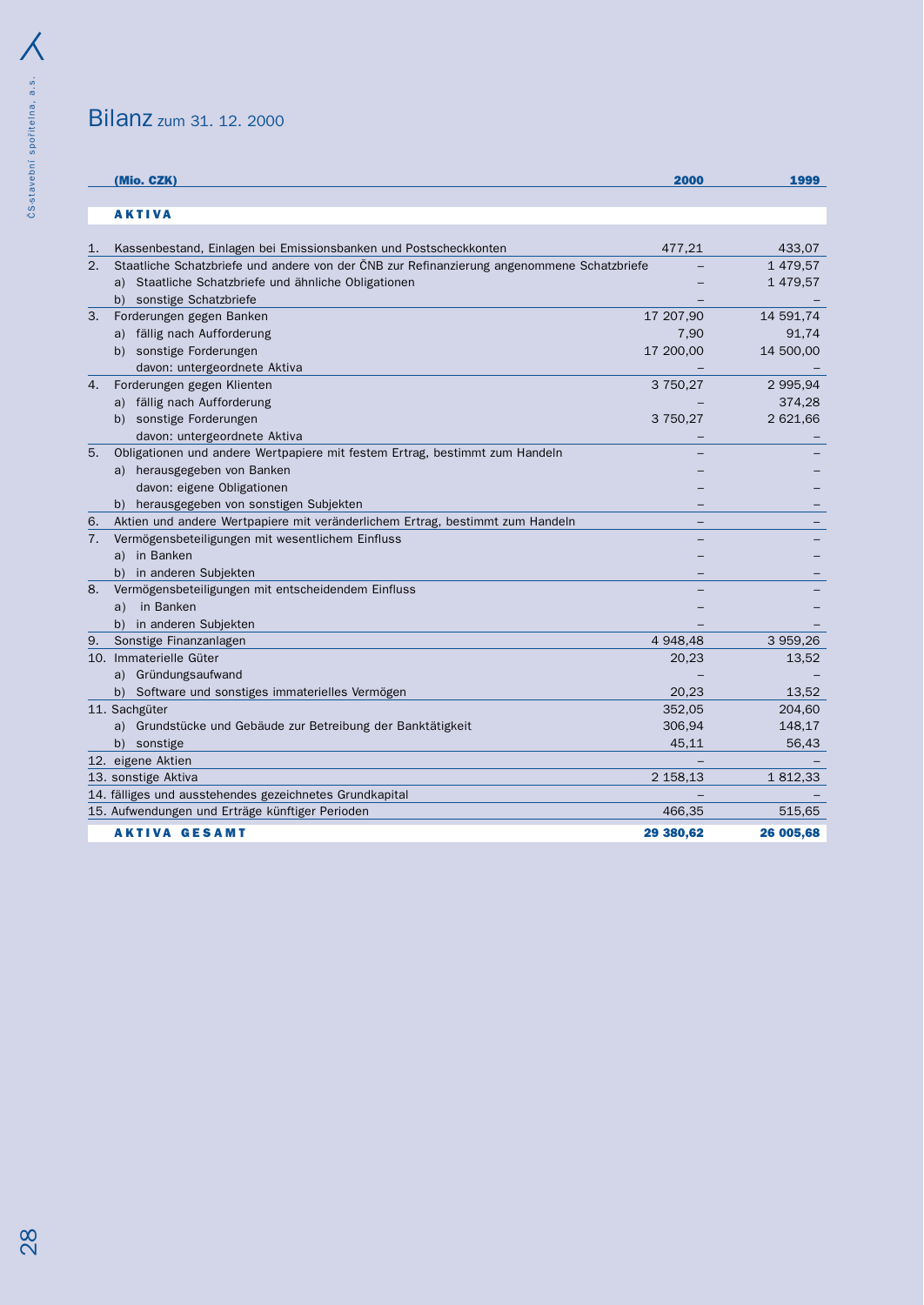# Bilanz zum 31. 12. 2000

| (Mio. CZK) | 2000 | 1999 |
|---|---|---|
| **AKTIVA** | | |
| 1. Kassenbestand, Einlagen bei Emissionsbanken und Postscheckkonten | 477,21 | 433,07 |
| 2. Staatliche Schatzbriefe und andere von der ČNB zur Refinanzierung angenommene Schatzbriefe | – | 1 479,57 |
| a) Staatliche Schatzbriefe und ähnliche Obligationen | – | 1 479,57 |
| b) sonstige Schatzbriefe | – | – |
| 3. Forderungen gegen Banken | 17 207,90 | 14 591,74 |
| a) fällig nach Aufforderung | 7,90 | 91,74 |
| b) sonstige Forderungen | 17 200,00 | 14 500,00 |
| davon: untergeordnete Aktiva | – | – |
| 4. Forderungen gegen Klienten | 3 750,27 | 2 995,94 |
| a) fällig nach Aufforderung | – | 374,28 |
| b) sonstige Forderungen | 3 750,27 | 2 621,66 |
| davon: untergeordnete Aktiva | – | – |
| 5. Obligationen und andere Wertpapiere mit festem Ertrag, bestimmt zum Handeln | – | – |
| a) herausgegeben von Banken | – | – |
| davon: eigene Obligationen | – | – |
| b) herausgegeben von sonstigen Subjekten | – | – |
| 6. Aktien und andere Wertpapiere mit veränderlichem Ertrag, bestimmt zum Handeln | – | – |
| 7. Vermögensbeteiligungen mit wesentlichem Einfluss | – | – |
| a) in Banken | – | – |
| b) in anderen Subjekten | – | – |
| 8. Vermögensbeteiligungen mit entscheidendem Einfluss | – | – |
| a) in Banken | – | – |
| b) in anderen Subjekten | – | – |
| 9. Sonstige Finanzanlagen | 4 948,48 | 3 959,26 |
| 10. Immaterielle Güter | 20,23 | 13,52 |
| a) Gründungsaufwand | – | – |
| b) Software und sonstiges immaterielles Vermögen | 20,23 | 13,52 |
| 11. Sachgüter | 352,05 | 204,60 |
| a) Grundstücke und Gebäude zur Betreibung der Banktätigkeit | 306,94 | 148,17 |
| b) sonstige | 45,11 | 56,43 |
| 12. eigene Aktien | – | – |
| 13. sonstige Aktiva | 2 158,13 | 1 812,33 |
| 14. fälliges und ausstehendes gezeichnetes Grundkapital | – | – |
| 15. Aufwendungen und Erträge künftiger Perioden | 466,35 | 515,65 |
| **AKTIVA GESAMT** | **29 380,62** | **26 005,68** |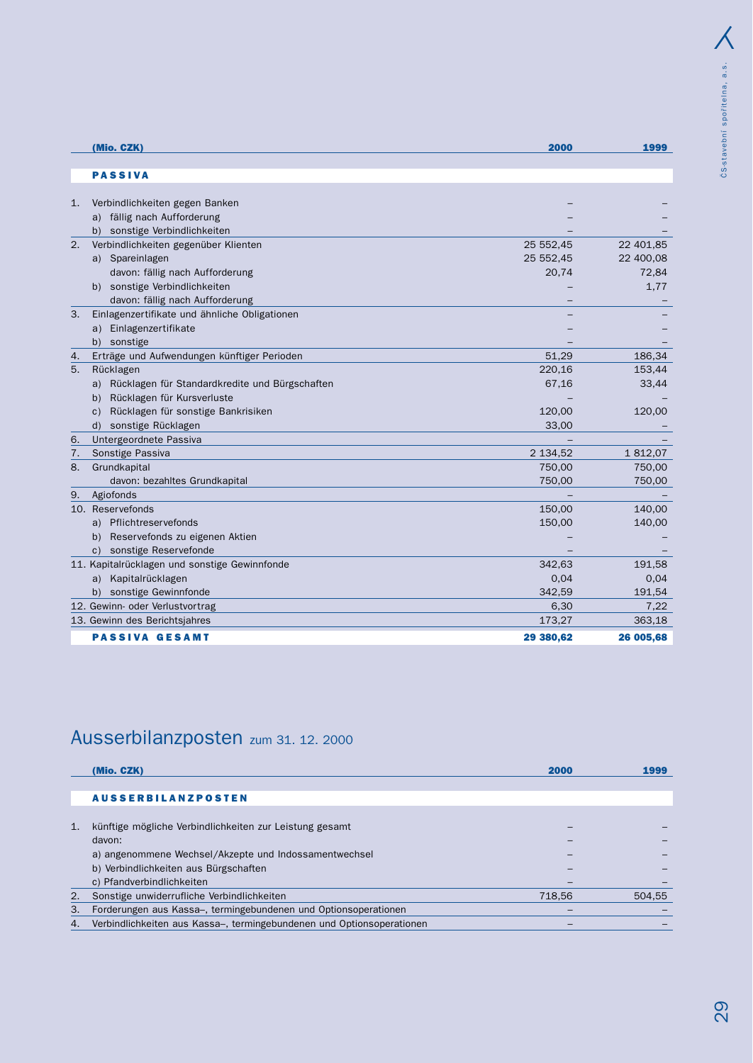| | (Mio. CZK) | 2000 | 1999 |
|---|---|---|---|
| | **PASSIVA** | | |
| 1. | Verbindlichkeiten gegen Banken | – | – |
| | a) fällig nach Aufforderung | – | – |
| | b) sonstige Verbindlichkeiten | – | – |
| 2. | Verbindlichkeiten gegenüber Klienten | 25 552,45 | 22 401,85 |
| | a) Spareinlagen | 25 552,45 | 22 400,08 |
| | davon: fällig nach Aufforderung | 20,74 | 72,84 |
| | b) sonstige Verbindlichkeiten | – | 1,77 |
| | davon: fällig nach Aufforderung | – | – |
| 3. | Einlagenzertifikate und ähnliche Obligationen | – | – |
| | a) Einlagenzertifikate | – | – |
| | b) sonstige | – | – |
| 4. | Erträge und Aufwendungen künftiger Perioden | 51,29 | 186,34 |
| 5. | Rücklagen | 220,16 | 153,44 |
| | a) Rücklagen für Standardkredite und Bürgschaften | 67,16 | 33,44 |
| | b) Rücklagen für Kursverluste | – | – |
| | c) Rücklagen für sonstige Bankrisiken | 120,00 | 120,00 |
| | d) sonstige Rücklagen | 33,00 | – |
| 6. | Untergeordnete Passiva | – | – |
| 7. | Sonstige Passiva | 2 134,52 | 1 812,07 |
| 8. | Grundkapital | 750,00 | 750,00 |
| | davon: bezahltes Grundkapital | 750,00 | 750,00 |
| 9. | Agiofonds | – | – |
| 10. | Reservefonds | 150,00 | 140,00 |
| | a) Pflichtreservefonds | 150,00 | 140,00 |
| | b) Reservefonds zu eigenen Aktien | – | – |
| | c) sonstige Reservefonde | – | – |
| 11. | Kapitalrücklagen und sonstige Gewinnfonde | 342,63 | 191,58 |
| | a) Kapitalrücklagen | 0,04 | 0,04 |
| | b) sonstige Gewinnfonde | 342,59 | 191,54 |
| 12. | Gewinn- oder Verlustvortrag | 6,30 | 7,22 |
| 13. | Gewinn des Berichtsjahres | 173,27 | 363,18 |
| | **PASSIVA GESAMT** | **29 380,62** | **26 005,68** |

# Ausserbilanzposten zum 31. 12. 2000

| | (Mio. CZK) | 2000 | 1999 |
|---|---|---|---|
| | **AUSSERBILANZPOSTEN** | | |
| 1. | künftige mögliche Verbindlichkeiten zur Leistung gesamt | – | – |
| | davon: | – | – |
| | a) angenommene Wechsel/Akzepte und Indossamentwechsel | – | – |
| | b) Verbindlichkeiten aus Bürgschaften | – | – |
| | c) Pfandverbindlichkeiten | – | – |
| 2. | Sonstige unwiderrufliche Verbindlichkeiten | 718,56 | 504,55 |
| 3. | Forderungen aus Kassa–, termingebundenen und Optionsoperationen | – | – |
| 4. | Verbindlichkeiten aus Kassa–, termingebundenen und Optionsoperationen | – | – |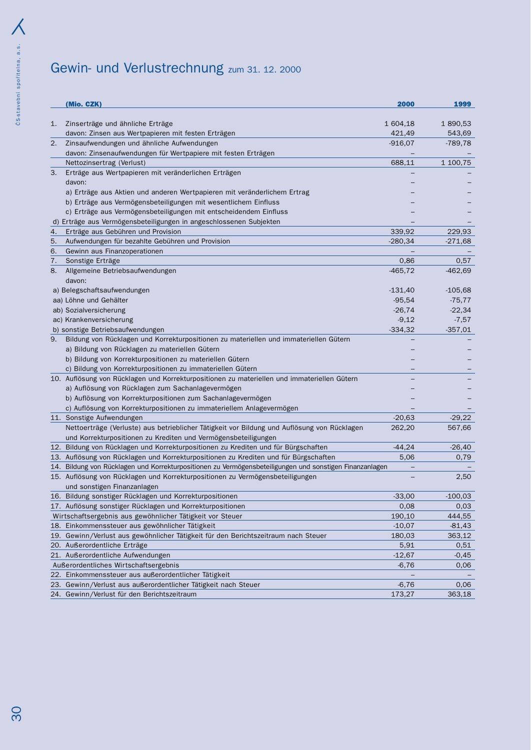# Gewin- und Verlustrechnung zum 31. 12. 2000

| (Mio. CZK) | 2000 | 1999 |
|---|---|---|
| 1. Zinserträge und ähnliche Erträge | 1 604,18 | 1 890,53 |
| davon: Zinsen aus Wertpapieren mit festen Erträgen | 421,49 | 543,69 |
| 2. Zinsaufwendungen und ähnliche Aufwendungen | -916,07 | -789,78 |
| davon: Zinsenaufwendungen für Wertpapiere mit festen Erträgen | – | – |
| Nettozinsertrag (Verlust) | 688,11 | 1 100,75 |
| 3. Erträge aus Wertpapieren mit veränderlichen Erträgen | – | – |
| davon: | – | – |
| a) Erträge aus Aktien und anderen Wertpapieren mit veränderlichem Ertrag | – | – |
| b) Erträge aus Vermögensbeteiligungen mit wesentlichem Einfluss | – | – |
| c) Erträge aus Vermögensbeteiligungen mit entscheidendem Einfluss | – | – |
| d) Erträge aus Vermögensbeteiligungen in angeschlossenen Subjekten | – | – |
| 4. Erträge aus Gebühren und Provision | 339,92 | 229,93 |
| 5. Aufwendungen für bezahlte Gebühren und Provision | -280,34 | -271,68 |
| 6. Gewinn aus Finanzoperationen | – | – |
| 7. Sonstige Erträge | 0,86 | 0,57 |
| 8. Allgemeine Betriebsaufwendungen | -465,72 | -462,69 |
| davon: | | |
| a) Belegschaftsaufwendungen | -131,40 | -105,68 |
| aa) Löhne und Gehälter | -95,54 | -75,77 |
| ab) Sozialversicherung | -26,74 | -22,34 |
| ac) Krankenversicherung | -9,12 | -7,57 |
| b) sonstige Betriebsaufwendungen | -334,32 | -357,01 |
| 9. Bildung von Rücklagen und Korrekturpositionen zu materiellen und immateriellen Gütern | – | – |
| a) Bildung von Rücklagen zu materiellen Gütern | – | – |
| b) Bildung von Korrekturpositionen zu materiellen Gütern | – | – |
| c) Bildung von Korrekturpositionen zu immateriellen Gütern | – | – |
| 10. Auflösung von Rücklagen und Korrekturpositionen zu materiellen und immateriellen Gütern | – | – |
| a) Auflösung von Rücklagen zum Sachanlagevermögen | – | – |
| b) Auflösung von Korrekturpositionen zum Sachanlagevermögen | – | – |
| c) Auflösung von Korrekturpositionen zu immateriellem Anlagevermögen | – | – |
| 11. Sonstige Aufwendungen | -20,63 | -29,22 |
| Nettoerträge (Verluste) aus betrieblicher Tätigkeit vor Bildung und Auflösung von Rücklagen und Korrekturpositionen zu Krediten und Vermögensbeteiligungen | 262,20 | 567,66 |
| 12. Bildung von Rücklagen und Korrekturpositionen zu Krediten und für Bürgschaften | -44,24 | -26,40 |
| 13. Auflösung von Rücklagen und Korrekturpositionen zu Krediten und für Bürgschaften | 5,06 | 0,79 |
| 14. Bildung von Rücklagen und Korrekturpositionen zu Vermögensbeteiligungen und sonstigen Finanzanlagen | – | – |
| 15. Auflösung von Rücklagen und Korrekturpositionen zu Vermögensbeteiligungen und sonstigen Finanzanlagen | – | 2,50 |
| 16. Bildung sonstiger Rücklagen und Korrekturpositionen | -33,00 | -100,03 |
| 17. Auflösung sonstiger Rücklagen und Korrekturpositionen | 0,08 | 0,03 |
| Wirtschaftsergebnis aus gewöhnlicher Tätigkeit vor Steuer | 190,10 | 444,55 |
| 18. Einkommenssteuer aus gewöhnlicher Tätigkeit | -10,07 | -81,43 |
| 19. Gewinn/Verlust aus gewöhnlicher Tätigkeit für den Berichtszeitraum nach Steuer | 180,03 | 363,12 |
| 20. Außerordentliche Erträge | 5,91 | 0,51 |
| 21. Außerordentliche Aufwendungen | -12,67 | -0,45 |
| Außerordentliches Wirtschaftsergebnis | -6,76 | 0,06 |
| 22. Einkommenssteuer aus außerordentlicher Tätigkeit | – | – |
| 23. Gewinn/Verlust aus außerordentlicher Tätigkeit nach Steuer | -6,76 | 0,06 |
| 24. Gewinn/Verlust für den Berichtszeitraum | 173,27 | 363,18 |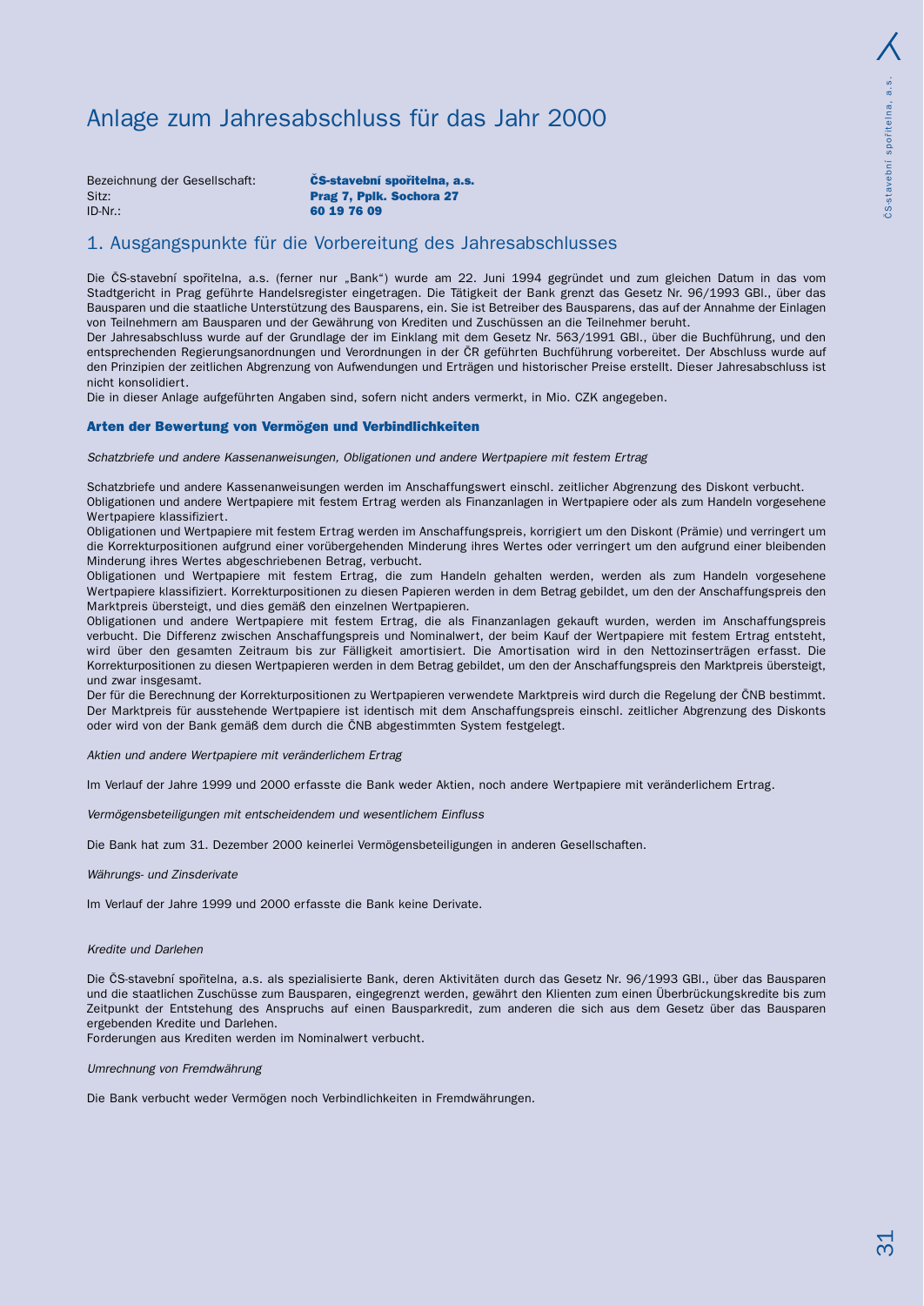# Anlage zum Jahresabschluss für das Jahr 2000

Bezeichnung der Gesellschaft: **ČS-stavební spořitelna, a.s.**
Sitz: **Prag 7, Pplk. Sochora 27**
ID-Nr.: **60 19 76 09**

## 1. Ausgangspunkte für die Vorbereitung des Jahresabschlusses

Die ČS-stavební spořitelna, a.s. (ferner nur „Bank") wurde am 22. Juni 1994 gegründet und zum gleichen Datum in das vom Stadtgericht in Prag geführte Handelsregister eingetragen. Die Tätigkeit der Bank grenzt das Gesetz Nr. 96/1993 GBl., über das Bausparen und die staatliche Unterstützung des Bausparens, ein. Sie ist Betreiber des Bausparens, das auf der Annahme der Einlagen von Teilnehmern am Bausparen und der Gewährung von Krediten und Zuschüssen an die Teilnehmer beruht.
Der Jahresabschluss wurde auf der Grundlage der im Einklang mit dem Gesetz Nr. 563/1991 GBl., über die Buchführung, und den entsprechenden Regierungsanordnungen und Verordnungen in der ČR geführten Buchführung vorbereitet. Der Abschluss wurde auf den Prinzipien der zeitlichen Abgrenzung von Aufwendungen und Erträgen und historischer Preise erstellt. Dieser Jahresabschluss ist nicht konsolidiert.
Die in dieser Anlage aufgeführten Angaben sind, sofern nicht anders vermerkt, in Mio. CZK angegeben.

### Arten der Bewertung von Vermögen und Verbindlichkeiten

*Schatzbriefe und andere Kassenanweisungen, Obligationen und andere Wertpapiere mit festem Ertrag*

Schatzbriefe und andere Kassenanweisungen werden im Anschaffungswert einschl. zeitlicher Abgrenzung des Diskont verbucht.
Obligationen und andere Wertpapiere mit festem Ertrag werden als Finanzanlagen in Wertpapiere oder als zum Handeln vorgesehene Wertpapiere klassifiziert.
Obligationen und Wertpapiere mit festem Ertrag werden im Anschaffungspreis, korrigiert um den Diskont (Prämie) und verringert um die Korrekturpositionen aufgrund einer vorübergehenden Minderung ihres Wertes oder verringert um den aufgrund einer bleibenden Minderung ihres Wertes abgeschriebenen Betrag, verbucht.
Obligationen und Wertpapiere mit festem Ertrag, die zum Handeln gehalten werden, werden als zum Handeln vorgesehene Wertpapiere klassifiziert. Korrekturpositionen zu diesen Papieren werden in dem Betrag gebildet, um den der Anschaffungspreis den Marktpreis übersteigt, und dies gemäß den einzelnen Wertpapieren.
Obligationen und andere Wertpapiere mit festem Ertrag, die als Finanzanlagen gekauft wurden, werden im Anschaffungspreis verbucht. Die Differenz zwischen Anschaffungspreis und Nominalwert, der beim Kauf der Wertpapiere mit festem Ertrag entsteht, wird über den gesamten Zeitraum bis zur Fälligkeit amortisiert. Die Amortisation wird in den Nettozinserträgen erfasst. Die Korrekturpositionen zu diesen Wertpapieren werden in dem Betrag gebildet, um den der Anschaffungspreis den Marktpreis übersteigt, und zwar insgesamt.
Der für die Berechnung der Korrekturpositionen zu Wertpapieren verwendete Marktpreis wird durch die Regelung der ČNB bestimmt. Der Marktpreis für ausstehende Wertpapiere ist identisch mit dem Anschaffungspreis einschl. zeitlicher Abgrenzung des Diskonts oder wird von der Bank gemäß dem durch die ČNB abgestimmten System festgelegt.

*Aktien und andere Wertpapiere mit veränderlichem Ertrag*

Im Verlauf der Jahre 1999 und 2000 erfasste die Bank weder Aktien, noch andere Wertpapiere mit veränderlichem Ertrag.

*Vermögensbeteiligungen mit entscheidendem und wesentlichem Einfluss*

Die Bank hat zum 31. Dezember 2000 keinerlei Vermögensbeteiligungen in anderen Gesellschaften.

*Währungs- und Zinsderivate*

Im Verlauf der Jahre 1999 und 2000 erfasste die Bank keine Derivate.

*Kredite und Darlehen*

Die ČS-stavební spořitelna, a.s. als spezialisierte Bank, deren Aktivitäten durch das Gesetz Nr. 96/1993 GBl., über das Bausparen und die staatlichen Zuschüsse zum Bausparen, eingegrenzt werden, gewährt den Klienten zum einen Überbrückungskredite bis zum Zeitpunkt der Entstehung des Anspruchs auf einen Bausparkredit, zum anderen die sich aus dem Gesetz über das Bausparen ergebenden Kredite und Darlehen.
Forderungen aus Krediten werden im Nominalwert verbucht.

*Umrechnung von Fremdwährung*

Die Bank verbucht weder Vermögen noch Verbindlichkeiten in Fremdwährungen.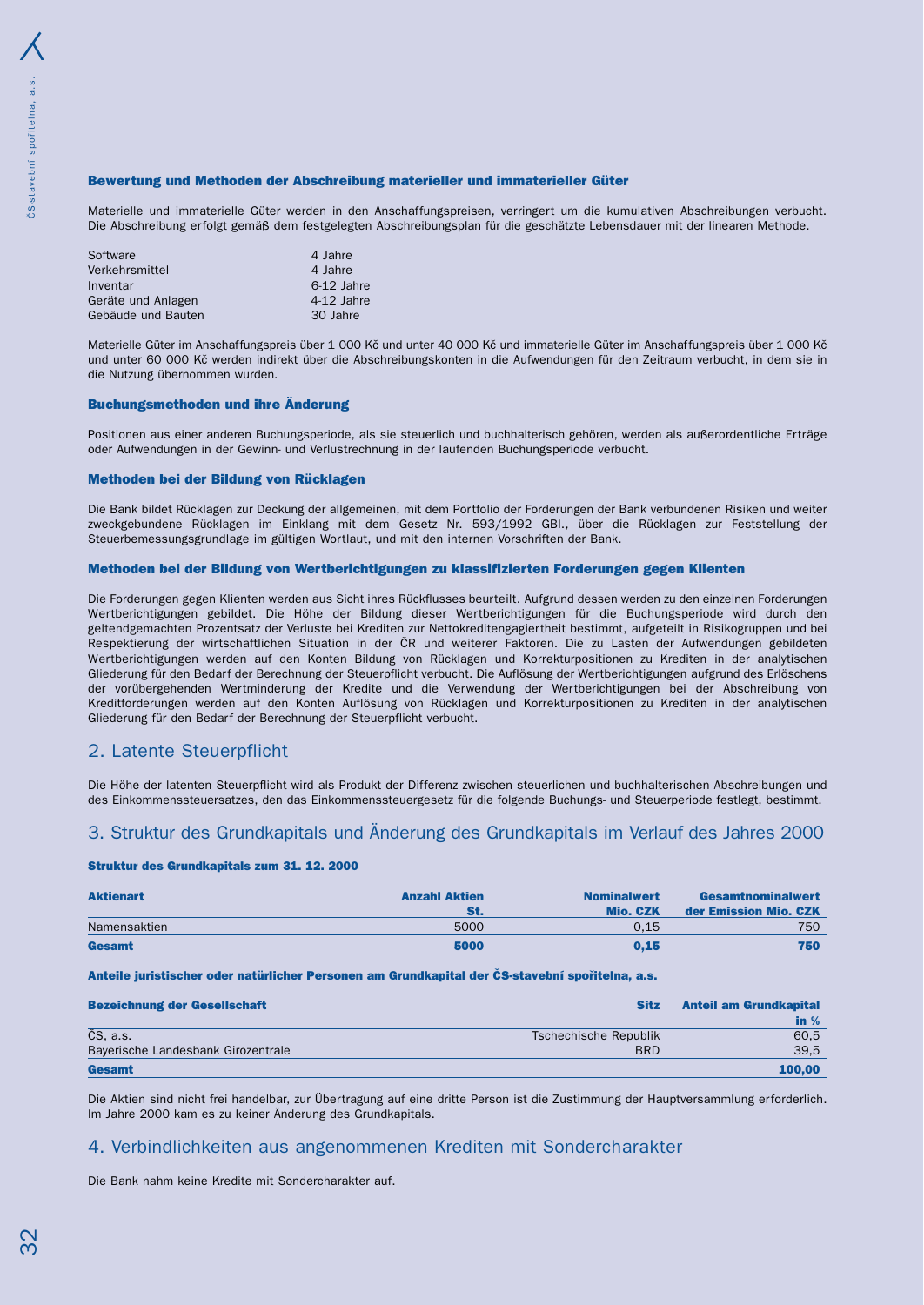### Bewertung und Methoden der Abschreibung materieller und immaterieller Güter

Materielle und immaterielle Güter werden in den Anschaffungspreisen, verringert um die kumulativen Abschreibungen verbucht. Die Abschreibung erfolgt gemäß dem festgelegten Abschreibungsplan für die geschätzte Lebensdauer mit der linearen Methode.

| | |
|---|---|
| Software | 4 Jahre |
| Verkehrsmittel | 4 Jahre |
| Inventar | 6-12 Jahre |
| Geräte und Anlagen | 4-12 Jahre |
| Gebäude und Bauten | 30 Jahre |

Materielle Güter im Anschaffungspreis über 1 000 Kč und unter 40 000 Kč und immaterielle Güter im Anschaffungspreis über 1 000 Kč und unter 60 000 Kč werden indirekt über die Abschreibungskonten in die Aufwendungen für den Zeitraum verbucht, in dem sie in die Nutzung übernommen wurden.

### Buchungsmethoden und ihre Änderung

Positionen aus einer anderen Buchungsperiode, als sie steuerlich und buchhalterisch gehören, werden als außerordentliche Erträge oder Aufwendungen in der Gewinn- und Verlustrechnung in der laufenden Buchungsperiode verbucht.

### Methoden bei der Bildung von Rücklagen

Die Bank bildet Rücklagen zur Deckung der allgemeinen, mit dem Portfolio der Forderungen der Bank verbundenen Risiken und weiter zweckgebundene Rücklagen im Einklang mit dem Gesetz Nr. 593/1992 GBl., über die Rücklagen zur Feststellung der Steuerbemessungsgrundlage im gültigen Wortlaut, und mit den internen Vorschriften der Bank.

### Methoden bei der Bildung von Wertberichtigungen zu klassifizierten Forderungen gegen Klienten

Die Forderungen gegen Klienten werden aus Sicht ihres Rückflusses beurteilt. Aufgrund dessen werden zu den einzelnen Forderungen Wertberichtigungen gebildet. Die Höhe der Bildung dieser Wertberichtigungen für die Buchungsperiode wird durch den geltendgemachten Prozentsatz der Verluste bei Krediten zur Nettokreditengagiertheit bestimmt, aufgeteilt in Risikogruppen und bei Respektierung der wirtschaftlichen Situation in der ČR und weiterer Faktoren. Die zu Lasten der Aufwendungen gebildeten Wertberichtigungen werden auf den Konten Bildung von Rücklagen und Korrekturpositionen zu Krediten in der analytischen Gliederung für den Bedarf der Berechnung der Steuerpflicht verbucht. Die Auflösung der Wertberichtigungen aufgrund des Erlöschens der vorübergehenden Wertminderung der Kredite und die Verwendung der Wertberichtigungen bei der Abschreibung von Kreditforderungen werden auf den Konten Auflösung von Rücklagen und Korrekturpositionen zu Krediten in der analytischen Gliederung für den Bedarf der Berechnung der Steuerpflicht verbucht.

## 2. Latente Steuerpflicht

Die Höhe der latenten Steuerpflicht wird als Produkt der Differenz zwischen steuerlichen und buchhalterischen Abschreibungen und des Einkommenssteuersatzes, den das Einkommenssteuergesetz für die folgende Buchungs- und Steuerperiode festlegt, bestimmt.

## 3. Struktur des Grundkapitals und Änderung des Grundkapitals im Verlauf des Jahres 2000

### Struktur des Grundkapitals zum 31. 12. 2000

| Aktienart | Anzahl Aktien St. | Nominalwert Mio. CZK | Gesamtnominalwert der Emission Mio. CZK |
|---|---|---|---|
| Namensaktien | 5000 | 0,15 | 750 |
| **Gesamt** | **5000** | **0,15** | **750** |

### Anteile juristischer oder natürlicher Personen am Grundkapital der ČS-stavební spořitelna, a.s.

| Bezeichnung der Gesellschaft | Sitz | Anteil am Grundkapital in % |
|---|---|---|
| ČS, a.s. | Tschechische Republik | 60,5 |
| Bayerische Landesbank Girozentrale | BRD | 39,5 |
| **Gesamt** | | **100,00** |

Die Aktien sind nicht frei handelbar, zur Übertragung auf eine dritte Person ist die Zustimmung der Hauptversammlung erforderlich. Im Jahre 2000 kam es zu keiner Änderung des Grundkapitals.

## 4. Verbindlichkeiten aus angenommenen Krediten mit Sondercharakter

Die Bank nahm keine Kredite mit Sondercharakter auf.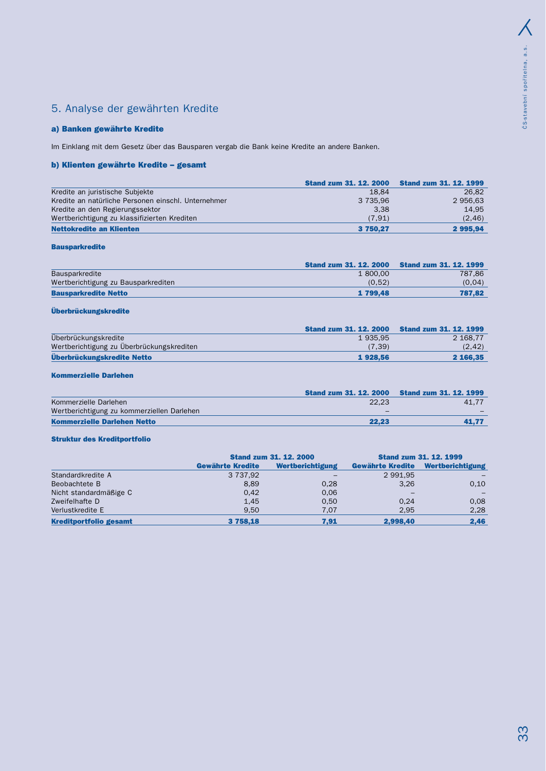## 5. Analyse der gewährten Kredite

### a) Banken gewährte Kredite

Im Einklang mit dem Gesetz über das Bausparen vergab die Bank keine Kredite an andere Banken.

### b) Klienten gewährte Kredite – gesamt

| | Stand zum 31. 12. 2000 | Stand zum 31. 12. 1999 |
|---|---|---|
| Kredite an juristische Subjekte | 18,84 | 26,82 |
| Kredite an natürliche Personen einschl. Unternehmer | 3 735,96 | 2 956,63 |
| Kredite an den Regierungssektor | 3,38 | 14,95 |
| Wertberichtigung zu klassifizierten Krediten | (7,91) | (2,46) |
| **Nettokredite an Klienten** | **3 750,27** | **2 995,94** |

#### Bausparkredite

| | Stand zum 31. 12. 2000 | Stand zum 31. 12. 1999 |
|---|---|---|
| Bausparkredite | 1 800,00 | 787,86 |
| Wertberichtigung zu Bausparkrediten | (0,52) | (0,04) |
| **Bausparkredite Netto** | **1 799,48** | **787,82** |

#### Überbrückungskredite

| | Stand zum 31. 12. 2000 | Stand zum 31. 12. 1999 |
|---|---|---|
| Überbrückungskredite | 1 935,95 | 2 168,77 |
| Wertberichtigung zu Überbrückungskrediten | (7,39) | (2,42) |
| **Überbrückungskredite Netto** | **1 928,56** | **2 166,35** |

#### Kommerzielle Darlehen

| | Stand zum 31. 12. 2000 | Stand zum 31. 12. 1999 |
|---|---|---|
| Kommerzielle Darlehen | 22,23 | 41,77 |
| Wertberichtigung zu kommerziellen Darlehen | – | – |
| **Kommerzielle Darlehen Netto** | **22,23** | **41,77** |

#### Struktur des Kreditportfolio

| | Stand zum 31. 12. 2000 | | Stand zum 31. 12. 1999 | |
|---|---|---|---|---|
| | Gewährte Kredite | Wertberichtigung | Gewährte Kredite | Wertberichtigung |
| Standardkredite A | 3 737,92 | – | 2 991,95 | – |
| Beobachtete B | 8,89 | 0,28 | 3,26 | 0,10 |
| Nicht standardmäßige C | 0,42 | 0,06 | – | – |
| Zweifelhafte D | 1,45 | 0,50 | 0,24 | 0,08 |
| Verlustkredite E | 9,50 | 7,07 | 2,95 | 2,28 |
| **Kreditportfolio gesamt** | **3 758,18** | **7,91** | **2,998,40** | **2,46** |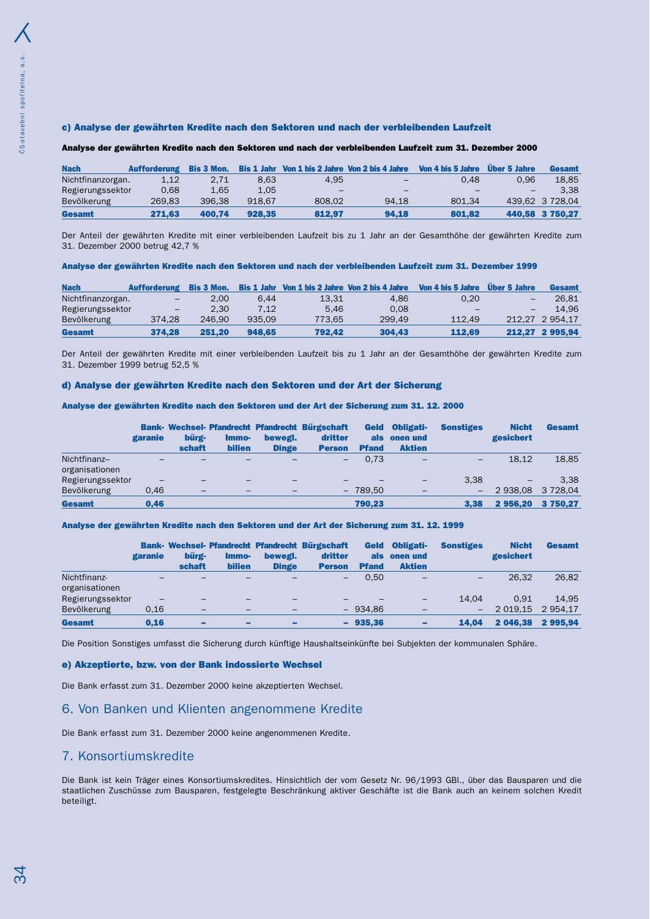#### c) Analyse der gewährten Kredite nach den Sektoren und nach der verbleibenden Laufzeit

**Analyse der gewährten Kredite nach den Sektoren und nach der verbleibenden Laufzeit zum 31. Dezember 2000**

| Nach | Aufforderung | Bis 3 Mon. | Bis 1 Jahr | Von 1 bis 2 Jahre | Von 2 bis 4 Jahre | Von 4 bis 5 Jahre | Über 5 Jahre | Gesamt |
|---|---|---|---|---|---|---|---|---|
| Nichtfinanzorgan. | 1,12 | 2,71 | 8,63 | 4,95 | – | 0,48 | 0,96 | 18,85 |
| Regierungssektor | 0,68 | 1,65 | 1,05 | – | – | – | – | 3,38 |
| Bevölkerung | 269,83 | 396,38 | 918,67 | 808,02 | 94,18 | 801,34 | 439,62 | 3 728,04 |
| **Gesamt** | **271,63** | **400,74** | **928,35** | **812,97** | **94,18** | **801,82** | **440,58** | **3 750,27** |

Der Anteil der gewährten Kredite mit einer verbleibenden Laufzeit bis zu 1 Jahr an der Gesamthöhe der gewährten Kredite zum 31. Dezember 2000 betrug 42,7 %

**Analyse der gewährten Kredite nach den Sektoren und nach der verbleibenden Laufzeit zum 31. Dezember 1999**

| Nach | Aufforderung | Bis 3 Mon. | Bis 1 Jahr | Von 1 bis 2 Jahre | Von 2 bis 4 Jahre | Von 4 bis 5 Jahre | Über 5 Jahre | Gesamt |
|---|---|---|---|---|---|---|---|---|
| Nichtfinanzorgan. | – | 2,00 | 6,44 | 13,31 | 4,86 | 0,20 | – | 26,81 |
| Regierungssektor | – | 2,30 | 7,12 | 5,46 | 0,08 | – | – | 14,96 |
| Bevölkerung | 374,28 | 246,90 | 935,09 | 773,65 | 299,49 | 112,49 | 212,27 | 2 954,17 |
| **Gesamt** | **374,28** | **251,20** | **948,65** | **792,42** | **304,43** | **112,69** | **212,27** | **2 995,94** |

Der Anteil der gewährten Kredite mit einer verbleibenden Laufzeit bis zu 1 Jahr an der Gesamthöhe der gewährten Kredite zum 31. Dezember 1999 betrug 52,5 %

#### d) Analyse der gewährten Kredite nach den Sektoren und der Art der Sicherung

**Analyse der gewährten Kredite nach den Sektoren und der Art der Sicherung zum 31. 12. 2000**

| | Bank-garanie | Wechsel-bűrg-schaft | Pfandrecht Immo-bilien | Pfandrecht bewegl. Dinge | Bűrgschaft dritter Person | Geld als Pfand | Obligati-onen und Aktien | Sonstiges | Nicht gesichert | Gesamt |
|---|---|---|---|---|---|---|---|---|---|---|
| Nichtfinanz–organisationen | – | – | – | – | – | 0,73 | – | – | 18,12 | 18,85 |
| Regierungssektor | – | – | – | – | – | – | – | 3,38 | – | 3,38 |
| Bevölkerung | 0,46 | – | – | – | – | 789,50 | – | – | 2 938,08 | 3 728,04 |
| **Gesamt** | **0,46** | | | | | **790,23** | | **3,38** | **2 956,20** | **3 750,27** |

**Analyse der gewährten Kredite nach den Sektoren und der Art der Sicherung zum 31. 12. 1999**

| | Bank-garanie | Wechsel-bűrg-schaft | Pfandrecht Immo-bilien | Pfandrecht bewegl. Dinge | Bűrgschaft dritter Person | Geld als Pfand | Obligati-onen und Aktien | Sonstiges | Nicht gesichert | Gesamt |
|---|---|---|---|---|---|---|---|---|---|---|
| Nichtfinanz-organisationen | – | – | – | – | – | 0,50 | – | – | 26,32 | 26,82 |
| Regierungssektor | – | – | – | – | – | – | – | 14,04 | 0,91 | 14,95 |
| Bevölkerung | 0,16 | – | – | – | – | 934,86 | – | – | 2 019,15 | 2 954,17 |
| **Gesamt** | **0,16** | **–** | **–** | **–** | **–** | **935,36** | **–** | **14,04** | **2 046,38** | **2 995,94** |

Die Position Sonstiges umfasst die Sicherung durch künftige Haushaltseinkünfte bei Subjekten der kommunalen Sphäre.

#### e) Akzeptierte, bzw. von der Bank indossierte Wechsel

Die Bank erfasst zum 31. Dezember 2000 keine akzeptierten Wechsel.

## 6. Von Banken und Klienten angenommene Kredite

Die Bank erfasst zum 31. Dezember 2000 keine angenommenen Kredite.

## 7. Konsortiumskredite

Die Bank ist kein Träger eines Konsortiumskredites. Hinsichtlich der vom Gesetz Nr. 96/1993 GBl., über das Bausparen und die staatlichen Zuschüsse zum Bausparen, festgelegte Beschränkung aktiver Geschäfte ist die Bank auch an keinem solchen Kredit beteiligt.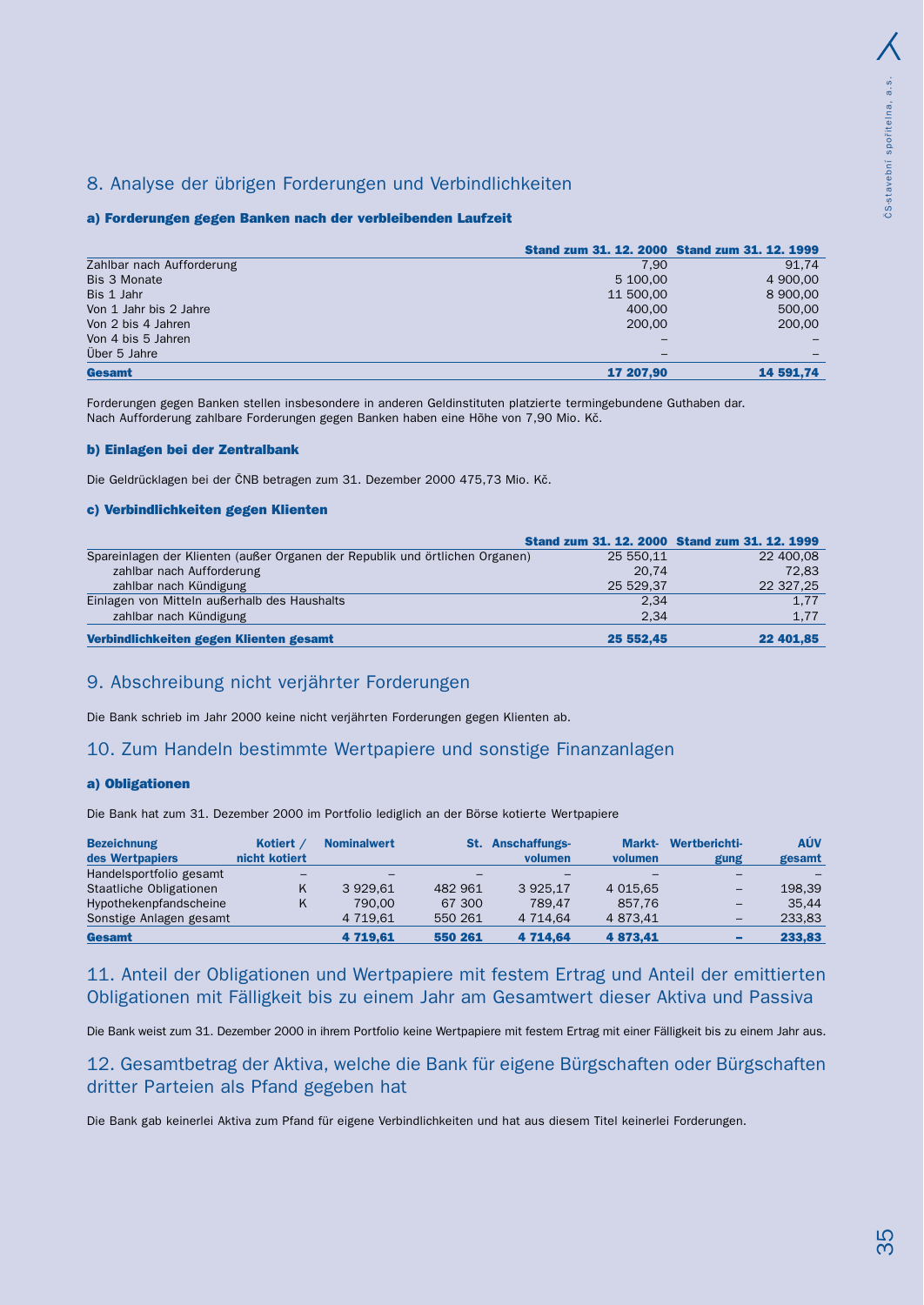## 8. Analyse der übrigen Forderungen und Verbindlichkeiten

### a) Forderungen gegen Banken nach der verbleibenden Laufzeit

| | Stand zum 31. 12. 2000 | Stand zum 31. 12. 1999 |
|---|---|---|
| Zahlbar nach Aufforderung | 7,90 | 91,74 |
| Bis 3 Monate | 5 100,00 | 4 900,00 |
| Bis 1 Jahr | 11 500,00 | 8 900,00 |
| Von 1 Jahr bis 2 Jahre | 400,00 | 500,00 |
| Von 2 bis 4 Jahren | 200,00 | 200,00 |
| Von 4 bis 5 Jahren | – | – |
| Über 5 Jahre | – | – |
| **Gesamt** | **17 207,90** | **14 591,74** |

Forderungen gegen Banken stellen insbesondere in anderen Geldinstituten platzierte termingebundene Guthaben dar.
Nach Aufforderung zahlbare Forderungen gegen Banken haben eine Höhe von 7,90 Mio. Kč.

### b) Einlagen bei der Zentralbank

Die Geldrücklagen bei der ČNB betragen zum 31. Dezember 2000 475,73 Mio. Kč.

### c) Verbindlichkeiten gegen Klienten

| | Stand zum 31. 12. 2000 | Stand zum 31. 12. 1999 |
|---|---|---|
| Spareinlagen der Klienten (außer Organen der Republik und örtlichen Organen) | 25 550,11 | 22 400,08 |
| zahlbar nach Aufforderung | 20,74 | 72,83 |
| zahlbar nach Kündigung | 25 529,37 | 22 327,25 |
| Einlagen von Mitteln außerhalb des Haushalts | 2,34 | 1,77 |
| zahlbar nach Kündigung | 2,34 | 1,77 |
| **Verbindlichkeiten gegen Klienten gesamt** | **25 552,45** | **22 401,85** |

## 9. Abschreibung nicht verjährter Forderungen

Die Bank schrieb im Jahr 2000 keine nicht verjährten Forderungen gegen Klienten ab.

## 10. Zum Handeln bestimmte Wertpapiere und sonstige Finanzanlagen

### a) Obligationen

Die Bank hat zum 31. Dezember 2000 im Portfolio lediglich an der Börse kotierte Wertpapiere

| Bezeichnung des Wertpapiers | Kotiert / nicht kotiert | Nominalwert | St. | Anschaffungs-volumen | Markt-volumen | Wertberichti-gung | AÚV gesamt |
|---|---|---|---|---|---|---|---|
| Handelsportfolio gesamt | – | – | – | – | – | – | – |
| Staatliche Obligationen | K | 3 929,61 | 482 961 | 3 925,17 | 4 015,65 | – | 198,39 |
| Hypothekenpfandscheine | K | 790,00 | 67 300 | 789,47 | 857,76 | – | 35,44 |
| Sonstige Anlagen gesamt | | 4 719,61 | 550 261 | 4 714,64 | 4 873,41 | – | 233,83 |
| **Gesamt** | | **4 719,61** | **550 261** | **4 714,64** | **4 873,41** | **–** | **233,83** |

## 11. Anteil der Obligationen und Wertpapiere mit festem Ertrag und Anteil der emittierten Obligationen mit Fälligkeit bis zu einem Jahr am Gesamtwert dieser Aktiva und Passiva

Die Bank weist zum 31. Dezember 2000 in ihrem Portfolio keine Wertpapiere mit festem Ertrag mit einer Fälligkeit bis zu einem Jahr aus.

## 12. Gesamtbetrag der Aktiva, welche die Bank für eigene Bürgschaften oder Bürgschaften dritter Parteien als Pfand gegeben hat

Die Bank gab keinerlei Aktiva zum Pfand für eigene Verbindlichkeiten und hat aus diesem Titel keinerlei Forderungen.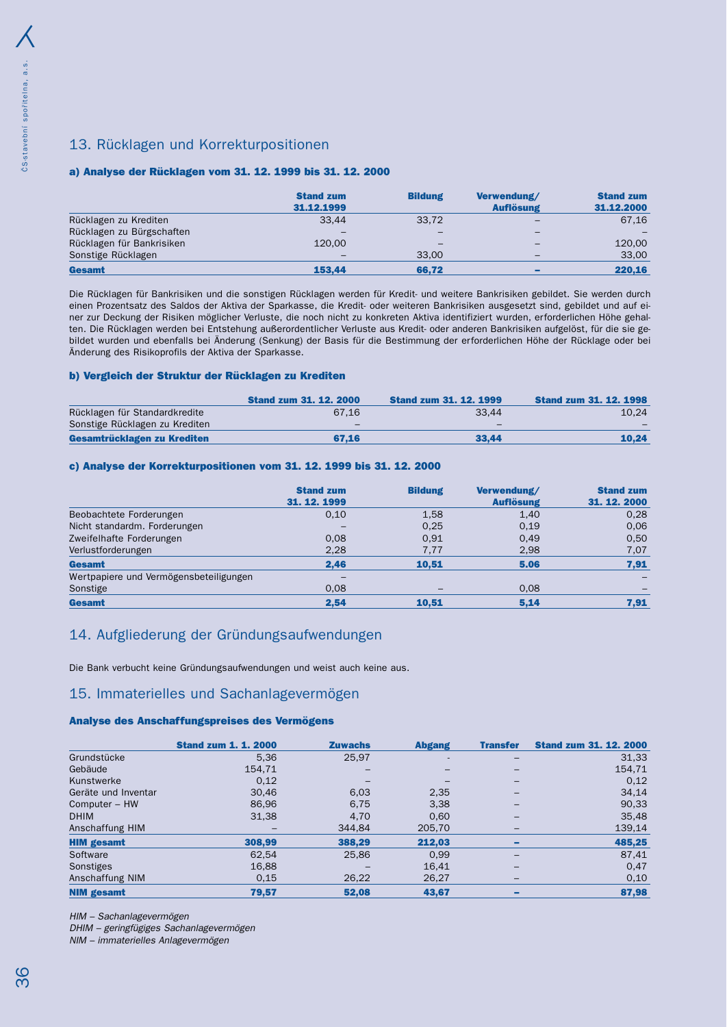## 13. Rücklagen und Korrekturpositionen

### a) Analyse der Rücklagen vom 31. 12. 1999 bis 31. 12. 2000

| | Stand zum 31.12.1999 | Bildung | Verwendung/ Auflösung | Stand zum 31.12.2000 |
|---|---|---|---|---|
| Rücklagen zu Krediten | 33,44 | 33,72 | – | 67,16 |
| Rücklagen zu Bürgschaften | – | – | – | – |
| Rücklagen für Bankrisiken | 120,00 | – | – | 120,00 |
| Sonstige Rücklagen | – | 33,00 | – | 33,00 |
| **Gesamt** | **153,44** | **66,72** | **–** | **220,16** |

Die Rücklagen für Bankrisiken und die sonstigen Rücklagen werden für Kredit- und weitere Bankrisiken gebildet. Sie werden durch einen Prozentsatz des Saldos der Aktiva der Sparkasse, die Kredit- oder weiteren Bankrisiken ausgesetzt sind, gebildet und auf einer zur Deckung der Risiken möglicher Verluste, die noch nicht zu konkreten Aktiva identifiziert wurden, erforderlichen Höhe gehalten. Die Rücklagen werden bei Entstehung außerordentlicher Verluste aus Kredit- oder anderen Bankrisiken aufgelöst, für die sie gebildet wurden und ebenfalls bei Änderung (Senkung) der Basis für die Bestimmung der erforderlichen Höhe der Rücklage oder bei Änderung des Risikoprofils der Aktiva der Sparkasse.

### b) Vergleich der Struktur der Rücklagen zu Krediten

| | Stand zum 31. 12. 2000 | Stand zum 31. 12. 1999 | Stand zum 31. 12. 1998 |
|---|---|---|---|
| Rücklagen für Standardkredite | 67,16 | 33,44 | 10,24 |
| Sonstige Rücklagen zu Krediten | – | – | – |
| **Gesamtrücklagen zu Krediten** | **67,16** | **33,44** | **10,24** |

### c) Analyse der Korrekturpositionen vom 31. 12. 1999 bis 31. 12. 2000

| | Stand zum 31. 12. 1999 | Bildung | Verwendung/ Auflösung | Stand zum 31. 12. 2000 |
|---|---|---|---|---|
| Beobachtete Forderungen | 0,10 | 1,58 | 1,40 | 0,28 |
| Nicht standardm. Forderungen | – | 0,25 | 0,19 | 0,06 |
| Zweifelhafte Forderungen | 0,08 | 0,91 | 0,49 | 0,50 |
| Verlustforderungen | 2,28 | 7,77 | 2,98 | 7,07 |
| **Gesamt** | **2,46** | **10,51** | **5.06** | **7,91** |
| Wertpapiere und Vermögensbeteiligungen | – | | | – |
| Sonstige | 0,08 | – | 0,08 | – |
| **Gesamt** | **2,54** | **10,51** | **5,14** | **7,91** |

## 14. Aufgliederung der Gründungsaufwendungen

Die Bank verbucht keine Gründungsaufwendungen und weist auch keine aus.

## 15. Immaterielles und Sachanlagevermögen

### Analyse des Anschaffungspreises des Vermögens

| | Stand zum 1. 1. 2000 | Zuwachs | Abgang | Transfer | Stand zum 31. 12. 2000 |
|---|---|---|---|---|---|
| Grundstücke | 5,36 | 25,97 | - | – | 31,33 |
| Gebäude | 154,71 | – | – | – | 154,71 |
| Kunstwerke | 0,12 | – | – | – | 0,12 |
| Geräte und Inventar | 30,46 | 6,03 | 2,35 | – | 34,14 |
| Computer – HW | 86,96 | 6,75 | 3,38 | – | 90,33 |
| DHIM | 31,38 | 4,70 | 0,60 | – | 35,48 |
| Anschaffung HIM | – | 344,84 | 205,70 | – | 139,14 |
| **HIM gesamt** | **308,99** | **388,29** | **212,03** | **–** | **485,25** |
| Software | 62,54 | 25,86 | 0,99 | – | 87,41 |
| Sonstiges | 16,88 | – | 16,41 | – | 0,47 |
| Anschaffung NIM | 0,15 | 26,22 | 26,27 | – | 0,10 |
| **NIM gesamt** | **79,57** | **52,08** | **43,67** | **–** | **87,98** |

*HIM – Sachanlagevermögen*
*DHIM – geringfügiges Sachanlagevermögen*
*NIM – immaterielles Anlagevermögen*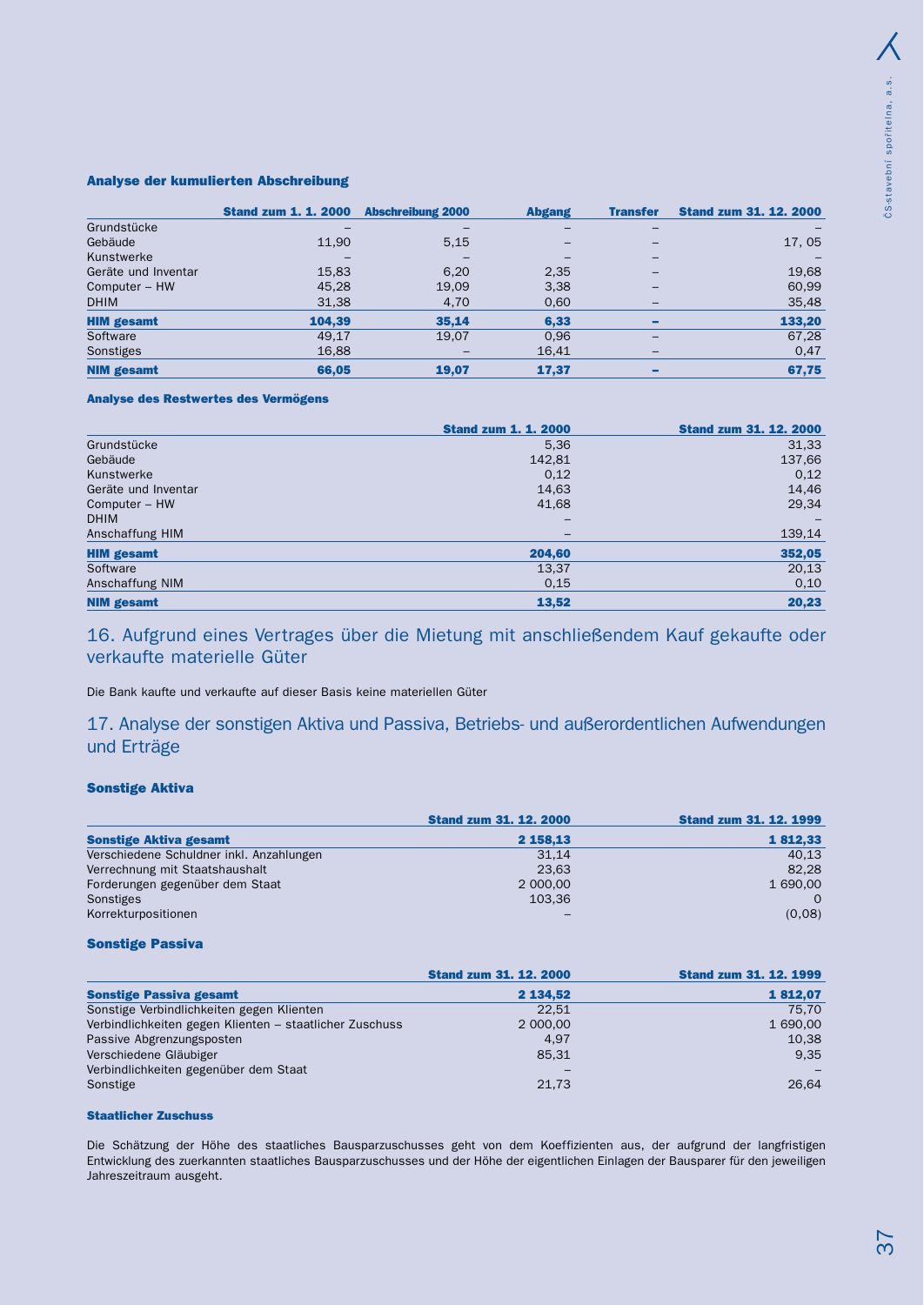#### Analyse der kumulierten Abschreibung

| | Stand zum 1. 1. 2000 | Abschreibung 2000 | Abgang | Transfer | Stand zum 31. 12. 2000 |
|---|---|---|---|---|---|
| Grundstücke | – | – | – | – | – |
| Gebäude | 11,90 | 5,15 | – | – | 17, 05 |
| Kunstwerke | – | – | – | – | – |
| Geräte und Inventar | 15,83 | 6,20 | 2,35 | – | 19,68 |
| Computer – HW | 45,28 | 19,09 | 3,38 | – | 60,99 |
| DHIM | 31,38 | 4,70 | 0,60 | – | 35,48 |
| **HIM gesamt** | **104,39** | **35,14** | **6,33** | **–** | **133,20** |
| Software | 49,17 | 19,07 | 0,96 | – | 67,28 |
| Sonstiges | 16,88 | – | 16,41 | – | 0,47 |
| **NIM gesamt** | **66,05** | **19,07** | **17,37** | **–** | **67,75** |

#### Analyse des Restwertes des Vermögens

| | Stand zum 1. 1. 2000 | Stand zum 31. 12. 2000 |
|---|---|---|
| Grundstücke | 5,36 | 31,33 |
| Gebäude | 142,81 | 137,66 |
| Kunstwerke | 0,12 | 0,12 |
| Geräte und Inventar | 14,63 | 14,46 |
| Computer – HW | 41,68 | 29,34 |
| DHIM | – | – |
| Anschaffung HIM | – | 139,14 |
| **HIM gesamt** | **204,60** | **352,05** |
| Software | 13,37 | 20,13 |
| Anschaffung NIM | 0,15 | 0,10 |
| **NIM gesamt** | **13,52** | **20,23** |

## 16. Aufgrund eines Vertrages über die Mietung mit anschließendem Kauf gekaufte oder verkaufte materielle Güter

Die Bank kaufte und verkaufte auf dieser Basis keine materiellen Güter

## 17. Analyse der sonstigen Aktiva und Passiva, Betriebs- und außerordentlichen Aufwendungen und Erträge

#### Sonstige Aktiva

| | Stand zum 31. 12. 2000 | Stand zum 31. 12. 1999 |
|---|---|---|
| **Sonstige Aktiva gesamt** | **2 158,13** | **1 812,33** |
| Verschiedene Schuldner inkl. Anzahlungen | 31,14 | 40,13 |
| Verrechnung mit Staatshaushalt | 23,63 | 82,28 |
| Forderungen gegenüber dem Staat | 2 000,00 | 1 690,00 |
| Sonstiges | 103,36 | 0 |
| Korrekturpositionen | – | (0,08) |

#### Sonstige Passiva

| | Stand zum 31. 12. 2000 | Stand zum 31. 12. 1999 |
|---|---|---|
| **Sonstige Passiva gesamt** | **2 134,52** | **1 812,07** |
| Sonstige Verbindlichkeiten gegen Klienten | 22,51 | 75,70 |
| Verbindlichkeiten gegen Klienten – staatlicher Zuschuss | 2 000,00 | 1 690,00 |
| Passive Abgrenzungsposten | 4,97 | 10,38 |
| Verschiedene Gläubiger | 85,31 | 9,35 |
| Verbindlichkeiten gegenüber dem Staat | – | – |
| Sonstige | 21,73 | 26,64 |

#### Staatlicher Zuschuss

Die Schätzung der Höhe des staatliches Bausparzuschusses geht von dem Koeffizienten aus, der aufgrund der langfristigen Entwicklung des zuerkannten staatliches Bausparzuschusses und der Höhe der eigentlichen Einlagen der Bausparer für den jeweiligen Jahreszeitraum ausgeht.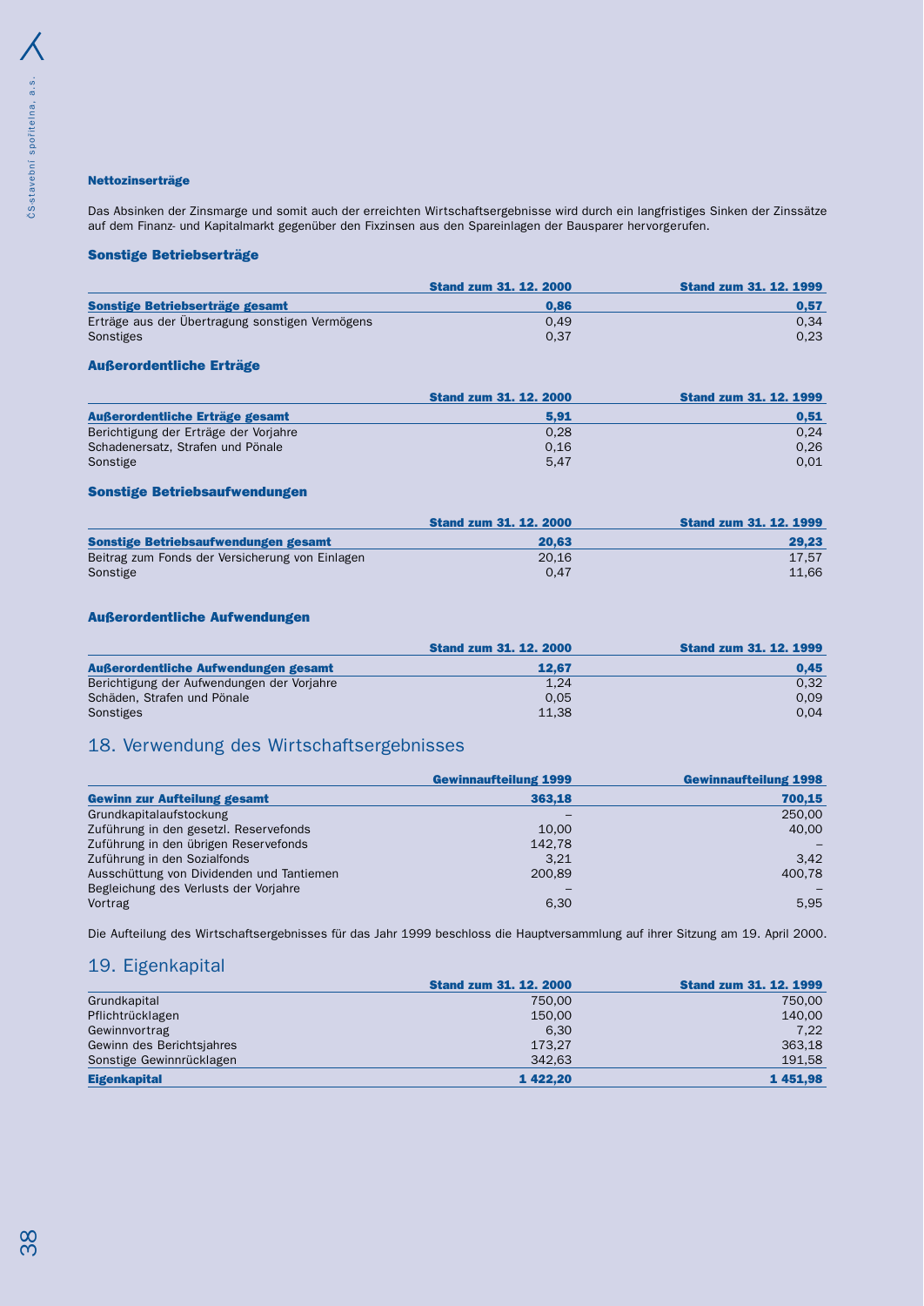### Nettozinserträge

Das Absinken der Zinsmarge und somit auch der erreichten Wirtschaftsergebnisse wird durch ein langfristiges Sinken der Zinssätze auf dem Finanz- und Kapitalmarkt gegenüber den Fixzinsen aus den Spareinlagen der Bausparer hervorgerufen.

### Sonstige Betriebserträge

| | Stand zum 31. 12. 2000 | Stand zum 31. 12. 1999 |
|---|---|---|
| **Sonstige Betriebserträge gesamt** | **0,86** | **0,57** |
| Erträge aus der Übertragung sonstigen Vermögens | 0,49 | 0,34 |
| Sonstiges | 0,37 | 0,23 |

### Außerordentliche Erträge

| | Stand zum 31. 12. 2000 | Stand zum 31. 12. 1999 |
|---|---|---|
| **Außerordentliche Erträge gesamt** | **5,91** | **0,51** |
| Berichtigung der Erträge der Vorjahre | 0,28 | 0,24 |
| Schadenersatz, Strafen und Pönale | 0,16 | 0,26 |
| Sonstige | 5,47 | 0,01 |

### Sonstige Betriebsaufwendungen

| | Stand zum 31. 12. 2000 | Stand zum 31. 12. 1999 |
|---|---|---|
| **Sonstige Betriebsaufwendungen gesamt** | **20,63** | **29,23** |
| Beitrag zum Fonds der Versicherung von Einlagen | 20,16 | 17,57 |
| Sonstige | 0,47 | 11,66 |

### Außerordentliche Aufwendungen

| | Stand zum 31. 12. 2000 | Stand zum 31. 12. 1999 |
|---|---|---|
| **Außerordentliche Aufwendungen gesamt** | **12,67** | **0,45** |
| Berichtigung der Aufwendungen der Vorjahre | 1,24 | 0,32 |
| Schäden, Strafen und Pönale | 0,05 | 0,09 |
| Sonstiges | 11,38 | 0,04 |

## 18. Verwendung des Wirtschaftsergebnisses

| | Gewinnaufteilung 1999 | Gewinnaufteilung 1998 |
|---|---|---|
| **Gewinn zur Aufteilung gesamt** | **363,18** | **700,15** |
| Grundkapitalaufstockung | – | 250,00 |
| Zuführung in den gesetzl. Reservefonds | 10,00 | 40,00 |
| Zuführung in den übrigen Reservefonds | 142,78 | – |
| Zuführung in den Sozialfonds | 3,21 | 3,42 |
| Ausschüttung von Dividenden und Tantiemen | 200,89 | 400,78 |
| Begleichung des Verlusts der Vorjahre | – | – |
| Vortrag | 6,30 | 5,95 |

Die Aufteilung des Wirtschaftsergebnisses für das Jahr 1999 beschloss die Hauptversammlung auf ihrer Sitzung am 19. April 2000.

## 19. Eigenkapital

| | Stand zum 31. 12. 2000 | Stand zum 31. 12. 1999 |
|---|---|---|
| Grundkapital | 750,00 | 750,00 |
| Pflichtrücklagen | 150,00 | 140,00 |
| Gewinnvortrag | 6,30 | 7,22 |
| Gewinn des Berichtsjahres | 173,27 | 363,18 |
| Sonstige Gewinnrücklagen | 342,63 | 191,58 |
| **Eigenkapital** | **1 422,20** | **1 451,98** |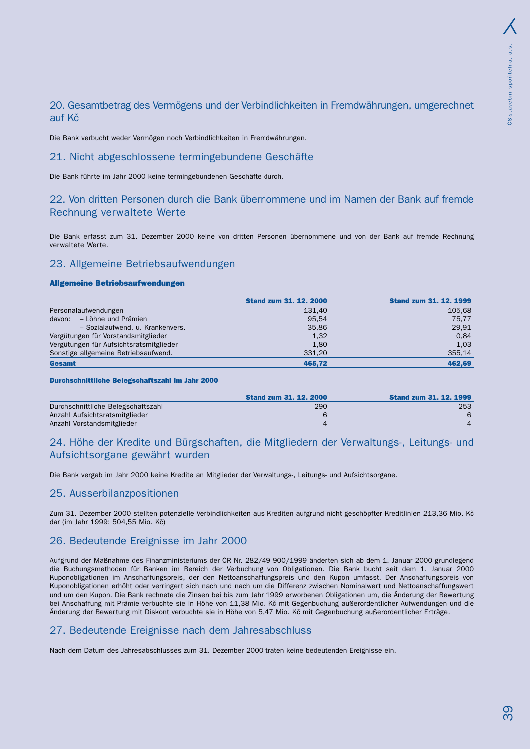## 20. Gesamtbetrag des Vermögens und der Verbindlichkeiten in Fremdwährungen, umgerechnet auf Kč

Die Bank verbucht weder Vermögen noch Verbindlichkeiten in Fremdwährungen.

## 21. Nicht abgeschlossene termingebundene Geschäfte

Die Bank führte im Jahr 2000 keine termingebundenen Geschäfte durch.

## 22. Von dritten Personen durch die Bank übernommene und im Namen der Bank auf fremde Rechnung verwaltete Werte

Die Bank erfasst zum 31. Dezember 2000 keine von dritten Personen übernommene und von der Bank auf fremde Rechnung verwaltete Werte.

## 23. Allgemeine Betriebsaufwendungen

**Allgemeine Betriebsaufwendungen**

| | Stand zum 31. 12. 2000 | Stand zum 31. 12. 1999 |
|---|---|---|
| Personalaufwendungen | 131,40 | 105,68 |
| davon: – Löhne und Prämien | 95,54 | 75,77 |
| – Sozialaufwend. u. Krankenvers. | 35,86 | 29,91 |
| Vergütungen für Vorstandsmitglieder | 1,32 | 0,84 |
| Vergütungen für Aufsichtsratsmitglieder | 1,80 | 1,03 |
| Sonstige allgemeine Betriebsaufwend. | 331,20 | 355,14 |
| **Gesamt** | **465,72** | **462,69** |

**Durchschnittliche Belegschaftszahl im Jahr 2000**

| | Stand zum 31. 12. 2000 | Stand zum 31. 12. 1999 |
|---|---|---|
| Durchschnittliche Belegschaftszahl | 290 | 253 |
| Anzahl Aufsichtsratsmitglieder | 6 | 6 |
| Anzahl Vorstandsmitglieder | 4 | 4 |

## 24. Höhe der Kredite und Bürgschaften, die Mitgliedern der Verwaltungs-, Leitungs- und Aufsichtsorgane gewährt wurden

Die Bank vergab im Jahr 2000 keine Kredite an Mitglieder der Verwaltungs-, Leitungs- und Aufsichtsorgane.

## 25. Ausserbilanzpositionen

Zum 31. Dezember 2000 stellten potenzielle Verbindlichkeiten aus Krediten aufgrund nicht geschöpfter Kreditlinien 213,36 Mio. Kč dar (im Jahr 1999: 504,55 Mio. Kč)

## 26. Bedeutende Ereignisse im Jahr 2000

Aufgrund der Maßnahme des Finanzministeriums der ČR Nr. 282/49 900/1999 änderten sich ab dem 1. Januar 2000 grundlegend die Buchungsmethoden für Banken im Bereich der Verbuchung von Obligationen. Die Bank bucht seit dem 1. Januar 2000 Kuponobligationen im Anschaffungspreis, der den Nettoanschaffungspreis und den Kupon umfasst. Der Anschaffungspreis von Kuponobligationen erhöht oder verringert sich nach und nach um die Differenz zwischen Nominalwert und Nettoanschaffungswert und um den Kupon. Die Bank rechnete die Zinsen bei bis zum Jahr 1999 erworbenen Obligationen um, die Änderung der Bewertung bei Anschaffung mit Prämie verbuchte sie in Höhe von 11,38 Mio. Kč mit Gegenbuchung außerordentlicher Aufwendungen und die Änderung der Bewertung mit Diskont verbuchte sie in Höhe von 5,47 Mio. Kč mit Gegenbuchung außerordentlicher Erträge.

## 27. Bedeutende Ereignisse nach dem Jahresabschluss

Nach dem Datum des Jahresabschlusses zum 31. Dezember 2000 traten keine bedeutenden Ereignisse ein.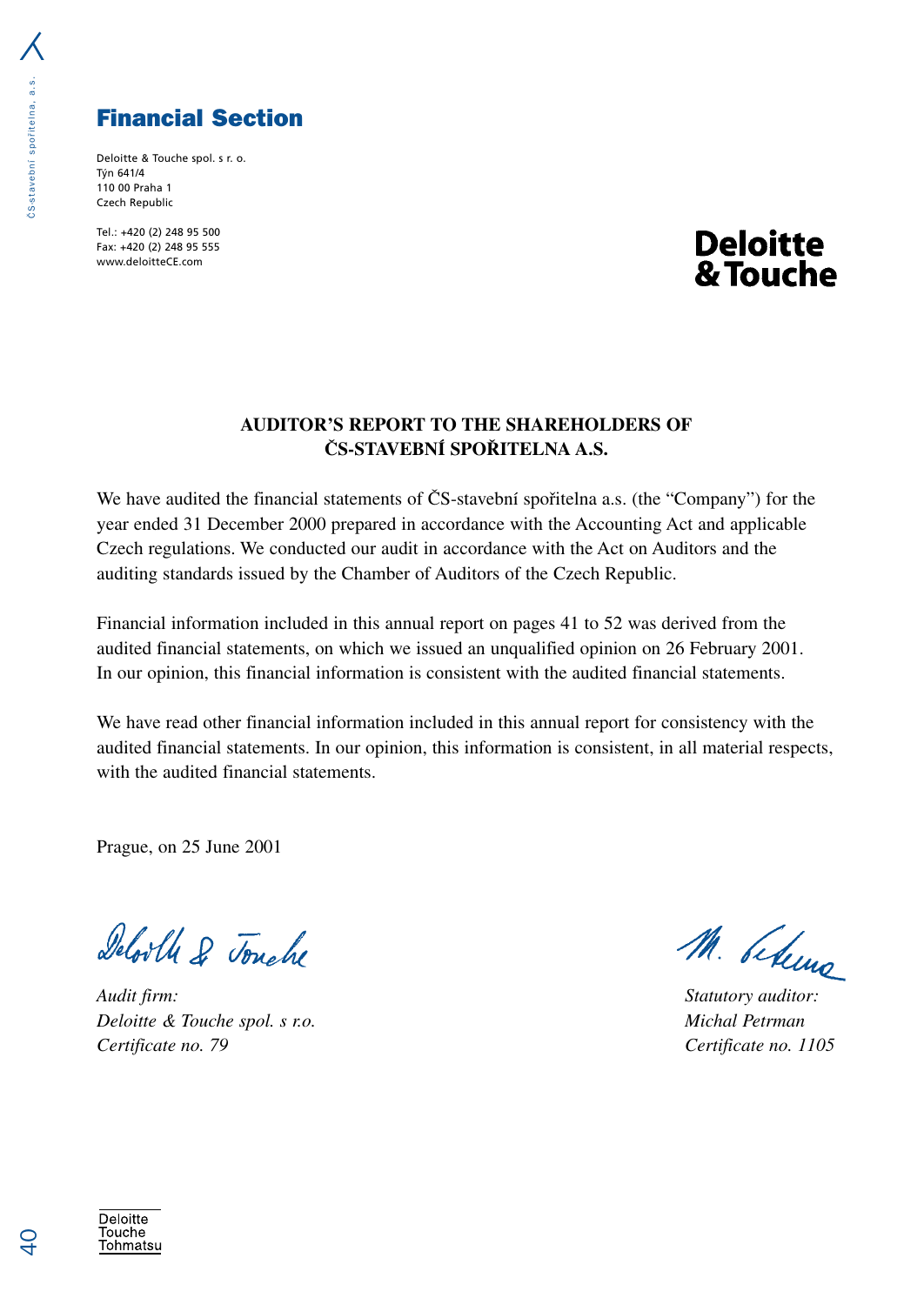# Financial Section

Deloitte & Touche spol. s r. o.
Týn 641/4
110 00 Praha 1
Czech Republic

Tel.: +420 (2) 248 95 500
Fax: +420 (2) 248 95 555
www.deloitteCE.com

**Deloitte & Touche**

## AUDITOR'S REPORT TO THE SHAREHOLDERS OF ČS-STAVEBNÍ SPOŘITELNA A.S.

We have audited the financial statements of ČS-stavební spořitelna a.s. (the "Company") for the year ended 31 December 2000 prepared in accordance with the Accounting Act and applicable Czech regulations. We conducted our audit in accordance with the Act on Auditors and the auditing standards issued by the Chamber of Auditors of the Czech Republic.

Financial information included in this annual report on pages 41 to 52 was derived from the audited financial statements, on which we issued an unqualified opinion on 26 February 2001. In our opinion, this financial information is consistent with the audited financial statements.

We have read other financial information included in this annual report for consistency with the audited financial statements. In our opinion, this information is consistent, in all material respects, with the audited financial statements.

Prague, on 25 June 2001

*Audit firm:*
*Deloitte & Touche spol. s r.o.*
*Certificate no. 79*

*Statutory auditor:*
*Michal Petrman*
*Certificate no. 1105*

Deloitte
Touche
Tohmatsu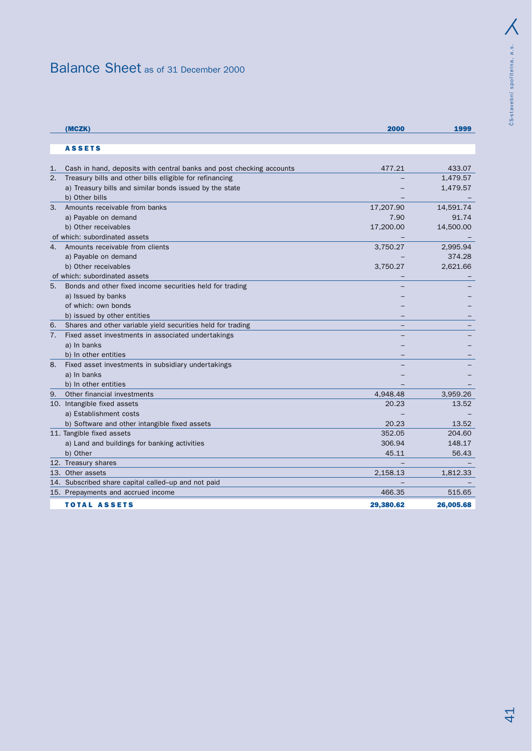# Balance Sheet as of 31 December 2000

| (MCZK) | 2000 | 1999 |
|---|---|---|
| **ASSETS** | | |
| 1. Cash in hand, deposits with central banks and post checking accounts | 477.21 | 433.07 |
| 2. Treasury bills and other bills elligible for refinancing | – | 1,479.57 |
| a) Treasury bills and similar bonds issued by the state | – | 1,479.57 |
| b) Other bills | – | – |
| 3. Amounts receivable from banks | 17,207.90 | 14,591.74 |
| a) Payable on demand | 7.90 | 91.74 |
| b) Other receivables | 17,200.00 | 14,500.00 |
| of which: subordinated assets | – | – |
| 4. Amounts receivable from clients | 3,750.27 | 2,995.94 |
| a) Payable on demand | – | 374.28 |
| b) Other receivables | 3,750.27 | 2,621.66 |
| of which: subordinated assets | – | – |
| 5. Bonds and other fixed income securities held for trading | – | – |
| a) Issued by banks | – | – |
| of which: own bonds | – | – |
| b) issued by other entities | – | – |
| 6. Shares and other variable yield securities held for trading | – | – |
| 7. Fixed asset investments in associated undertakings | – | – |
| a) In banks | – | – |
| b) In other entities | – | – |
| 8. Fixed asset investments in subsidiary undertakings | – | – |
| a) In banks | – | – |
| b) In other entities | – | – |
| 9. Other financial investments | 4,948.48 | 3,959.26 |
| 10. Intangible fixed assets | 20.23 | 13.52 |
| a) Establishment costs | – | – |
| b) Software and other intangible fixed assets | 20.23 | 13.52 |
| 11. Tangible fixed assets | 352.05 | 204.60 |
| a) Land and buildings for banking activities | 306.94 | 148.17 |
| b) Other | 45.11 | 56.43 |
| 12. Treasury shares | – | – |
| 13. Other assets | 2,158.13 | 1,812.33 |
| 14. Subscribed share capital called–up and not paid | – | – |
| 15. Prepayments and accrued income | 466.35 | 515.65 |
| **TOTAL ASSETS** | **29,380.62** | **26,005.68** |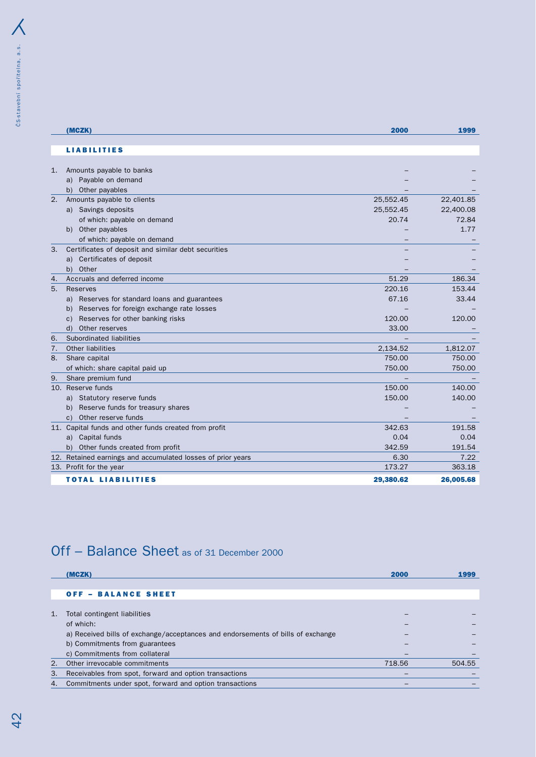| (MCZK) | 2000 | 1999 |
|---|---|---|
| **LIABILITIES** | | |
| 1. Amounts payable to banks | – | – |
| a) Payable on demand | – | – |
| b) Other payables | – | – |
| 2. Amounts payable to clients | 25,552.45 | 22,401.85 |
| a) Savings deposits | 25,552.45 | 22,400.08 |
| of which: payable on demand | 20.74 | 72.84 |
| b) Other payables | – | 1.77 |
| of which: payable on demand | – | – |
| 3. Certificates of deposit and similar debt securities | – | – |
| a) Certificates of deposit | – | – |
| b) Other | – | – |
| 4. Accruals and deferred income | 51.29 | 186.34 |
| 5. Reserves | 220.16 | 153.44 |
| a) Reserves for standard loans and guarantees | 67.16 | 33.44 |
| b) Reserves for foreign exchange rate losses | – | – |
| c) Reserves for other banking risks | 120.00 | 120.00 |
| d) Other reserves | 33.00 | – |
| 6. Subordinated liabilities | – | – |
| 7. Other liabilities | 2,134.52 | 1,812.07 |
| 8. Share capital | 750.00 | 750.00 |
| of which: share capital paid up | 750.00 | 750.00 |
| 9. Share premium fund | – | – |
| 10. Reserve funds | 150.00 | 140.00 |
| a) Statutory reserve funds | 150.00 | 140.00 |
| b) Reserve funds for treasury shares | – | – |
| c) Other reserve funds | – | – |
| 11. Capital funds and other funds created from profit | 342.63 | 191.58 |
| a) Capital funds | 0.04 | 0.04 |
| b) Other funds created from profit | 342.59 | 191.54 |
| 12. Retained earnings and accumulated losses of prior years | 6.30 | 7.22 |
| 13. Profit for the year | 173.27 | 363.18 |
| **TOTAL LIABILITIES** | **29,380.62** | **26,005.68** |

# Off – Balance Sheet as of 31 December 2000

| (MCZK) | 2000 | 1999 |
|---|---|---|
| **OFF – BALANCE SHEET** | | |
| 1. Total contingent liabilities | – | – |
| of which: | – | – |
| a) Received bills of exchange/acceptances and endorsements of bills of exchange | – | – |
| b) Commitments from guarantees | – | – |
| c) Commitments from collateral | – | – |
| 2. Other irrevocable commitments | 718.56 | 504.55 |
| 3. Receivables from spot, forward and option transactions | – | – |
| 4. Commitments under spot, forward and option transactions | – | – |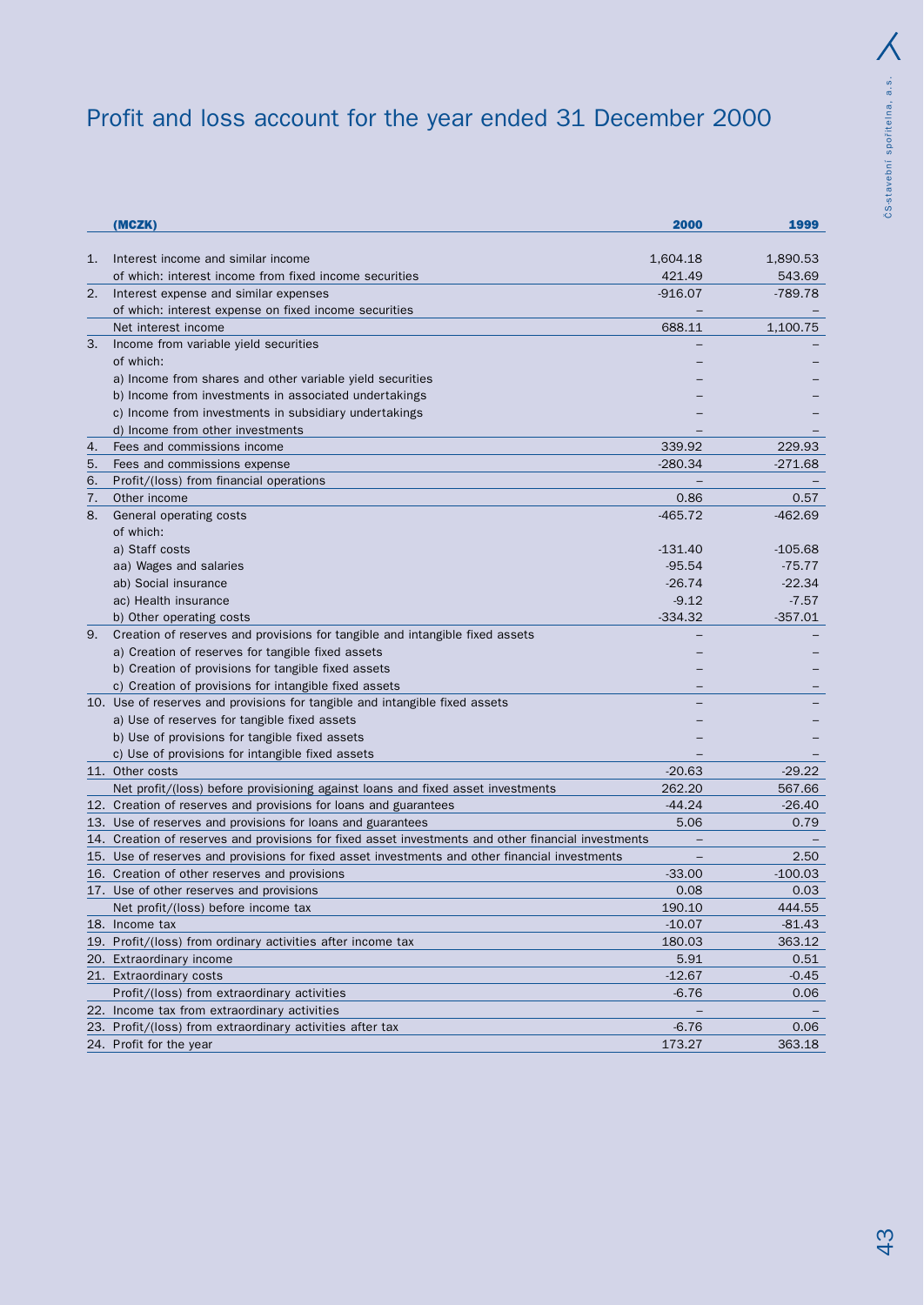# Profit and loss account for the year ended 31 December 2000

| | (MCZK) | 2000 | 1999 |
|---|---|---|---|
| 1. | Interest income and similar income | 1,604.18 | 1,890.53 |
| | of which: interest income from fixed income securities | 421.49 | 543.69 |
| 2. | Interest expense and similar expenses | -916.07 | -789.78 |
| | of which: interest expense on fixed income securities | – | – |
| | Net interest income | 688.11 | 1,100.75 |
| 3. | Income from variable yield securities | – | – |
| | of which: | – | – |
| | a) Income from shares and other variable yield securities | – | – |
| | b) Income from investments in associated undertakings | – | – |
| | c) Income from investments in subsidiary undertakings | – | – |
| | d) Income from other investments | – | – |
| 4. | Fees and commissions income | 339.92 | 229.93 |
| 5. | Fees and commissions expense | -280.34 | -271.68 |
| 6. | Profit/(loss) from financial operations | – | – |
| 7. | Other income | 0.86 | 0.57 |
| 8. | General operating costs | -465.72 | -462.69 |
| | of which: | | |
| | a) Staff costs | -131.40 | -105.68 |
| | aa) Wages and salaries | -95.54 | -75.77 |
| | ab) Social insurance | -26.74 | -22.34 |
| | ac) Health insurance | -9.12 | -7.57 |
| | b) Other operating costs | -334.32 | -357.01 |
| 9. | Creation of reserves and provisions for tangible and intangible fixed assets | – | – |
| | a) Creation of reserves for tangible fixed assets | – | – |
| | b) Creation of provisions for tangible fixed assets | – | – |
| | c) Creation of provisions for intangible fixed assets | – | – |
| 10. | Use of reserves and provisions for tangible and intangible fixed assets | – | – |
| | a) Use of reserves for tangible fixed assets | – | – |
| | b) Use of provisions for tangible fixed assets | – | – |
| | c) Use of provisions for intangible fixed assets | – | – |
| 11. | Other costs | -20.63 | -29.22 |
| | Net profit/(loss) before provisioning against loans and fixed asset investments | 262.20 | 567.66 |
| 12. | Creation of reserves and provisions for loans and guarantees | -44.24 | -26.40 |
| 13. | Use of reserves and provisions for loans and guarantees | 5.06 | 0.79 |
| 14. | Creation of reserves and provisions for fixed asset investments and other financial investments | – | – |
| 15. | Use of reserves and provisions for fixed asset investments and other financial investments | – | 2.50 |
| 16. | Creation of other reserves and provisions | -33.00 | -100.03 |
| 17. | Use of other reserves and provisions | 0.08 | 0.03 |
| | Net profit/(loss) before income tax | 190.10 | 444.55 |
| 18. | Income tax | -10.07 | -81.43 |
| 19. | Profit/(loss) from ordinary activities after income tax | 180.03 | 363.12 |
| 20. | Extraordinary income | 5.91 | 0.51 |
| 21. | Extraordinary costs | -12.67 | -0.45 |
| | Profit/(loss) from extraordinary activities | -6.76 | 0.06 |
| 22. | Income tax from extraordinary activities | – | – |
| 23. | Profit/(loss) from extraordinary activities after tax | -6.76 | 0.06 |
| 24. | Profit for the year | 173.27 | 363.18 |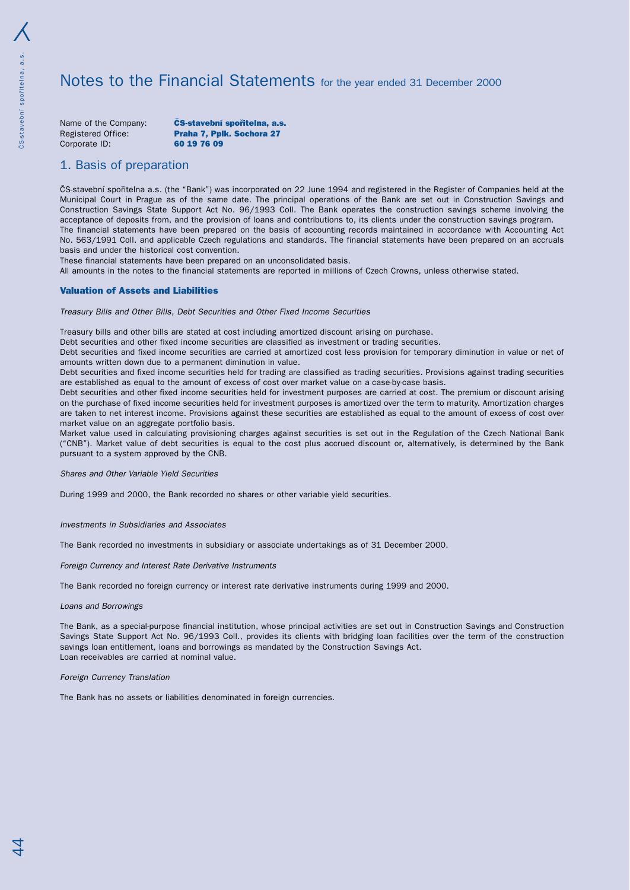# Notes to the Financial Statements for the year ended 31 December 2000

Name of the Company: **ČS-stavební spořitelna, a.s.**
Registered Office: **Praha 7, Pplk. Sochora 27**
Corporate ID: **60 19 76 09**

## 1. Basis of preparation

ČS-stavební spořitelna a.s. (the "Bank") was incorporated on 22 June 1994 and registered in the Register of Companies held at the Municipal Court in Prague as of the same date. The principal operations of the Bank are set out in Construction Savings and Construction Savings State Support Act No. 96/1993 Coll. The Bank operates the construction savings scheme involving the acceptance of deposits from, and the provision of loans and contributions to, its clients under the construction savings program.
The financial statements have been prepared on the basis of accounting records maintained in accordance with Accounting Act No. 563/1991 Coll. and applicable Czech regulations and standards. The financial statements have been prepared on an accruals basis and under the historical cost convention.
These financial statements have been prepared on an unconsolidated basis.
All amounts in the notes to the financial statements are reported in millions of Czech Crowns, unless otherwise stated.

### Valuation of Assets and Liabilities

*Treasury Bills and Other Bills, Debt Securities and Other Fixed Income Securities*

Treasury bills and other bills are stated at cost including amortized discount arising on purchase.
Debt securities and other fixed income securities are classified as investment or trading securities.
Debt securities and fixed income securities are carried at amortized cost less provision for temporary diminution in value or net of amounts written down due to a permanent diminution in value.
Debt securities and fixed income securities held for trading are classified as trading securities. Provisions against trading securities are established as equal to the amount of excess of cost over market value on a case-by-case basis.
Debt securities and other fixed income securities held for investment purposes are carried at cost. The premium or discount arising on the purchase of fixed income securities held for investment purposes is amortized over the term to maturity. Amortization charges are taken to net interest income. Provisions against these securities are established as equal to the amount of excess of cost over market value on an aggregate portfolio basis.
Market value used in calculating provisioning charges against securities is set out in the Regulation of the Czech National Bank ("CNB"). Market value of debt securities is equal to the cost plus accrued discount or, alternatively, is determined by the Bank pursuant to a system approved by the CNB.

*Shares and Other Variable Yield Securities*

During 1999 and 2000, the Bank recorded no shares or other variable yield securities.

*Investments in Subsidiaries and Associates*

The Bank recorded no investments in subsidiary or associate undertakings as of 31 December 2000.

*Foreign Currency and Interest Rate Derivative Instruments*

The Bank recorded no foreign currency or interest rate derivative instruments during 1999 and 2000.

*Loans and Borrowings*

The Bank, as a special-purpose financial institution, whose principal activities are set out in Construction Savings and Construction Savings State Support Act No. 96/1993 Coll., provides its clients with bridging loan facilities over the term of the construction savings loan entitlement, loans and borrowings as mandated by the Construction Savings Act.
Loan receivables are carried at nominal value.

*Foreign Currency Translation*

The Bank has no assets or liabilities denominated in foreign currencies.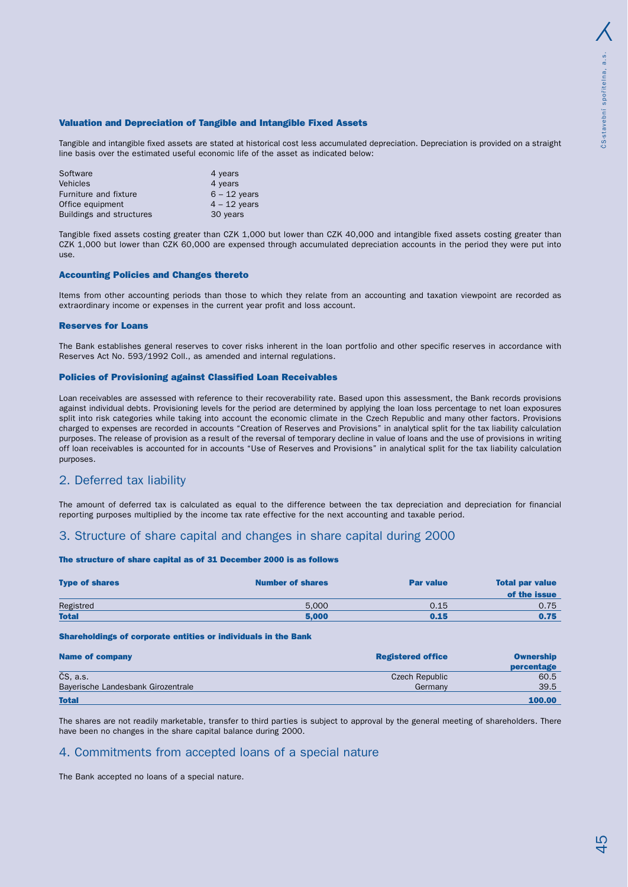### Valuation and Depreciation of Tangible and Intangible Fixed Assets

Tangible and intangible fixed assets are stated at historical cost less accumulated depreciation. Depreciation is provided on a straight line basis over the estimated useful economic life of the asset as indicated below:

| | |
|---|---|
| Software | 4 years |
| Vehicles | 4 years |
| Furniture and fixture | 6 – 12 years |
| Office equipment | 4 – 12 years |
| Buildings and structures | 30 years |

Tangible fixed assets costing greater than CZK 1,000 but lower than CZK 40,000 and intangible fixed assets costing greater than CZK 1,000 but lower than CZK 60,000 are expensed through accumulated depreciation accounts in the period they were put into use.

### Accounting Policies and Changes thereto

Items from other accounting periods than those to which they relate from an accounting and taxation viewpoint are recorded as extraordinary income or expenses in the current year profit and loss account.

### Reserves for Loans

The Bank establishes general reserves to cover risks inherent in the loan portfolio and other specific reserves in accordance with Reserves Act No. 593/1992 Coll., as amended and internal regulations.

### Policies of Provisioning against Classified Loan Receivables

Loan receivables are assessed with reference to their recoverability rate. Based upon this assessment, the Bank records provisions against individual debts. Provisioning levels for the period are determined by applying the loan loss percentage to net loan exposures split into risk categories while taking into account the economic climate in the Czech Republic and many other factors. Provisions charged to expenses are recorded in accounts "Creation of Reserves and Provisions" in analytical split for the tax liability calculation purposes. The release of provision as a result of the reversal of temporary decline in value of loans and the use of provisions in writing off loan receivables is accounted for in accounts "Use of Reserves and Provisions" in analytical split for the tax liability calculation purposes.

## 2. Deferred tax liability

The amount of deferred tax is calculated as equal to the difference between the tax depreciation and depreciation for financial reporting purposes multiplied by the income tax rate effective for the next accounting and taxable period.

## 3. Structure of share capital and changes in share capital during 2000

#### The structure of share capital as of 31 December 2000 is as follows

| Type of shares | Number of shares | Par value | Total par value of the issue |
|---|---|---|---|
| Registred | 5,000 | 0.15 | 0.75 |
| **Total** | **5,000** | **0.15** | **0.75** |

#### Shareholdings of corporate entities or individuals in the Bank

| Name of company | Registered office | Ownership percentage |
|---|---|---|
| ČS, a.s. | Czech Republic | 60.5 |
| Bayerische Landesbank Girozentrale | Germany | 39.5 |
| **Total** | | **100.00** |

The shares are not readily marketable, transfer to third parties is subject to approval by the general meeting of shareholders. There have been no changes in the share capital balance during 2000.

## 4. Commitments from accepted loans of a special nature

The Bank accepted no loans of a special nature.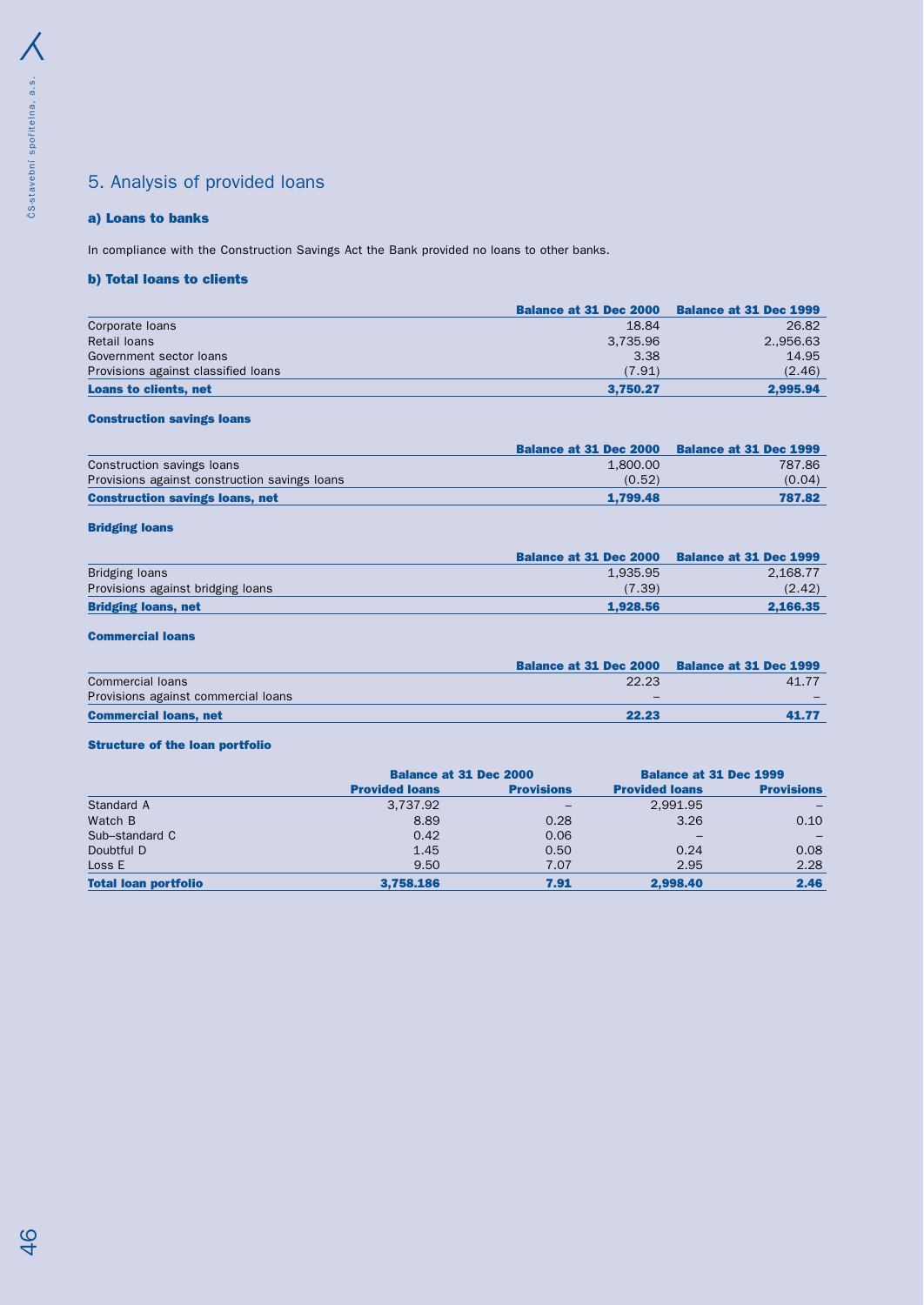## 5. Analysis of provided loans

### a) Loans to banks

In compliance with the Construction Savings Act the Bank provided no loans to other banks.

### b) Total loans to clients

| | Balance at 31 Dec 2000 | Balance at 31 Dec 1999 |
|---|---|---|
| Corporate loans | 18.84 | 26.82 |
| Retail loans | 3,735.96 | 2.,956.63 |
| Government sector loans | 3.38 | 14.95 |
| Provisions against classified loans | (7.91) | (2.46) |
| **Loans to clients, net** | **3,750.27** | **2,995.94** |

#### Construction savings loans

| | Balance at 31 Dec 2000 | Balance at 31 Dec 1999 |
|---|---|---|
| Construction savings loans | 1,800.00 | 787.86 |
| Provisions against construction savings loans | (0.52) | (0.04) |
| **Construction savings loans, net** | **1,799.48** | **787.82** |

#### Bridging loans

| | Balance at 31 Dec 2000 | Balance at 31 Dec 1999 |
|---|---|---|
| Bridging loans | 1,935.95 | 2,168.77 |
| Provisions against bridging loans | (7.39) | (2.42) |
| **Bridging loans, net** | **1,928.56** | **2,166.35** |

#### Commercial loans

| | Balance at 31 Dec 2000 | Balance at 31 Dec 1999 |
|---|---|---|
| Commercial loans | 22.23 | 41.77 |
| Provisions against commercial loans | – | – |
| **Commercial loans, net** | **22.23** | **41.77** |

#### Structure of the loan portfolio

| | Balance at 31 Dec 2000 | | Balance at 31 Dec 1999 | |
|---|---|---|---|---|
| | Provided loans | Provisions | Provided loans | Provisions |
| Standard A | 3,737.92 | – | 2,991.95 | – |
| Watch B | 8.89 | 0.28 | 3.26 | 0.10 |
| Sub–standard C | 0.42 | 0.06 | – | – |
| Doubtful D | 1.45 | 0.50 | 0.24 | 0.08 |
| Loss E | 9.50 | 7.07 | 2.95 | 2.28 |
| **Total loan portfolio** | **3,758.186** | **7.91** | **2,998.40** | **2.46** |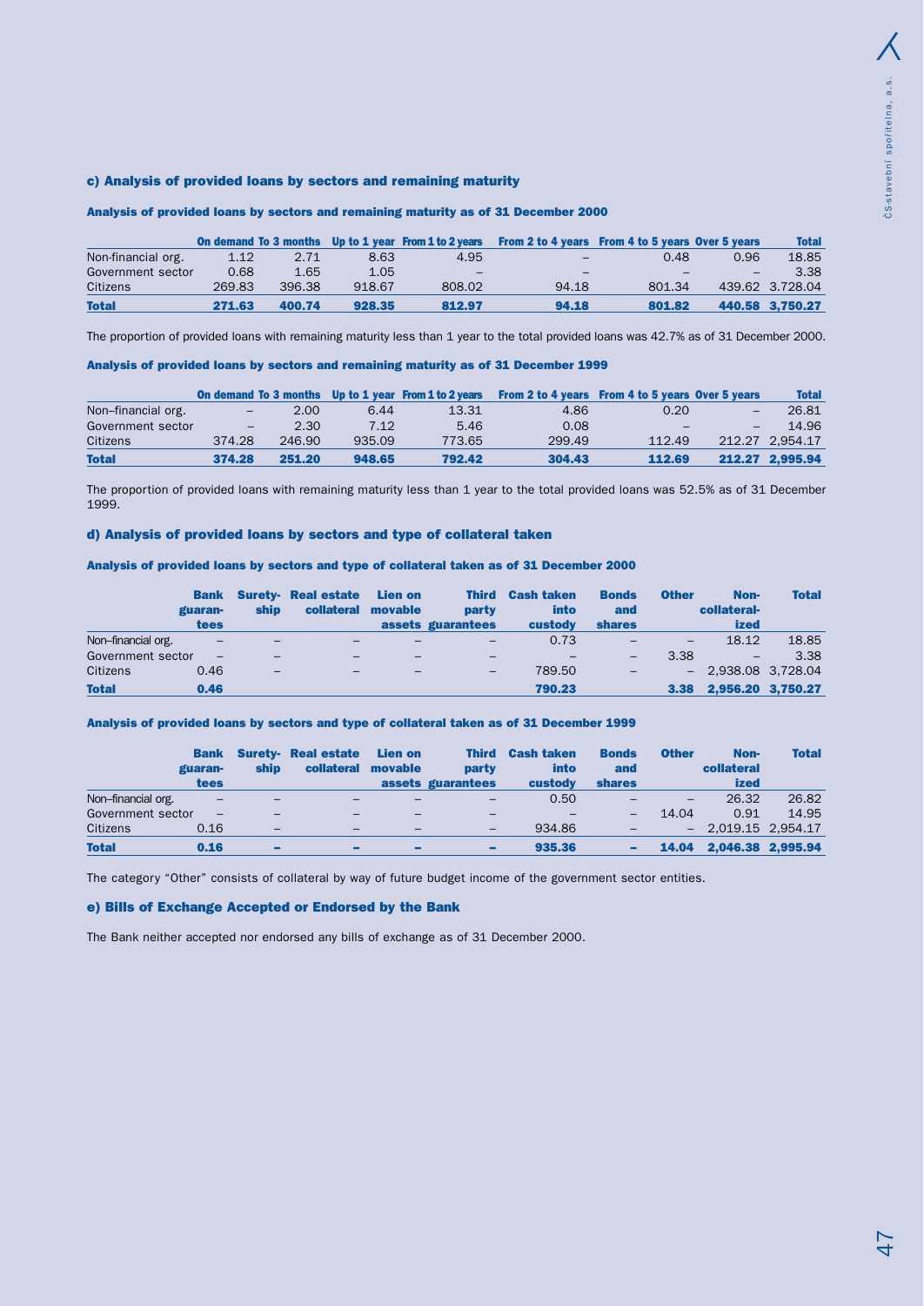### c) Analysis of provided loans by sectors and remaining maturity

#### Analysis of provided loans by sectors and remaining maturity as of 31 December 2000

| | On demand | To 3 months | Up to 1 year | From 1 to 2 years | From 2 to 4 years | From 4 to 5 years | Over 5 years | Total |
|---|---|---|---|---|---|---|---|---|
| Non-financial org. | 1.12 | 2.71 | 8.63 | 4.95 | – | 0.48 | 0.96 | 18.85 |
| Government sector | 0.68 | 1.65 | 1.05 | – | – | – | – | 3.38 |
| Citizens | 269.83 | 396.38 | 918.67 | 808.02 | 94.18 | 801.34 | 439.62 | 3,728.04 |
| **Total** | **271.63** | **400.74** | **928.35** | **812.97** | **94.18** | **801.82** | **440.58** | **3,750.27** |

The proportion of provided loans with remaining maturity less than 1 year to the total provided loans was 42.7% as of 31 December 2000.

#### Analysis of provided loans by sectors and remaining maturity as of 31 December 1999

| | On demand | To 3 months | Up to 1 year | From 1 to 2 years | From 2 to 4 years | From 4 to 5 years | Over 5 years | Total |
|---|---|---|---|---|---|---|---|---|
| Non–financial org. | – | 2.00 | 6.44 | 13.31 | 4.86 | 0.20 | – | 26.81 |
| Government sector | – | 2.30 | 7.12 | 5.46 | 0.08 | – | – | 14.96 |
| Citizens | 374.28 | 246.90 | 935.09 | 773.65 | 299.49 | 112.49 | 212.27 | 2,954.17 |
| **Total** | **374.28** | **251.20** | **948.65** | **792.42** | **304.43** | **112.69** | **212.27** | **2,995.94** |

The proportion of provided loans with remaining maturity less than 1 year to the total provided loans was 52.5% as of 31 December 1999.

### d) Analysis of provided loans by sectors and type of collateral taken

#### Analysis of provided loans by sectors and type of collateral taken as of 31 December 2000

| | Bank guarantees | Suretyship | Real estate collateral | Lien on movable assets | Third party guarantees | Cash taken into custody | Bonds and shares | Other | Non-collateralized | Total |
|---|---|---|---|---|---|---|---|---|---|---|
| Non–financial org. | – | – | – | – | – | 0.73 | – | – | 18.12 | 18.85 |
| Government sector | – | – | – | – | – | – | – | 3.38 | – | 3.38 |
| Citizens | 0.46 | – | – | – | – | 789.50 | – | – | 2,938.08 | 3,728.04 |
| **Total** | **0.46** | | | | | **790.23** | | **3.38** | **2,956.20** | **3,750.27** |

#### Analysis of provided loans by sectors and type of collateral taken as of 31 December 1999

| | Bank guarantees | Suretyship | Real estate collateral | Lien on movable assets | Third party guarantees | Cash taken into custody | Bonds and shares | Other | Non-collateralized | Total |
|---|---|---|---|---|---|---|---|---|---|---|
| Non–financial org. | – | – | – | – | – | 0.50 | – | – | 26.32 | 26.82 |
| Government sector | – | – | – | – | – | – | – | 14.04 | 0.91 | 14.95 |
| Citizens | 0.16 | – | – | – | – | 934.86 | – | – | 2,019.15 | 2,954.17 |
| **Total** | **0.16** | **–** | **–** | **–** | **–** | **935.36** | **–** | **14.04** | **2,046.38** | **2,995.94** |

The category "Other" consists of collateral by way of future budget income of the government sector entities.

### e) Bills of Exchange Accepted or Endorsed by the Bank

The Bank neither accepted nor endorsed any bills of exchange as of 31 December 2000.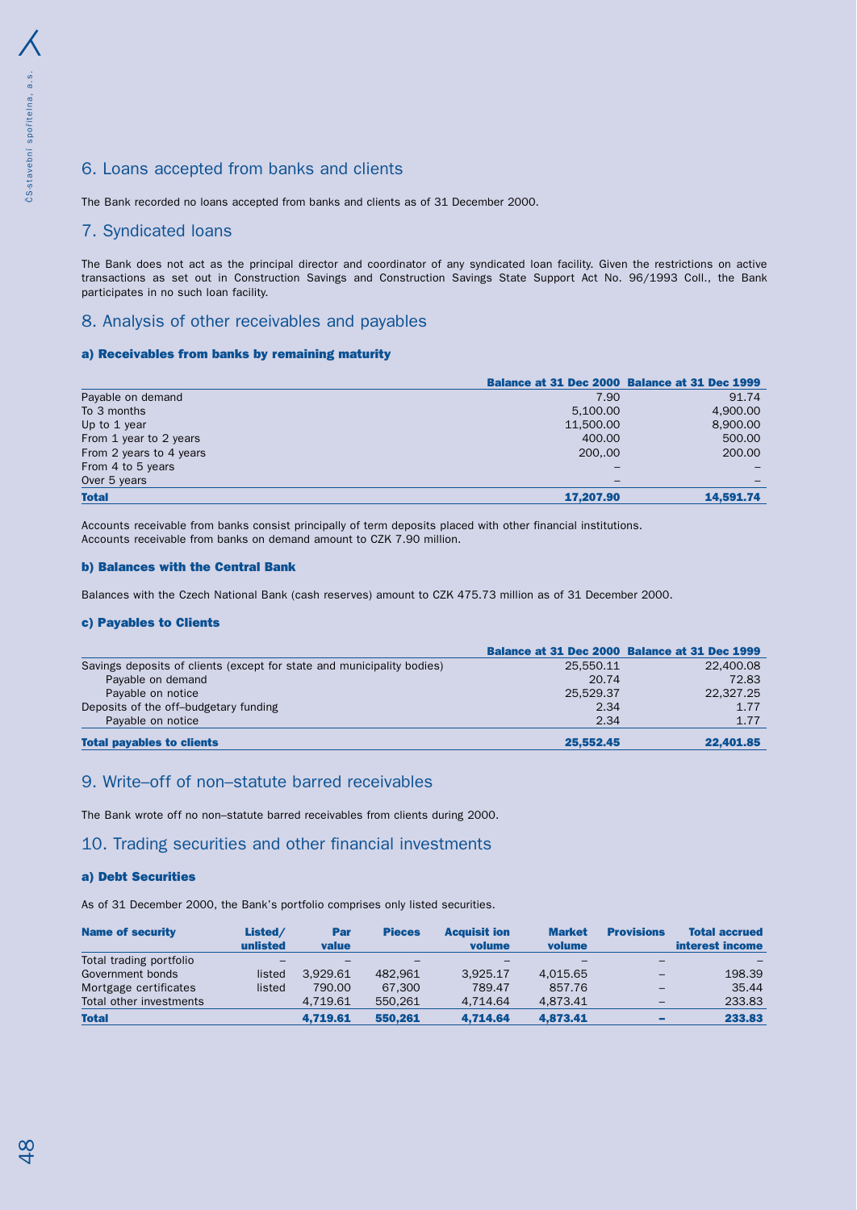## 6. Loans accepted from banks and clients

The Bank recorded no loans accepted from banks and clients as of 31 December 2000.

## 7. Syndicated loans

The Bank does not act as the principal director and coordinator of any syndicated loan facility. Given the restrictions on active transactions as set out in Construction Savings and Construction Savings State Support Act No. 96/1993 Coll., the Bank participates in no such loan facility.

## 8. Analysis of other receivables and payables

### a) Receivables from banks by remaining maturity

| | Balance at 31 Dec 2000 | Balance at 31 Dec 1999 |
|---|---|---|
| Payable on demand | 7.90 | 91.74 |
| To 3 months | 5,100.00 | 4,900.00 |
| Up to 1 year | 11,500.00 | 8,900.00 |
| From 1 year to 2 years | 400.00 | 500.00 |
| From 2 years to 4 years | 200,.00 | 200.00 |
| From 4 to 5 years | – | – |
| Over 5 years | – | – |
| **Total** | **17,207.90** | **14,591.74** |

Accounts receivable from banks consist principally of term deposits placed with other financial institutions.
Accounts receivable from banks on demand amount to CZK 7.90 million.

### b) Balances with the Central Bank

Balances with the Czech National Bank (cash reserves) amount to CZK 475.73 million as of 31 December 2000.

### c) Payables to Clients

| | Balance at 31 Dec 2000 | Balance at 31 Dec 1999 |
|---|---|---|
| Savings deposits of clients (except for state and municipality bodies) | 25,550.11 | 22,400.08 |
| Payable on demand | 20.74 | 72.83 |
| Payable on notice | 25,529.37 | 22,327.25 |
| Deposits of the off–budgetary funding | 2.34 | 1.77 |
| Payable on notice | 2.34 | 1.77 |
| **Total payables to clients** | **25,552.45** | **22,401.85** |

## 9. Write–off of non–statute barred receivables

The Bank wrote off no non–statute barred receivables from clients during 2000.

## 10. Trading securities and other financial investments

### a) Debt Securities

As of 31 December 2000, the Bank's portfolio comprises only listed securities.

| Name of security | Listed/ unlisted | Par value | Pieces | Acquisit ion volume | Market volume | Provisions | Total accrued interest income |
|---|---|---|---|---|---|---|---|
| Total trading portfolio | – | – | – | – | – | – | – |
| Government bonds | listed | 3,929.61 | 482,961 | 3,925.17 | 4,015.65 | – | 198.39 |
| Mortgage certificates | listed | 790.00 | 67,300 | 789.47 | 857.76 | – | 35.44 |
| Total other investments | | 4,719.61 | 550,261 | 4,714.64 | 4,873.41 | – | 233.83 |
| **Total** | | **4,719.61** | **550,261** | **4,714.64** | **4,873.41** | **–** | **233.83** |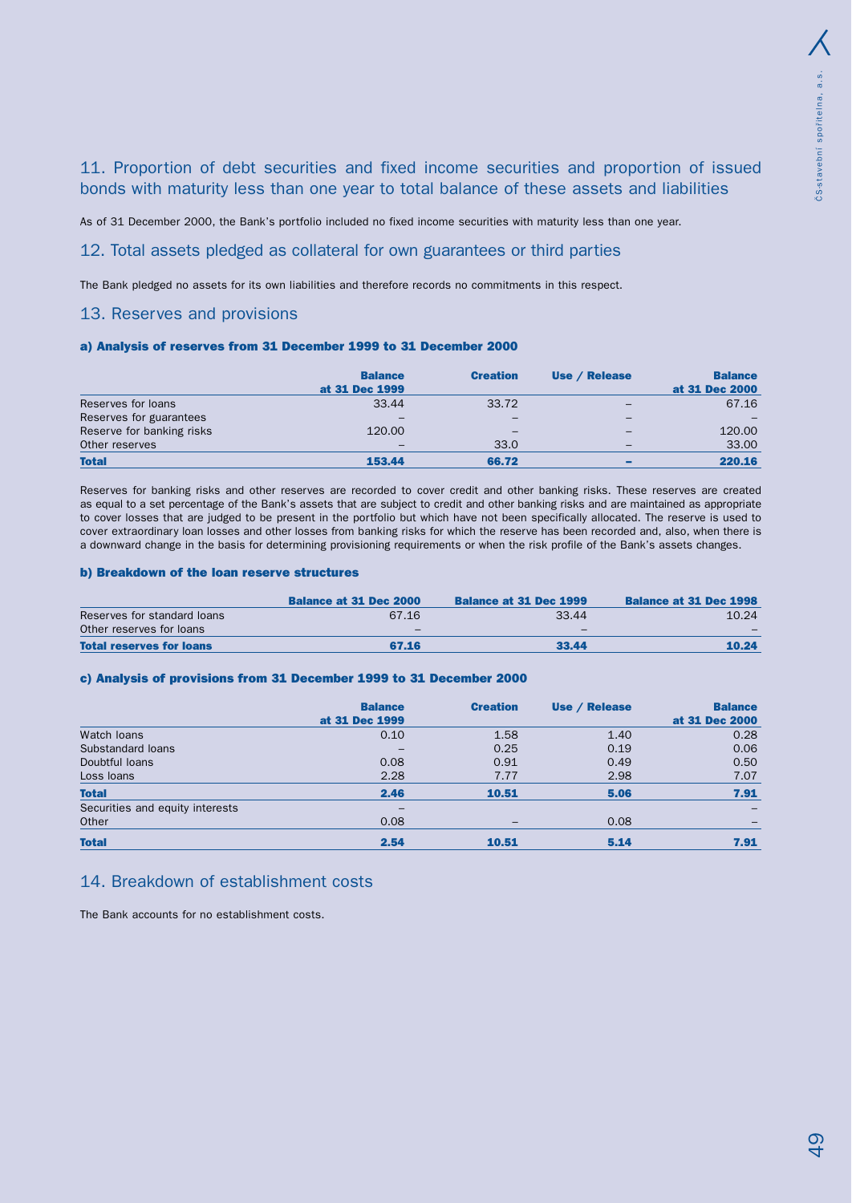## 11. Proportion of debt securities and fixed income securities and proportion of issued bonds with maturity less than one year to total balance of these assets and liabilities

As of 31 December 2000, the Bank's portfolio included no fixed income securities with maturity less than one year.

## 12. Total assets pledged as collateral for own guarantees or third parties

The Bank pledged no assets for its own liabilities and therefore records no commitments in this respect.

## 13. Reserves and provisions

#### a) Analysis of reserves from 31 December 1999 to 31 December 2000

| | Balance at 31 Dec 1999 | Creation | Use / Release | Balance at 31 Dec 2000 |
|---|---|---|---|---|
| Reserves for loans | 33.44 | 33.72 | – | 67.16 |
| Reserves for guarantees | – | – | – | – |
| Reserve for banking risks | 120.00 | – | – | 120.00 |
| Other reserves | – | 33.0 | – | 33.00 |
| **Total** | **153.44** | **66.72** | **–** | **220.16** |

Reserves for banking risks and other reserves are recorded to cover credit and other banking risks. These reserves are created as equal to a set percentage of the Bank's assets that are subject to credit and other banking risks and are maintained as appropriate to cover losses that are judged to be present in the portfolio but which have not been specifically allocated. The reserve is used to cover extraordinary loan losses and other losses from banking risks for which the reserve has been recorded and, also, when there is a downward change in the basis for determining provisioning requirements or when the risk profile of the Bank's assets changes.

#### b) Breakdown of the loan reserve structures

| | Balance at 31 Dec 2000 | Balance at 31 Dec 1999 | Balance at 31 Dec 1998 |
|---|---|---|---|
| Reserves for standard loans | 67.16 | 33.44 | 10.24 |
| Other reserves for loans | – | – | – |
| **Total reserves for loans** | **67.16** | **33.44** | **10.24** |

#### c) Analysis of provisions from 31 December 1999 to 31 December 2000

| | Balance at 31 Dec 1999 | Creation | Use / Release | Balance at 31 Dec 2000 |
|---|---|---|---|---|
| Watch loans | 0.10 | 1.58 | 1.40 | 0.28 |
| Substandard loans | – | 0.25 | 0.19 | 0.06 |
| Doubtful loans | 0.08 | 0.91 | 0.49 | 0.50 |
| Loss loans | 2.28 | 7.77 | 2.98 | 7.07 |
| **Total** | **2.46** | **10.51** | **5.06** | **7.91** |
| Securities and equity interests | – | | | – |
| Other | 0.08 | – | 0.08 | – |
| **Total** | **2.54** | **10.51** | **5.14** | **7.91** |

## 14. Breakdown of establishment costs

The Bank accounts for no establishment costs.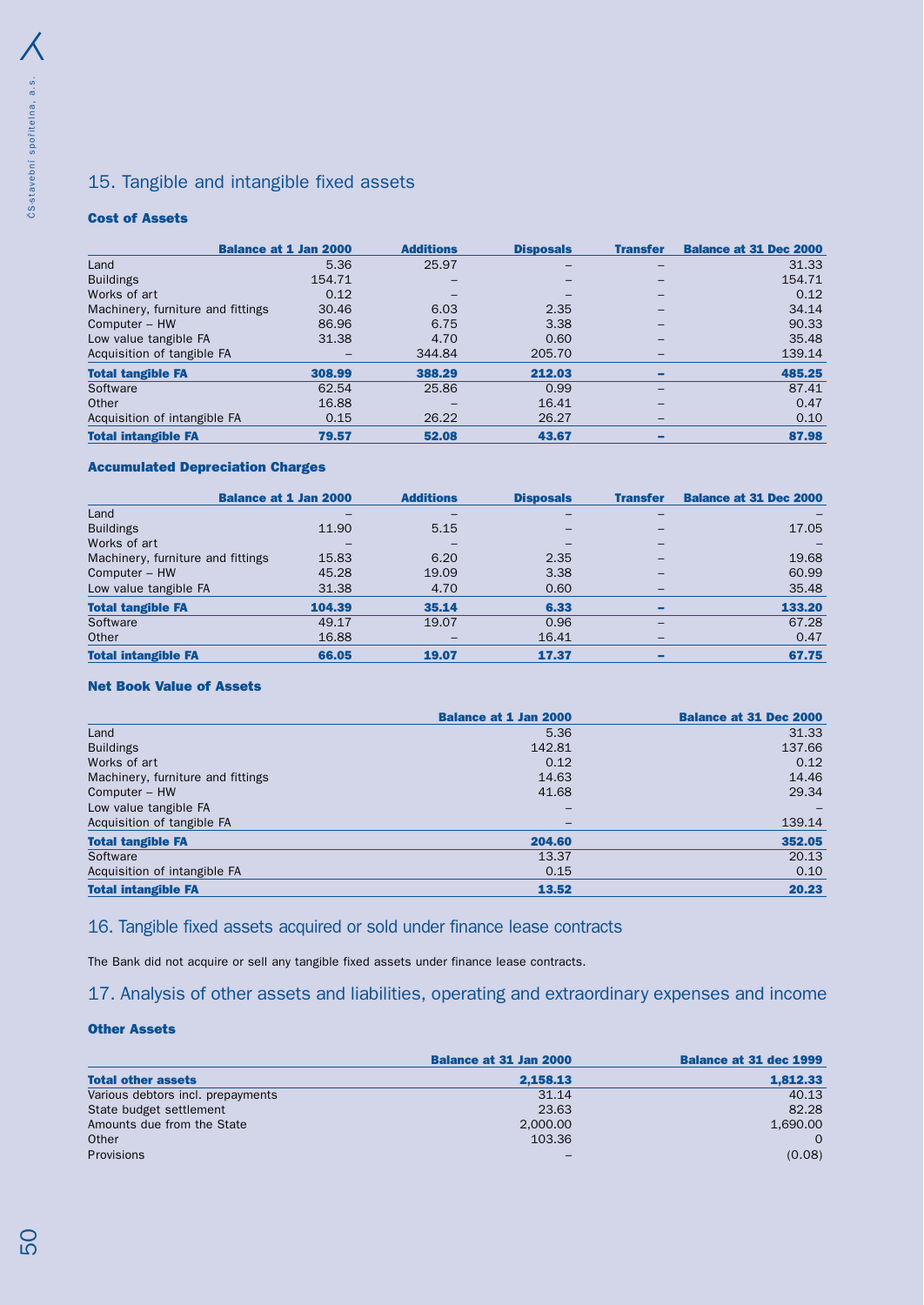## 15. Tangible and intangible fixed assets

### Cost of Assets

| | Balance at 1 Jan 2000 | Additions | Disposals | Transfer | Balance at 31 Dec 2000 |
|---|---|---|---|---|---|
| Land | 5.36 | 25.97 | – | – | 31.33 |
| Buildings | 154.71 | – | – | – | 154.71 |
| Works of art | 0.12 | – | – | – | 0.12 |
| Machinery, furniture and fittings | 30.46 | 6.03 | 2.35 | – | 34.14 |
| Computer – HW | 86.96 | 6.75 | 3.38 | – | 90.33 |
| Low value tangible FA | 31.38 | 4.70 | 0.60 | – | 35.48 |
| Acquisition of tangible FA | – | 344.84 | 205.70 | – | 139.14 |
| **Total tangible FA** | **308.99** | **388.29** | **212.03** | **–** | **485.25** |
| Software | 62.54 | 25.86 | 0.99 | – | 87.41 |
| Other | 16.88 | – | 16.41 | – | 0.47 |
| Acquisition of intangible FA | 0.15 | 26.22 | 26.27 | – | 0.10 |
| **Total intangible FA** | **79.57** | **52.08** | **43.67** | **–** | **87.98** |

### Accumulated Depreciation Charges

| | Balance at 1 Jan 2000 | Additions | Disposals | Transfer | Balance at 31 Dec 2000 |
|---|---|---|---|---|---|
| Land | – | – | – | – | – |
| Buildings | 11.90 | 5.15 | – | – | 17.05 |
| Works of art | – | – | – | – | – |
| Machinery, furniture and fittings | 15.83 | 6.20 | 2.35 | – | 19.68 |
| Computer – HW | 45.28 | 19.09 | 3.38 | – | 60.99 |
| Low value tangible FA | 31.38 | 4.70 | 0.60 | – | 35.48 |
| **Total tangible FA** | **104.39** | **35.14** | **6.33** | **–** | **133.20** |
| Software | 49.17 | 19.07 | 0.96 | – | 67.28 |
| Other | 16.88 | – | 16.41 | – | 0.47 |
| **Total intangible FA** | **66.05** | **19.07** | **17.37** | **–** | **67.75** |

### Net Book Value of Assets

| | Balance at 1 Jan 2000 | Balance at 31 Dec 2000 |
|---|---|---|
| Land | 5.36 | 31.33 |
| Buildings | 142.81 | 137.66 |
| Works of art | 0.12 | 0.12 |
| Machinery, furniture and fittings | 14.63 | 14.46 |
| Computer – HW | 41.68 | 29.34 |
| Low value tangible FA | – | – |
| Acquisition of tangible FA | – | 139.14 |
| **Total tangible FA** | **204.60** | **352.05** |
| Software | 13.37 | 20.13 |
| Acquisition of intangible FA | 0.15 | 0.10 |
| **Total intangible FA** | **13.52** | **20.23** |

## 16. Tangible fixed assets acquired or sold under finance lease contracts

The Bank did not acquire or sell any tangible fixed assets under finance lease contracts.

## 17. Analysis of other assets and liabilities, operating and extraordinary expenses and income

### Other Assets

| | Balance at 31 Jan 2000 | Balance at 31 dec 1999 |
|---|---|---|
| **Total other assets** | **2,158.13** | **1,812.33** |
| Various debtors incl. prepayments | 31.14 | 40.13 |
| State budget settlement | 23.63 | 82.28 |
| Amounts due from the State | 2,000.00 | 1,690.00 |
| Other | 103.36 | 0 |
| Provisions | – | (0.08) |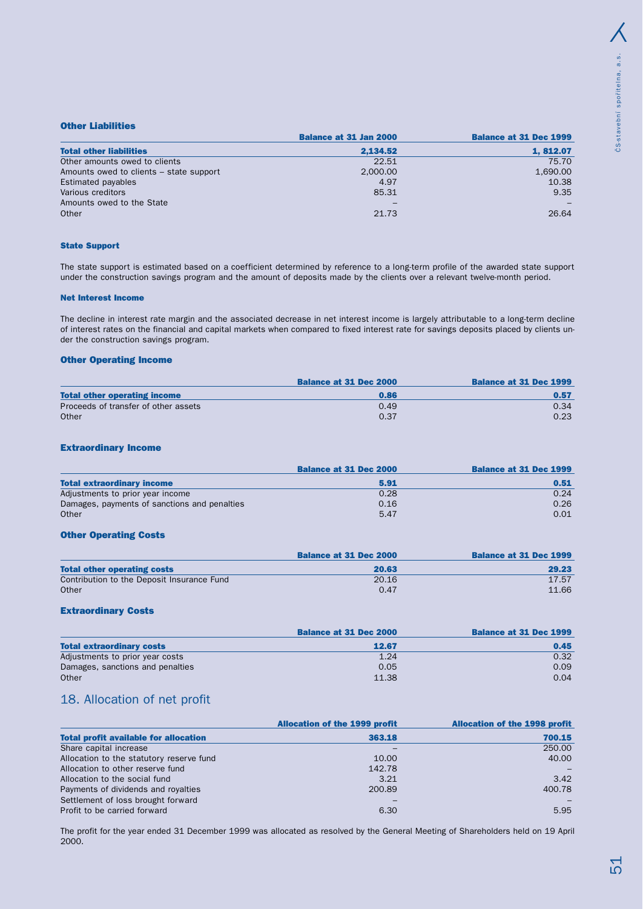### Other Liabilities

| | Balance at 31 Jan 2000 | Balance at 31 Dec 1999 |
|---|---|---|
| **Total other liabilities** | **2,134.52** | **1, 812.07** |
| Other amounts owed to clients | 22.51 | 75.70 |
| Amounts owed to clients – state support | 2,000.00 | 1,690.00 |
| Estimated payables | 4.97 | 10.38 |
| Various creditors | 85.31 | 9.35 |
| Amounts owed to the State | – | – |
| Other | 21.73 | 26.64 |

#### State Support

The state support is estimated based on a coefficient determined by reference to a long-term profile of the awarded state support under the construction savings program and the amount of deposits made by the clients over a relevant twelve-month period.

#### Net Interest Income

The decline in interest rate margin and the associated decrease in net interest income is largely attributable to a long-term decline of interest rates on the financial and capital markets when compared to fixed interest rate for savings deposits placed by clients under the construction savings program.

### Other Operating Income

| | Balance at 31 Dec 2000 | Balance at 31 Dec 1999 |
|---|---|---|
| **Total other operating income** | **0.86** | **0.57** |
| Proceeds of transfer of other assets | 0.49 | 0.34 |
| Other | 0.37 | 0.23 |

### Extraordinary Income

| | Balance at 31 Dec 2000 | Balance at 31 Dec 1999 |
|---|---|---|
| **Total extraordinary income** | **5.91** | **0.51** |
| Adjustments to prior year income | 0.28 | 0.24 |
| Damages, payments of sanctions and penalties | 0.16 | 0.26 |
| Other | 5.47 | 0.01 |

### Other Operating Costs

| | Balance at 31 Dec 2000 | Balance at 31 Dec 1999 |
|---|---|---|
| **Total other operating costs** | **20.63** | **29.23** |
| Contribution to the Deposit Insurance Fund | 20.16 | 17.57 |
| Other | 0.47 | 11.66 |

### Extraordinary Costs

| | Balance at 31 Dec 2000 | Balance at 31 Dec 1999 |
|---|---|---|
| **Total extraordinary costs** | **12.67** | **0.45** |
| Adjustments to prior year costs | 1.24 | 0.32 |
| Damages, sanctions and penalties | 0.05 | 0.09 |
| Other | 11.38 | 0.04 |

## 18. Allocation of net profit

| | Allocation of the 1999 profit | Allocation of the 1998 profit |
|---|---|---|
| **Total profit available for allocation** | **363.18** | **700.15** |
| Share capital increase | – | 250.00 |
| Allocation to the statutory reserve fund | 10.00 | 40.00 |
| Allocation to other reserve fund | 142.78 | – |
| Allocation to the social fund | 3.21 | 3.42 |
| Payments of dividends and royalties | 200.89 | 400.78 |
| Settlement of loss brought forward | – | – |
| Profit to be carried forward | 6.30 | 5.95 |

The profit for the year ended 31 December 1999 was allocated as resolved by the General Meeting of Shareholders held on 19 April 2000.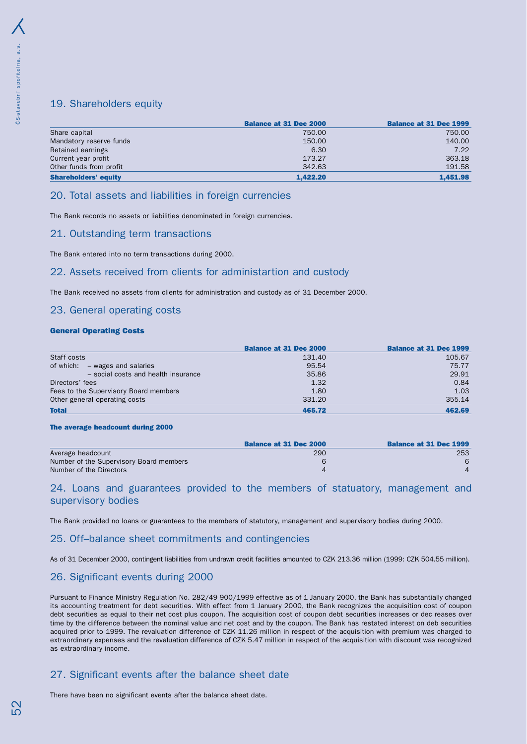## 19. Shareholders equity

| | Balance at 31 Dec 2000 | Balance at 31 Dec 1999 |
|---|---|---|
| Share capital | 750.00 | 750.00 |
| Mandatory reserve funds | 150.00 | 140.00 |
| Retained earnings | 6.30 | 7.22 |
| Current year profit | 173.27 | 363.18 |
| Other funds from profit | 342.63 | 191.58 |
| **Shareholders' equity** | **1,422.20** | **1,451.98** |

## 20. Total assets and liabilities in foreign currencies

The Bank records no assets or liabilities denominated in foreign currencies.

## 21. Outstanding term transactions

The Bank entered into no term transactions during 2000.

## 22. Assets received from clients for administartion and custody

The Bank received no assets from clients for administration and custody as of 31 December 2000.

## 23. General operating costs

### General Operating Costs

| | Balance at 31 Dec 2000 | Balance at 31 Dec 1999 |
|---|---|---|
| Staff costs | 131.40 | 105.67 |
| of which: – wages and salaries | 95.54 | 75.77 |
| – social costs and health insurance | 35.86 | 29.91 |
| Directors' fees | 1.32 | 0.84 |
| Fees to the Supervisory Board members | 1.80 | 1.03 |
| Other general operating costs | 331.20 | 355.14 |
| **Total** | **465.72** | **462.69** |

### The average headcount during 2000

| | Balance at 31 Dec 2000 | Balance at 31 Dec 1999 |
|---|---|---|
| Average headcount | 290 | 253 |
| Number of the Supervisory Board members | 6 | 6 |
| Number of the Directors | 4 | 4 |

## 24. Loans and guarantees provided to the members of statuatory, management and supervisory bodies

The Bank provided no loans or guarantees to the members of statutory, management and supervisory bodies during 2000.

## 25. Off–balance sheet commitments and contingencies

As of 31 December 2000, contingent liabilities from undrawn credit facilities amounted to CZK 213.36 million (1999: CZK 504.55 million).

## 26. Significant events during 2000

Pursuant to Finance Ministry Regulation No. 282/49 900/1999 effective as of 1 January 2000, the Bank has substantially changed its accounting treatment for debt securities. With effect from 1 January 2000, the Bank recognizes the acquisition cost of coupon debt securities as equal to their net cost plus coupon. The acquisition cost of coupon debt securities increases or dec reases over time by the difference between the nominal value and net cost and by the coupon. The Bank has restated interest on deb securities acquired prior to 1999. The revaluation difference of CZK 11.26 million in respect of the acquisition with premium was charged to extraordinary expenses and the revaluation difference of CZK 5.47 million in respect of the acquisition with discount was recognized as extraordinary income.

## 27. Significant events after the balance sheet date

There have been no significant events after the balance sheet date.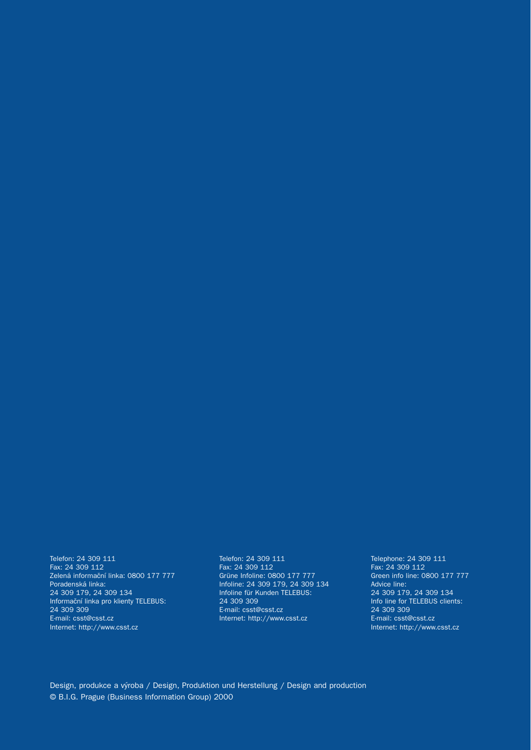Telefon: 24 309 111
Fax: 24 309 112
Zelená informační linka: 0800 177 777
Poradenská linka:
24 309 179, 24 309 134
Informační linka pro klienty TELEBUS:
24 309 309
E-mail: csst@csst.cz
Internet: http://www.csst.cz

Telefon: 24 309 111
Fax: 24 309 112
Grüne Infoline: 0800 177 777
Infoline: 24 309 179, 24 309 134
Infoline für Kunden TELEBUS:
24 309 309
E-mail: csst@csst.cz
Internet: http://www.csst.cz

Telephone: 24 309 111
Fax: 24 309 112
Green info line: 0800 177 777
Advice line:
24 309 179, 24 309 134
Info line for TELEBUS clients:
24 309 309
E-mail: csst@csst.cz
Internet: http://www.csst.cz

Design, produkce a výroba / Design, Produktion und Herstellung / Design and production
© B.I.G. Prague (Business Information Group) 2000